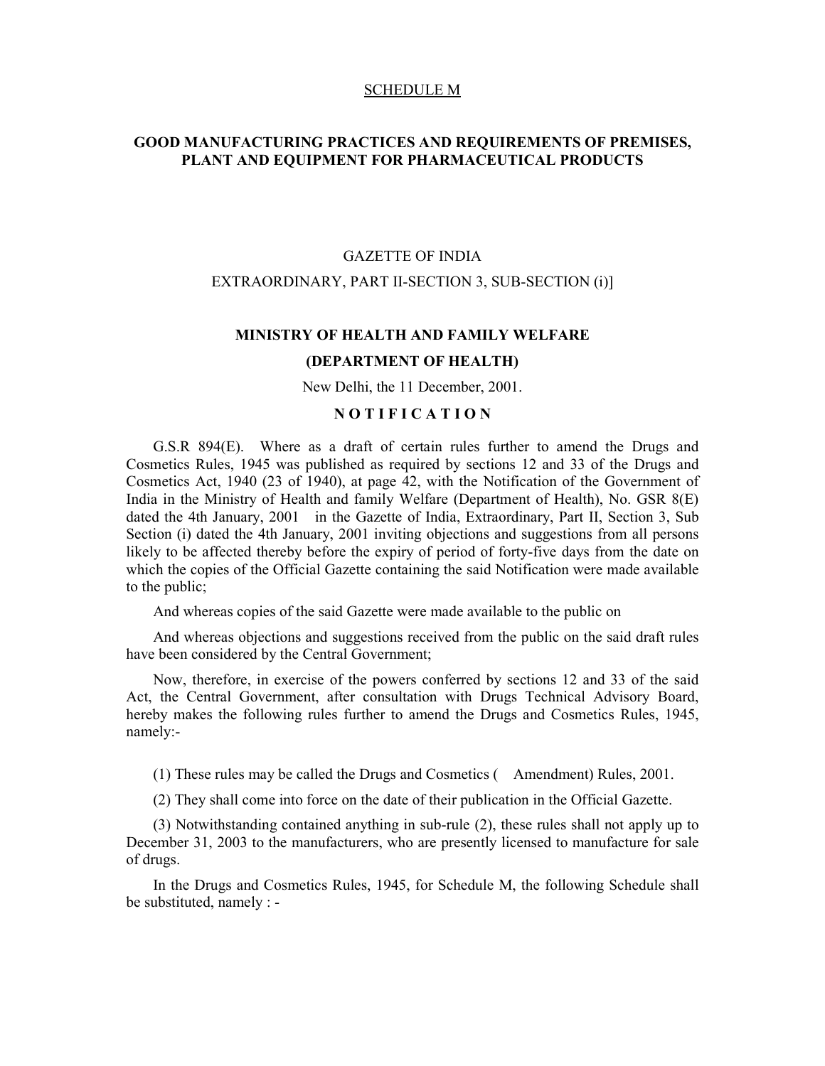SCHEDULE M

# GOOD MANUFACTURING PRACTICES AND REQUIREMENTS OF PREMISES, PLANT AND EQUIPMENT FOR PHARMACEUTICAL PRODUCTS

GAZETTE OF INDIA

EXTRAORDINARY, PART II-SECTION 3, SUB-SECTION (i)]

**MINISTRY OF HEALTH AND FAMILY WELFARE**

**(DEPARTMENT OF HEALTH)**

New Delhi, the 11 December, 2001.

**N O T I F I C A T I O N**

G.S.R 894(E). Where as a draft of certain rules further to amend the Drugs and Cosmetics Rules, 1945 was published as required by sections 12 and 33 of the Drugs and Cosmetics Act, 1940 (23 of 1940), at page 42, with the Notification of the Government of India in the Ministry of Health and family Welfare (Department of Health), No. GSR 8(E) dated the 4th January, 2001 in the Gazette of India, Extraordinary, Part II, Section 3, Sub Section (i) dated the 4th January, 2001 inviting objections and suggestions from all persons likely to be affected thereby before the expiry of period of forty-five days from the date on which the copies of the Official Gazette containing the said Notification were made available to the public;

And whereas copies of the said Gazette were made available to the public on

And whereas objections and suggestions received from the public on the said draft rules have been considered by the Central Government;

Now, therefore, in exercise of the powers conferred by sections 12 and 33 of the said Act, the Central Government, after consultation with Drugs Technical Advisory Board, hereby makes the following rules further to amend the Drugs and Cosmetics Rules, 1945, namely:-

(1) These rules may be called the Drugs and Cosmetics ( Amendment) Rules, 2001.

(2) They shall come into force on the date of their publication in the Official Gazette.

(3) Notwithstanding contained anything in sub-rule (2), these rules shall not apply up to December 31, 2003 to the manufacturers, who are presently licensed to manufacture for sale of drugs.

In the Drugs and Cosmetics Rules, 1945, for Schedule M, the following Schedule shall be substituted, namely : -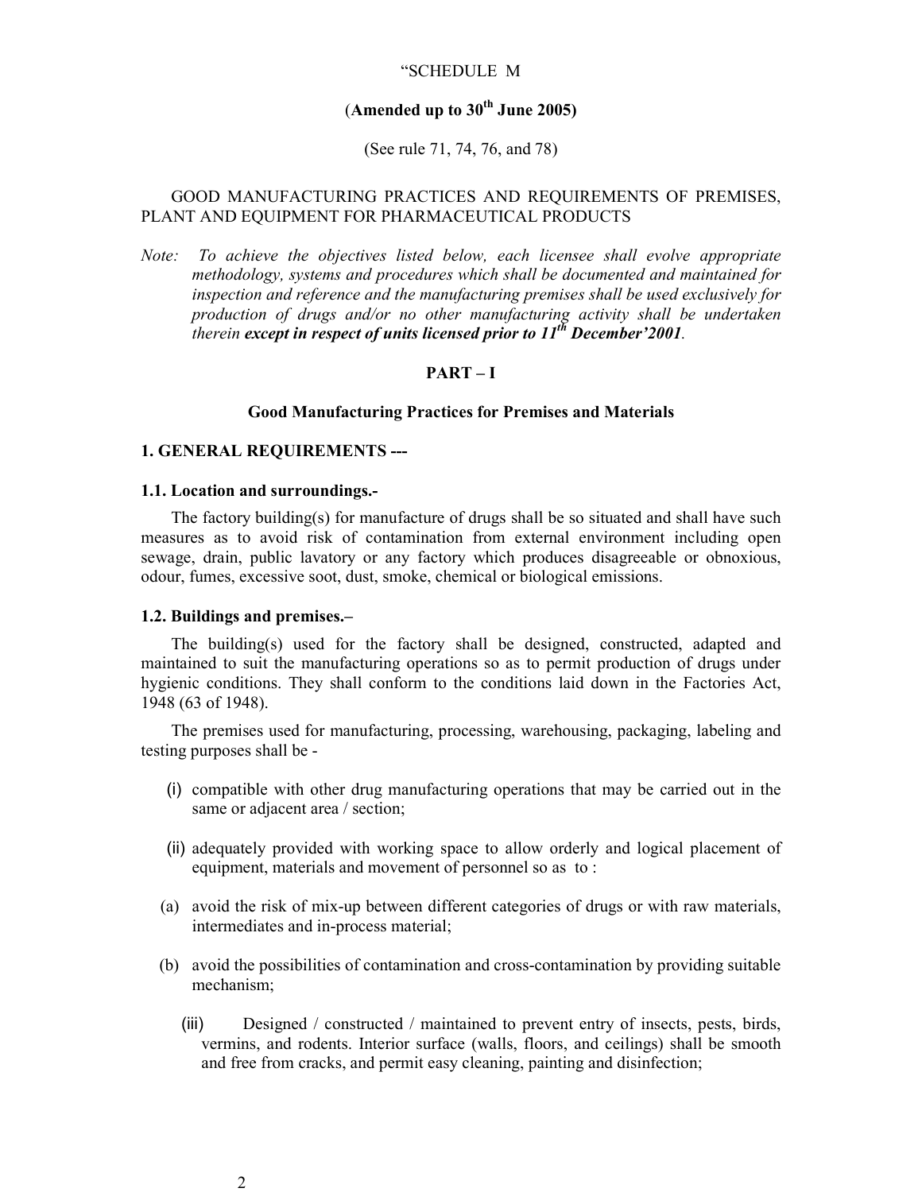"SCHEDULE M

(**Amended up to 30th June 2005**)

(See rule 71, 74, 76, and 78)

GOOD MANUFACTURING PRACTICES AND REQUIREMENTS OF PREMISES, PLANT AND EQUIPMENT FOR PHARMACEUTICAL PRODUCTS

*Note: To achieve the objectives listed below, each licensee shall evolve appropriate methodology, systems and procedures which shall be documented and maintained for inspection and reference and the manufacturing premises shall be used exclusively for production of drugs and/or no other manufacturing activity shall be undertaken therein* ***except in respect of units licensed prior to 11th December'2001****.*

## PART – I

### Good Manufacturing Practices for Premises and Materials

### 1. GENERAL REQUIREMENTS ---

**1.1. Location and surroundings.-**

The factory building(s) for manufacture of drugs shall be so situated and shall have such measures as to avoid risk of contamination from external environment including open sewage, drain, public lavatory or any factory which produces disagreeable or obnoxious, odour, fumes, excessive soot, dust, smoke, chemical or biological emissions.

**1.2. Buildings and premises.–**

The building(s) used for the factory shall be designed, constructed, adapted and maintained to suit the manufacturing operations so as to permit production of drugs under hygienic conditions. They shall conform to the conditions laid down in the Factories Act, 1948 (63 of 1948).

The premises used for manufacturing, processing, warehousing, packaging, labeling and testing purposes shall be -

(i) compatible with other drug manufacturing operations that may be carried out in the same or adjacent area / section;

(ii) adequately provided with working space to allow orderly and logical placement of equipment, materials and movement of personnel so as to :

(a) avoid the risk of mix-up between different categories of drugs or with raw materials, intermediates and in-process material;

(b) avoid the possibilities of contamination and cross-contamination by providing suitable mechanism;

(iii) Designed / constructed / maintained to prevent entry of insects, pests, birds, vermins, and rodents. Interior surface (walls, floors, and ceilings) shall be smooth and free from cracks, and permit easy cleaning, painting and disinfection;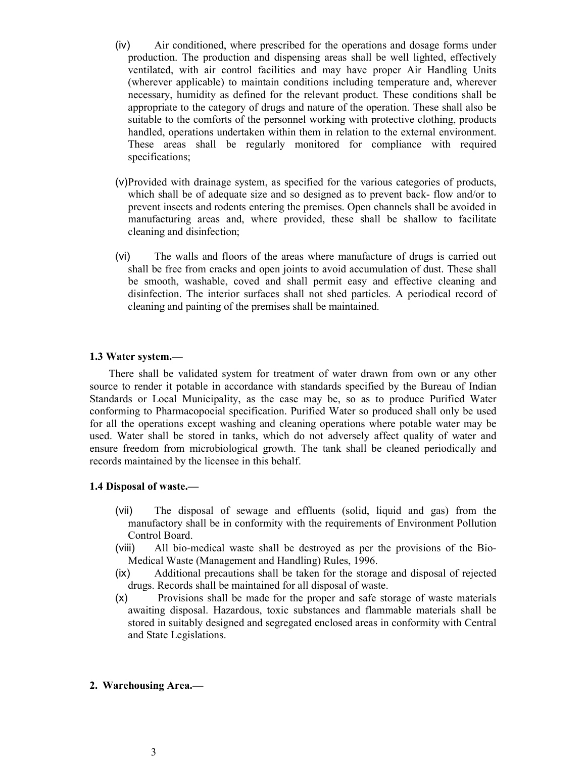(iv) Air conditioned, where prescribed for the operations and dosage forms under production. The production and dispensing areas shall be well lighted, effectively ventilated, with air control facilities and may have proper Air Handling Units (wherever applicable) to maintain conditions including temperature and, wherever necessary, humidity as defined for the relevant product. These conditions shall be appropriate to the category of drugs and nature of the operation. These shall also be suitable to the comforts of the personnel working with protective clothing, products handled, operations undertaken within them in relation to the external environment. These areas shall be regularly monitored for compliance with required specifications;

(v) Provided with drainage system, as specified for the various categories of products, which shall be of adequate size and so designed as to prevent back- flow and/or to prevent insects and rodents entering the premises. Open channels shall be avoided in manufacturing areas and, where provided, these shall be shallow to facilitate cleaning and disinfection;

(vi) The walls and floors of the areas where manufacture of drugs is carried out shall be free from cracks and open joints to avoid accumulation of dust. These shall be smooth, washable, coved and shall permit easy and effective cleaning and disinfection. The interior surfaces shall not shed particles. A periodical record of cleaning and painting of the premises shall be maintained.

**1.3 Water system.—**

There shall be validated system for treatment of water drawn from own or any other source to render it potable in accordance with standards specified by the Bureau of Indian Standards or Local Municipality, as the case may be, so as to produce Purified Water conforming to Pharmacopoeial specification. Purified Water so produced shall only be used for all the operations except washing and cleaning operations where potable water may be used. Water shall be stored in tanks, which do not adversely affect quality of water and ensure freedom from microbiological growth. The tank shall be cleaned periodically and records maintained by the licensee in this behalf.

**1.4 Disposal of waste.—**

(vii) The disposal of sewage and effluents (solid, liquid and gas) from the manufactory shall be in conformity with the requirements of Environment Pollution Control Board.

(viii) All bio-medical waste shall be destroyed as per the provisions of the Bio-Medical Waste (Management and Handling) Rules, 1996.

(ix) Additional precautions shall be taken for the storage and disposal of rejected drugs. Records shall be maintained for all disposal of waste.

(x) Provisions shall be made for the proper and safe storage of waste materials awaiting disposal. Hazardous, toxic substances and flammable materials shall be stored in suitably designed and segregated enclosed areas in conformity with Central and State Legislations.

**2. Warehousing Area.—**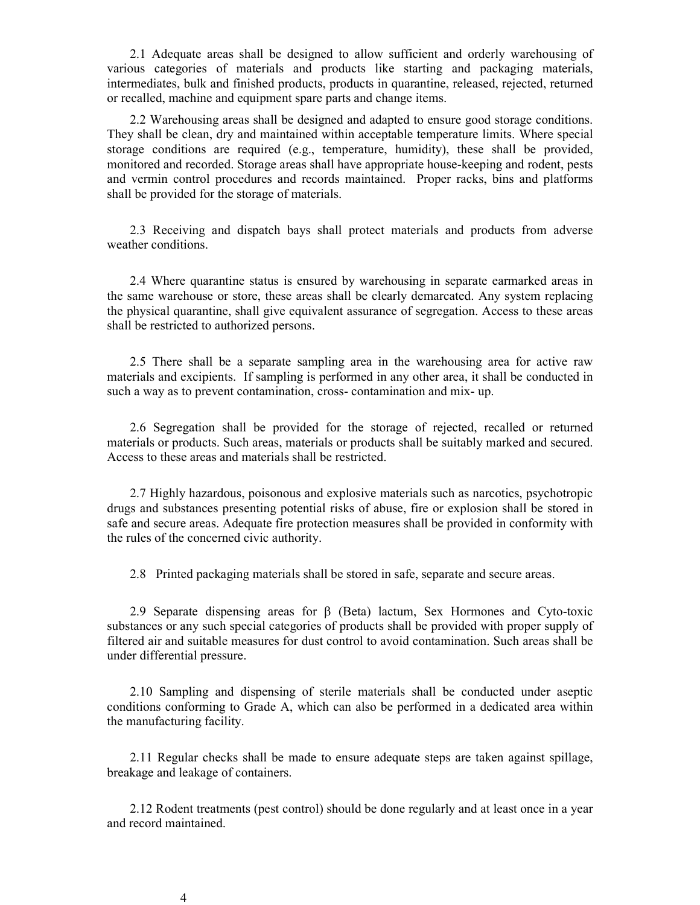2.1 Adequate areas shall be designed to allow sufficient and orderly warehousing of various categories of materials and products like starting and packaging materials, intermediates, bulk and finished products, products in quarantine, released, rejected, returned or recalled, machine and equipment spare parts and change items.

2.2 Warehousing areas shall be designed and adapted to ensure good storage conditions. They shall be clean, dry and maintained within acceptable temperature limits. Where special storage conditions are required (e.g., temperature, humidity), these shall be provided, monitored and recorded. Storage areas shall have appropriate house-keeping and rodent, pests and vermin control procedures and records maintained. Proper racks, bins and platforms shall be provided for the storage of materials.

2.3 Receiving and dispatch bays shall protect materials and products from adverse weather conditions.

2.4 Where quarantine status is ensured by warehousing in separate earmarked areas in the same warehouse or store, these areas shall be clearly demarcated. Any system replacing the physical quarantine, shall give equivalent assurance of segregation. Access to these areas shall be restricted to authorized persons.

2.5 There shall be a separate sampling area in the warehousing area for active raw materials and excipients. If sampling is performed in any other area, it shall be conducted in such a way as to prevent contamination, cross- contamination and mix- up.

2.6 Segregation shall be provided for the storage of rejected, recalled or returned materials or products. Such areas, materials or products shall be suitably marked and secured. Access to these areas and materials shall be restricted.

2.7 Highly hazardous, poisonous and explosive materials such as narcotics, psychotropic drugs and substances presenting potential risks of abuse, fire or explosion shall be stored in safe and secure areas. Adequate fire protection measures shall be provided in conformity with the rules of the concerned civic authority.

2.8 Printed packaging materials shall be stored in safe, separate and secure areas.

2.9 Separate dispensing areas for β (Beta) lactum, Sex Hormones and Cyto-toxic substances or any such special categories of products shall be provided with proper supply of filtered air and suitable measures for dust control to avoid contamination. Such areas shall be under differential pressure.

2.10 Sampling and dispensing of sterile materials shall be conducted under aseptic conditions conforming to Grade A, which can also be performed in a dedicated area within the manufacturing facility.

2.11 Regular checks shall be made to ensure adequate steps are taken against spillage, breakage and leakage of containers.

2.12 Rodent treatments (pest control) should be done regularly and at least once in a year and record maintained.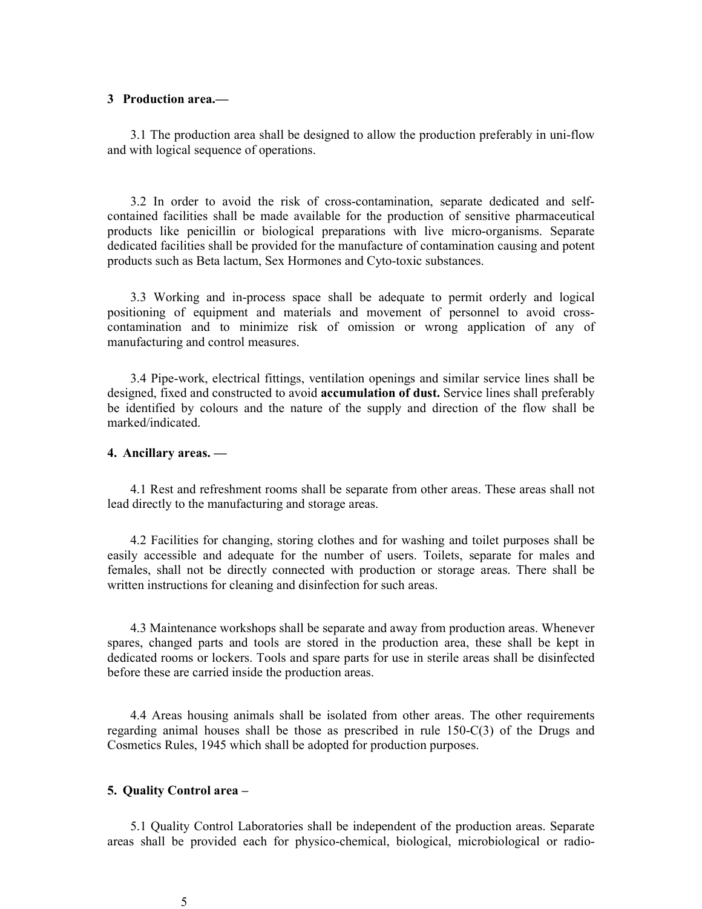**3 Production area.—**

3.1 The production area shall be designed to allow the production preferably in uni-flow and with logical sequence of operations.

3.2 In order to avoid the risk of cross-contamination, separate dedicated and self-contained facilities shall be made available for the production of sensitive pharmaceutical products like penicillin or biological preparations with live micro-organisms. Separate dedicated facilities shall be provided for the manufacture of contamination causing and potent products such as Beta lactum, Sex Hormones and Cyto-toxic substances.

3.3 Working and in-process space shall be adequate to permit orderly and logical positioning of equipment and materials and movement of personnel to avoid cross-contamination and to minimize risk of omission or wrong application of any of manufacturing and control measures.

3.4 Pipe-work, electrical fittings, ventilation openings and similar service lines shall be designed, fixed and constructed to avoid **accumulation of dust.** Service lines shall preferably be identified by colours and the nature of the supply and direction of the flow shall be marked/indicated.

**4. Ancillary areas. —**

4.1 Rest and refreshment rooms shall be separate from other areas. These areas shall not lead directly to the manufacturing and storage areas.

4.2 Facilities for changing, storing clothes and for washing and toilet purposes shall be easily accessible and adequate for the number of users. Toilets, separate for males and females, shall not be directly connected with production or storage areas. There shall be written instructions for cleaning and disinfection for such areas.

4.3 Maintenance workshops shall be separate and away from production areas. Whenever spares, changed parts and tools are stored in the production area, these shall be kept in dedicated rooms or lockers. Tools and spare parts for use in sterile areas shall be disinfected before these are carried inside the production areas.

4.4 Areas housing animals shall be isolated from other areas. The other requirements regarding animal houses shall be those as prescribed in rule 150-C(3) of the Drugs and Cosmetics Rules, 1945 which shall be adopted for production purposes.

**5. Quality Control area –**

5.1 Quality Control Laboratories shall be independent of the production areas. Separate areas shall be provided each for physico-chemical, biological, microbiological or radio-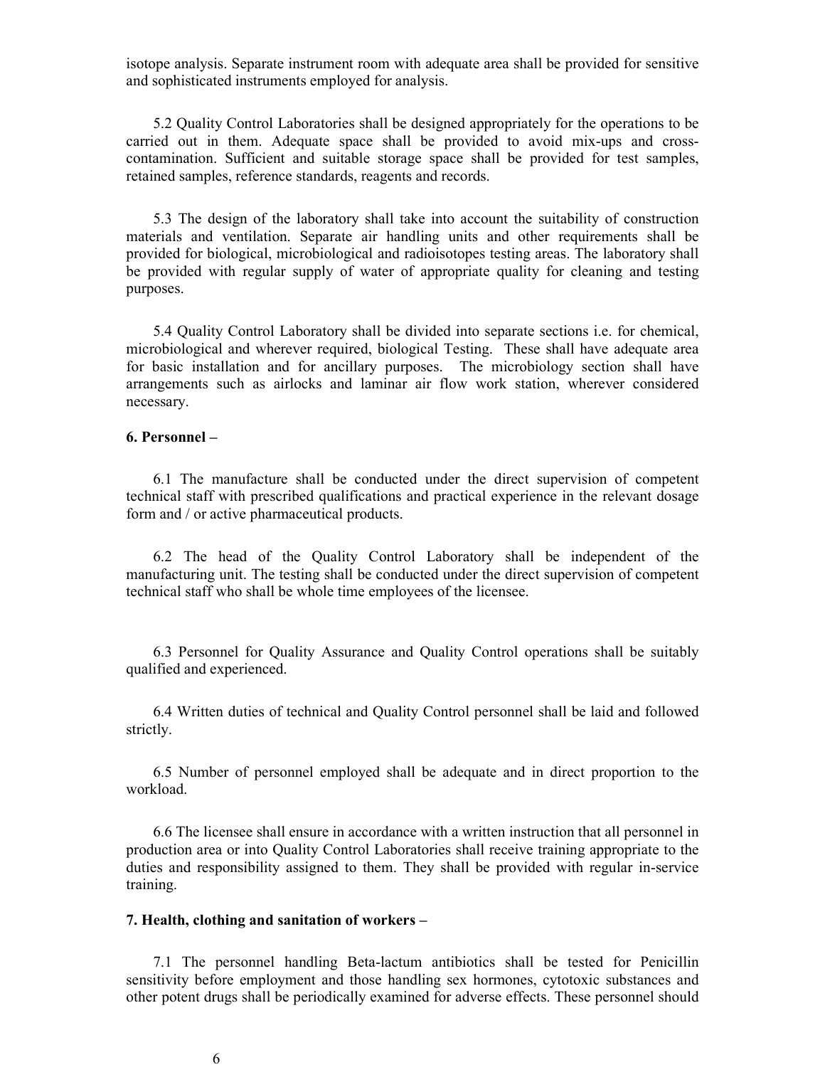isotope analysis. Separate instrument room with adequate area shall be provided for sensitive and sophisticated instruments employed for analysis.

5.2 Quality Control Laboratories shall be designed appropriately for the operations to be carried out in them. Adequate space shall be provided to avoid mix-ups and cross-contamination. Sufficient and suitable storage space shall be provided for test samples, retained samples, reference standards, reagents and records.

5.3 The design of the laboratory shall take into account the suitability of construction materials and ventilation. Separate air handling units and other requirements shall be provided for biological, microbiological and radioisotopes testing areas. The laboratory shall be provided with regular supply of water of appropriate quality for cleaning and testing purposes.

5.4 Quality Control Laboratory shall be divided into separate sections i.e. for chemical, microbiological and wherever required, biological Testing. These shall have adequate area for basic installation and for ancillary purposes. The microbiology section shall have arrangements such as airlocks and laminar air flow work station, wherever considered necessary.

**6. Personnel –**

6.1 The manufacture shall be conducted under the direct supervision of competent technical staff with prescribed qualifications and practical experience in the relevant dosage form and / or active pharmaceutical products.

6.2 The head of the Quality Control Laboratory shall be independent of the manufacturing unit. The testing shall be conducted under the direct supervision of competent technical staff who shall be whole time employees of the licensee.

6.3 Personnel for Quality Assurance and Quality Control operations shall be suitably qualified and experienced.

6.4 Written duties of technical and Quality Control personnel shall be laid and followed strictly.

6.5 Number of personnel employed shall be adequate and in direct proportion to the workload.

6.6 The licensee shall ensure in accordance with a written instruction that all personnel in production area or into Quality Control Laboratories shall receive training appropriate to the duties and responsibility assigned to them. They shall be provided with regular in-service training.

**7. Health, clothing and sanitation of workers –**

7.1 The personnel handling Beta-lactum antibiotics shall be tested for Penicillin sensitivity before employment and those handling sex hormones, cytotoxic substances and other potent drugs shall be periodically examined for adverse effects. These personnel should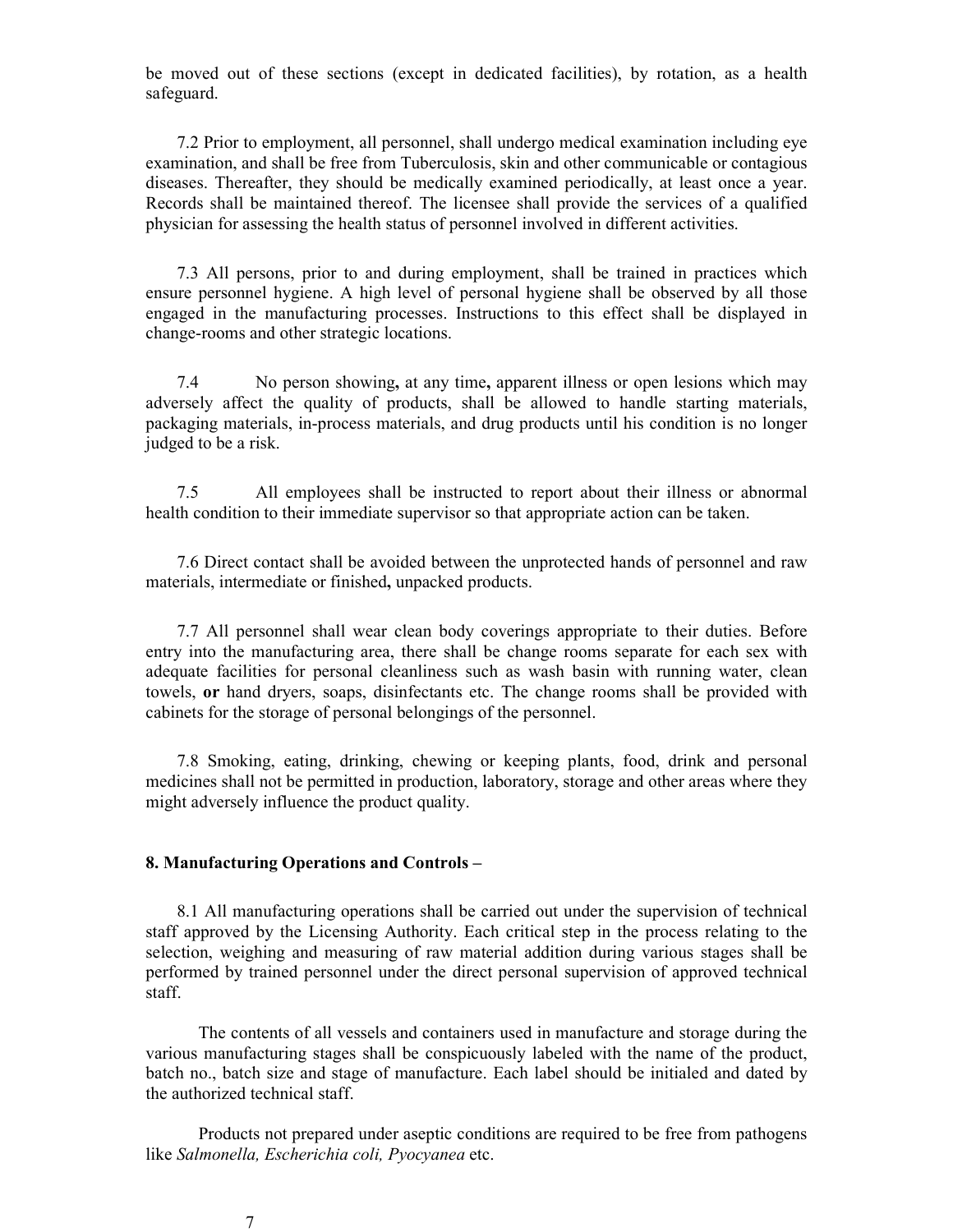be moved out of these sections (except in dedicated facilities), by rotation, as a health safeguard.

7.2 Prior to employment, all personnel, shall undergo medical examination including eye examination, and shall be free from Tuberculosis, skin and other communicable or contagious diseases. Thereafter, they should be medically examined periodically, at least once a year. Records shall be maintained thereof. The licensee shall provide the services of a qualified physician for assessing the health status of personnel involved in different activities.

7.3 All persons, prior to and during employment, shall be trained in practices which ensure personnel hygiene. A high level of personal hygiene shall be observed by all those engaged in the manufacturing processes. Instructions to this effect shall be displayed in change-rooms and other strategic locations.

7.4 No person showing**,** at any time**,** apparent illness or open lesions which may adversely affect the quality of products, shall be allowed to handle starting materials, packaging materials, in-process materials, and drug products until his condition is no longer judged to be a risk.

7.5 All employees shall be instructed to report about their illness or abnormal health condition to their immediate supervisor so that appropriate action can be taken.

7.6 Direct contact shall be avoided between the unprotected hands of personnel and raw materials, intermediate or finished**,** unpacked products.

7.7 All personnel shall wear clean body coverings appropriate to their duties. Before entry into the manufacturing area, there shall be change rooms separate for each sex with adequate facilities for personal cleanliness such as wash basin with running water, clean towels, **or** hand dryers, soaps, disinfectants etc. The change rooms shall be provided with cabinets for the storage of personal belongings of the personnel.

7.8 Smoking, eating, drinking, chewing or keeping plants, food, drink and personal medicines shall not be permitted in production, laboratory, storage and other areas where they might adversely influence the product quality.

**8. Manufacturing Operations and Controls –**

8.1 All manufacturing operations shall be carried out under the supervision of technical staff approved by the Licensing Authority. Each critical step in the process relating to the selection, weighing and measuring of raw material addition during various stages shall be performed by trained personnel under the direct personal supervision of approved technical staff.

The contents of all vessels and containers used in manufacture and storage during the various manufacturing stages shall be conspicuously labeled with the name of the product, batch no., batch size and stage of manufacture. Each label should be initialed and dated by the authorized technical staff.

Products not prepared under aseptic conditions are required to be free from pathogens like *Salmonella, Escherichia coli, Pyocyanea* etc.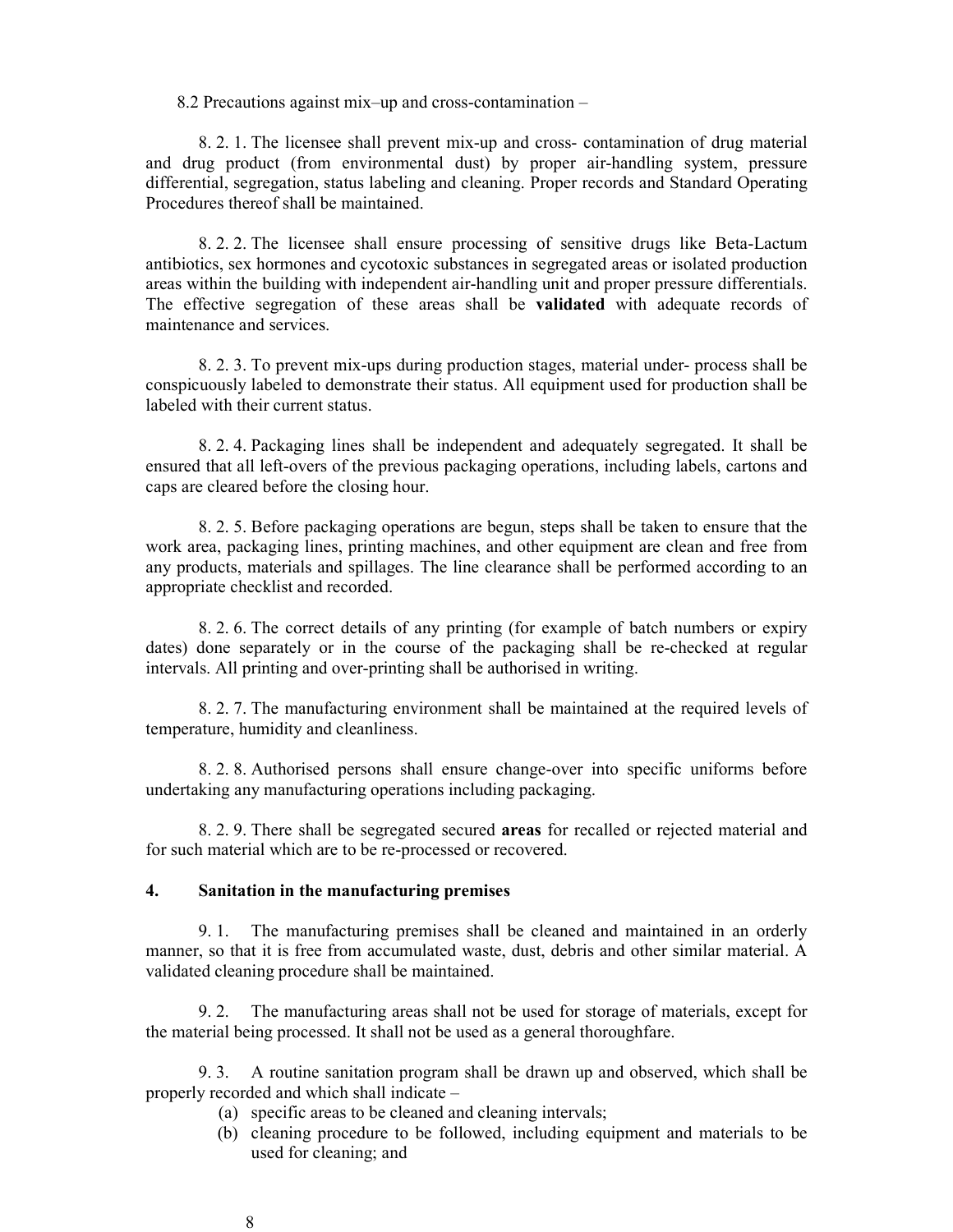8.2 Precautions against mix–up and cross-contamination –

8. 2. 1. The licensee shall prevent mix-up and cross- contamination of drug material and drug product (from environmental dust) by proper air-handling system, pressure differential, segregation, status labeling and cleaning. Proper records and Standard Operating Procedures thereof shall be maintained.

8. 2. 2. The licensee shall ensure processing of sensitive drugs like Beta-Lactum antibiotics, sex hormones and cycotoxic substances in segregated areas or isolated production areas within the building with independent air-handling unit and proper pressure differentials. The effective segregation of these areas shall be **validated** with adequate records of maintenance and services.

8. 2. 3. To prevent mix-ups during production stages, material under- process shall be conspicuously labeled to demonstrate their status. All equipment used for production shall be labeled with their current status.

8. 2. 4. Packaging lines shall be independent and adequately segregated. It shall be ensured that all left-overs of the previous packaging operations, including labels, cartons and caps are cleared before the closing hour.

8. 2. 5. Before packaging operations are begun, steps shall be taken to ensure that the work area, packaging lines, printing machines, and other equipment are clean and free from any products, materials and spillages. The line clearance shall be performed according to an appropriate checklist and recorded.

8. 2. 6. The correct details of any printing (for example of batch numbers or expiry dates) done separately or in the course of the packaging shall be re-checked at regular intervals. All printing and over-printing shall be authorised in writing.

8. 2. 7. The manufacturing environment shall be maintained at the required levels of temperature, humidity and cleanliness.

8. 2. 8. Authorised persons shall ensure change-over into specific uniforms before undertaking any manufacturing operations including packaging.

8. 2. 9. There shall be segregated secured **areas** for recalled or rejected material and for such material which are to be re-processed or recovered.

**4. Sanitation in the manufacturing premises**

9. 1. The manufacturing premises shall be cleaned and maintained in an orderly manner, so that it is free from accumulated waste, dust, debris and other similar material. A validated cleaning procedure shall be maintained.

9. 2. The manufacturing areas shall not be used for storage of materials, except for the material being processed. It shall not be used as a general thoroughfare.

9. 3. A routine sanitation program shall be drawn up and observed, which shall be properly recorded and which shall indicate –

(a) specific areas to be cleaned and cleaning intervals;
(b) cleaning procedure to be followed, including equipment and materials to be used for cleaning; and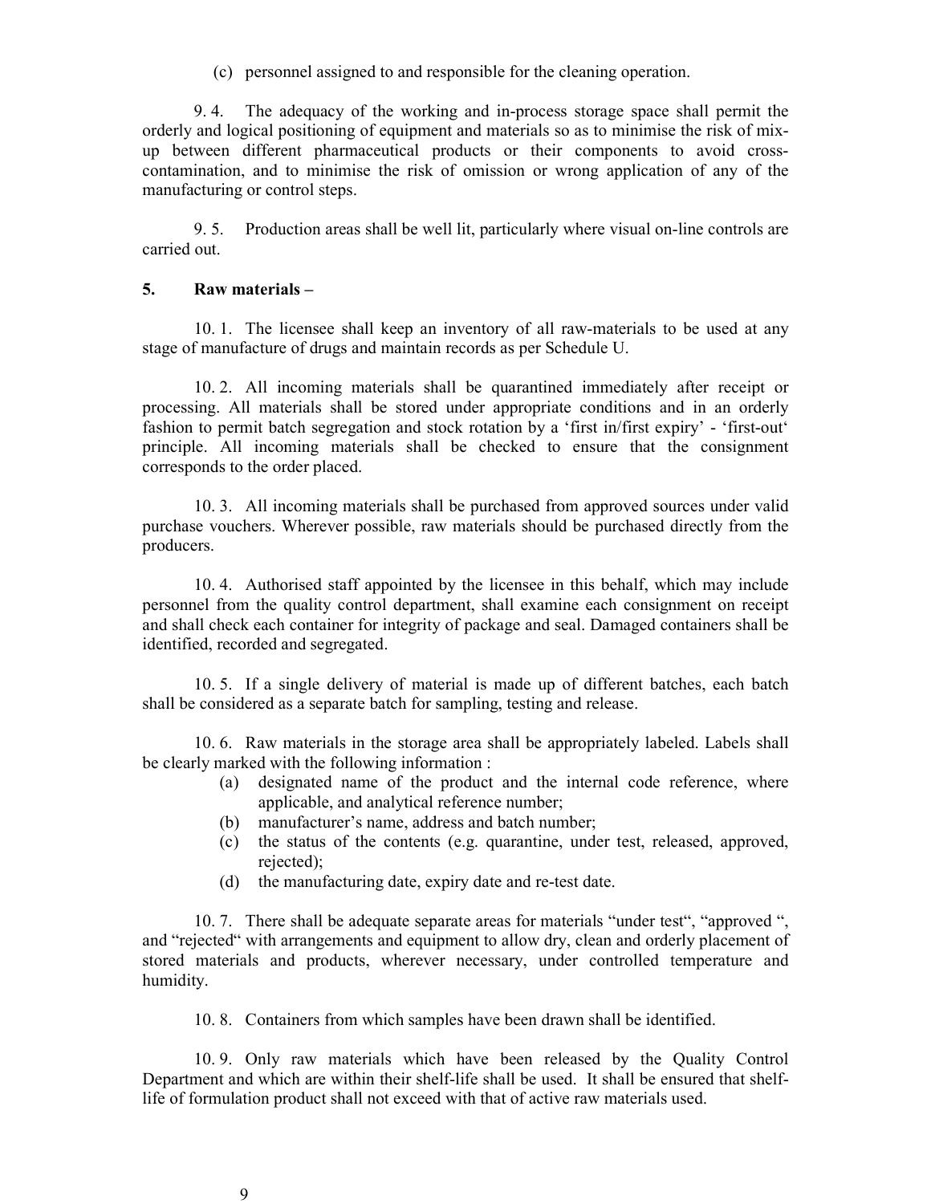(c) personnel assigned to and responsible for the cleaning operation.

9. 4. The adequacy of the working and in-process storage space shall permit the orderly and logical positioning of equipment and materials so as to minimise the risk of mix-up between different pharmaceutical products or their components to avoid cross-contamination, and to minimise the risk of omission or wrong application of any of the manufacturing or control steps.

9. 5. Production areas shall be well lit, particularly where visual on-line controls are carried out.

**5. Raw materials –**

10. 1. The licensee shall keep an inventory of all raw-materials to be used at any stage of manufacture of drugs and maintain records as per Schedule U.

10. 2. All incoming materials shall be quarantined immediately after receipt or processing. All materials shall be stored under appropriate conditions and in an orderly fashion to permit batch segregation and stock rotation by a 'first in/first expiry' - 'first-out' principle. All incoming materials shall be checked to ensure that the consignment corresponds to the order placed.

10. 3. All incoming materials shall be purchased from approved sources under valid purchase vouchers. Wherever possible, raw materials should be purchased directly from the producers.

10. 4. Authorised staff appointed by the licensee in this behalf, which may include personnel from the quality control department, shall examine each consignment on receipt and shall check each container for integrity of package and seal. Damaged containers shall be identified, recorded and segregated.

10. 5. If a single delivery of material is made up of different batches, each batch shall be considered as a separate batch for sampling, testing and release.

10. 6. Raw materials in the storage area shall be appropriately labeled. Labels shall be clearly marked with the following information :

(a) designated name of the product and the internal code reference, where applicable, and analytical reference number;
(b) manufacturer's name, address and batch number;
(c) the status of the contents (e.g. quarantine, under test, released, approved, rejected);
(d) the manufacturing date, expiry date and re-test date.

10. 7. There shall be adequate separate areas for materials "under test", "approved ", and "rejected" with arrangements and equipment to allow dry, clean and orderly placement of stored materials and products, wherever necessary, under controlled temperature and humidity.

10. 8. Containers from which samples have been drawn shall be identified.

10. 9. Only raw materials which have been released by the Quality Control Department and which are within their shelf-life shall be used. It shall be ensured that shelf-life of formulation product shall not exceed with that of active raw materials used.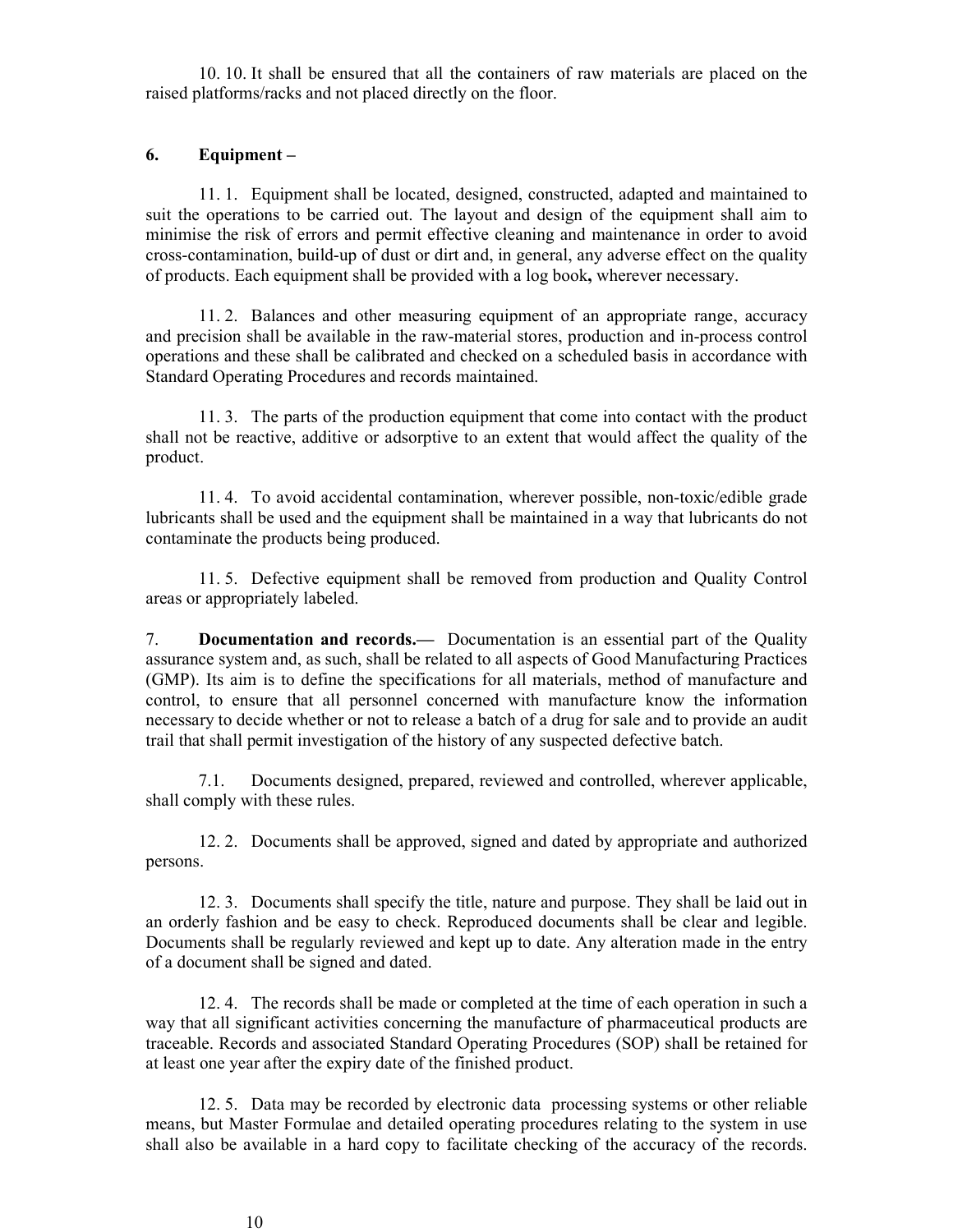10. 10. It shall be ensured that all the containers of raw materials are placed on the raised platforms/racks and not placed directly on the floor.

**6. Equipment –**

11. 1. Equipment shall be located, designed, constructed, adapted and maintained to suit the operations to be carried out. The layout and design of the equipment shall aim to minimise the risk of errors and permit effective cleaning and maintenance in order to avoid cross-contamination, build-up of dust or dirt and, in general, any adverse effect on the quality of products. Each equipment shall be provided with a log book**,** wherever necessary.

11. 2. Balances and other measuring equipment of an appropriate range, accuracy and precision shall be available in the raw-material stores, production and in-process control operations and these shall be calibrated and checked on a scheduled basis in accordance with Standard Operating Procedures and records maintained.

11. 3. The parts of the production equipment that come into contact with the product shall not be reactive, additive or adsorptive to an extent that would affect the quality of the product.

11. 4. To avoid accidental contamination, wherever possible, non-toxic/edible grade lubricants shall be used and the equipment shall be maintained in a way that lubricants do not contaminate the products being produced.

11. 5. Defective equipment shall be removed from production and Quality Control areas or appropriately labeled.

7. **Documentation and records.—** Documentation is an essential part of the Quality assurance system and, as such, shall be related to all aspects of Good Manufacturing Practices (GMP). Its aim is to define the specifications for all materials, method of manufacture and control, to ensure that all personnel concerned with manufacture know the information necessary to decide whether or not to release a batch of a drug for sale and to provide an audit trail that shall permit investigation of the history of any suspected defective batch.

7.1. Documents designed, prepared, reviewed and controlled, wherever applicable, shall comply with these rules.

12. 2. Documents shall be approved, signed and dated by appropriate and authorized persons.

12. 3. Documents shall specify the title, nature and purpose. They shall be laid out in an orderly fashion and be easy to check. Reproduced documents shall be clear and legible. Documents shall be regularly reviewed and kept up to date. Any alteration made in the entry of a document shall be signed and dated.

12. 4. The records shall be made or completed at the time of each operation in such a way that all significant activities concerning the manufacture of pharmaceutical products are traceable. Records and associated Standard Operating Procedures (SOP) shall be retained for at least one year after the expiry date of the finished product.

12. 5. Data may be recorded by electronic data processing systems or other reliable means, but Master Formulae and detailed operating procedures relating to the system in use shall also be available in a hard copy to facilitate checking of the accuracy of the records.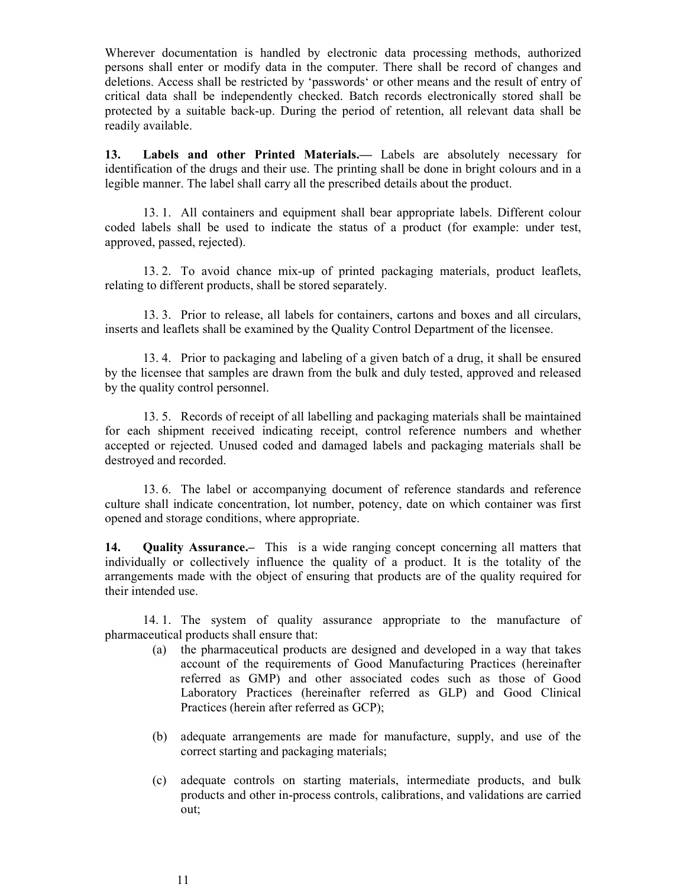Wherever documentation is handled by electronic data processing methods, authorized persons shall enter or modify data in the computer. There shall be record of changes and deletions. Access shall be restricted by 'passwords' or other means and the result of entry of critical data shall be independently checked. Batch records electronically stored shall be protected by a suitable back-up. During the period of retention, all relevant data shall be readily available.

**13. Labels and other Printed Materials.—** Labels are absolutely necessary for identification of the drugs and their use. The printing shall be done in bright colours and in a legible manner. The label shall carry all the prescribed details about the product.

13. 1. All containers and equipment shall bear appropriate labels. Different colour coded labels shall be used to indicate the status of a product (for example: under test, approved, passed, rejected).

13. 2. To avoid chance mix-up of printed packaging materials, product leaflets, relating to different products, shall be stored separately.

13. 3. Prior to release, all labels for containers, cartons and boxes and all circulars, inserts and leaflets shall be examined by the Quality Control Department of the licensee.

13. 4. Prior to packaging and labeling of a given batch of a drug, it shall be ensured by the licensee that samples are drawn from the bulk and duly tested, approved and released by the quality control personnel.

13. 5. Records of receipt of all labelling and packaging materials shall be maintained for each shipment received indicating receipt, control reference numbers and whether accepted or rejected. Unused coded and damaged labels and packaging materials shall be destroyed and recorded.

13. 6. The label or accompanying document of reference standards and reference culture shall indicate concentration, lot number, potency, date on which container was first opened and storage conditions, where appropriate.

**14. Quality Assurance.–** This is a wide ranging concept concerning all matters that individually or collectively influence the quality of a product. It is the totality of the arrangements made with the object of ensuring that products are of the quality required for their intended use.

14. 1. The system of quality assurance appropriate to the manufacture of pharmaceutical products shall ensure that:

(a) the pharmaceutical products are designed and developed in a way that takes account of the requirements of Good Manufacturing Practices (hereinafter referred as GMP) and other associated codes such as those of Good Laboratory Practices (hereinafter referred as GLP) and Good Clinical Practices (herein after referred as GCP);

(b) adequate arrangements are made for manufacture, supply, and use of the correct starting and packaging materials;

(c) adequate controls on starting materials, intermediate products, and bulk products and other in-process controls, calibrations, and validations are carried out;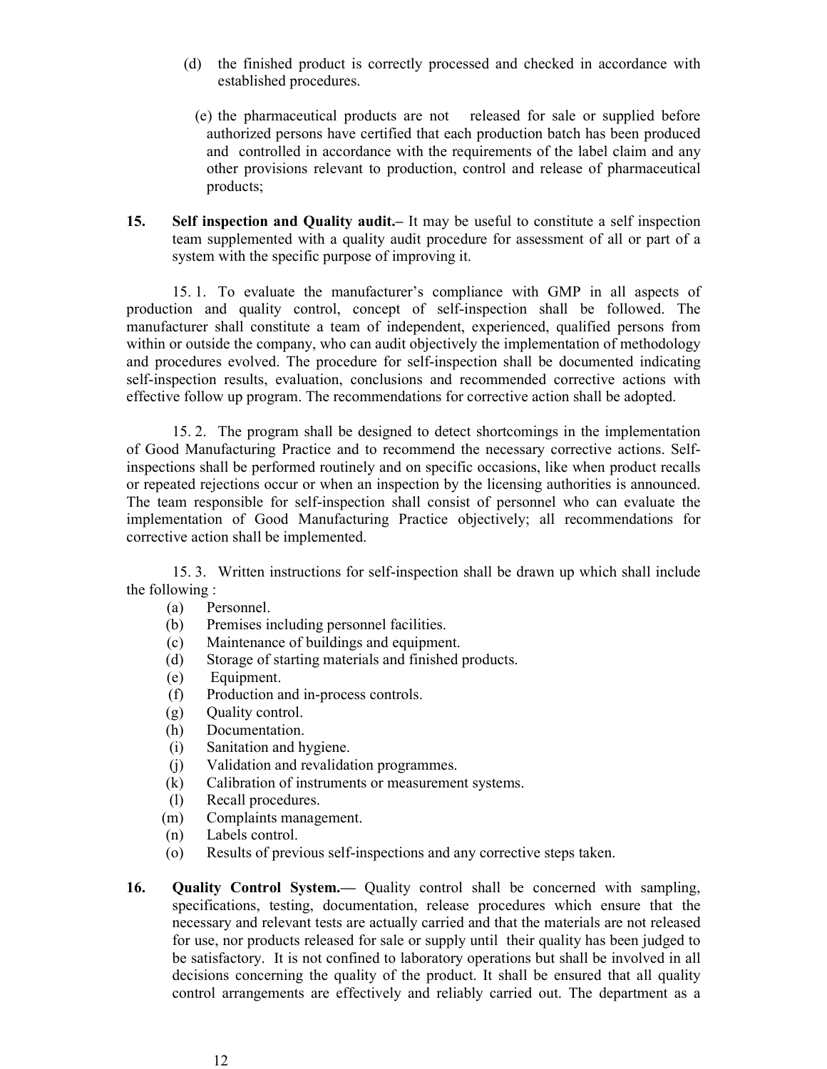(d) the finished product is correctly processed and checked in accordance with established procedures.

(e) the pharmaceutical products are not released for sale or supplied before authorized persons have certified that each production batch has been produced and controlled in accordance with the requirements of the label claim and any other provisions relevant to production, control and release of pharmaceutical products;

**15. Self inspection and Quality audit.–** It may be useful to constitute a self inspection team supplemented with a quality audit procedure for assessment of all or part of a system with the specific purpose of improving it.

15. 1. To evaluate the manufacturer's compliance with GMP in all aspects of production and quality control, concept of self-inspection shall be followed. The manufacturer shall constitute a team of independent, experienced, qualified persons from within or outside the company, who can audit objectively the implementation of methodology and procedures evolved. The procedure for self-inspection shall be documented indicating self-inspection results, evaluation, conclusions and recommended corrective actions with effective follow up program. The recommendations for corrective action shall be adopted.

15. 2. The program shall be designed to detect shortcomings in the implementation of Good Manufacturing Practice and to recommend the necessary corrective actions. Self-inspections shall be performed routinely and on specific occasions, like when product recalls or repeated rejections occur or when an inspection by the licensing authorities is announced. The team responsible for self-inspection shall consist of personnel who can evaluate the implementation of Good Manufacturing Practice objectively; all recommendations for corrective action shall be implemented.

15. 3. Written instructions for self-inspection shall be drawn up which shall include the following :

(a) Personnel.
(b) Premises including personnel facilities.
(c) Maintenance of buildings and equipment.
(d) Storage of starting materials and finished products.
(e) Equipment.
(f) Production and in-process controls.
(g) Quality control.
(h) Documentation.
(i) Sanitation and hygiene.
(j) Validation and revalidation programmes.
(k) Calibration of instruments or measurement systems.
(l) Recall procedures.
(m) Complaints management.
(n) Labels control.
(o) Results of previous self-inspections and any corrective steps taken.

**16. Quality Control System.—** Quality control shall be concerned with sampling, specifications, testing, documentation, release procedures which ensure that the necessary and relevant tests are actually carried and that the materials are not released for use, nor products released for sale or supply until their quality has been judged to be satisfactory. It is not confined to laboratory operations but shall be involved in all decisions concerning the quality of the product. It shall be ensured that all quality control arrangements are effectively and reliably carried out. The department as a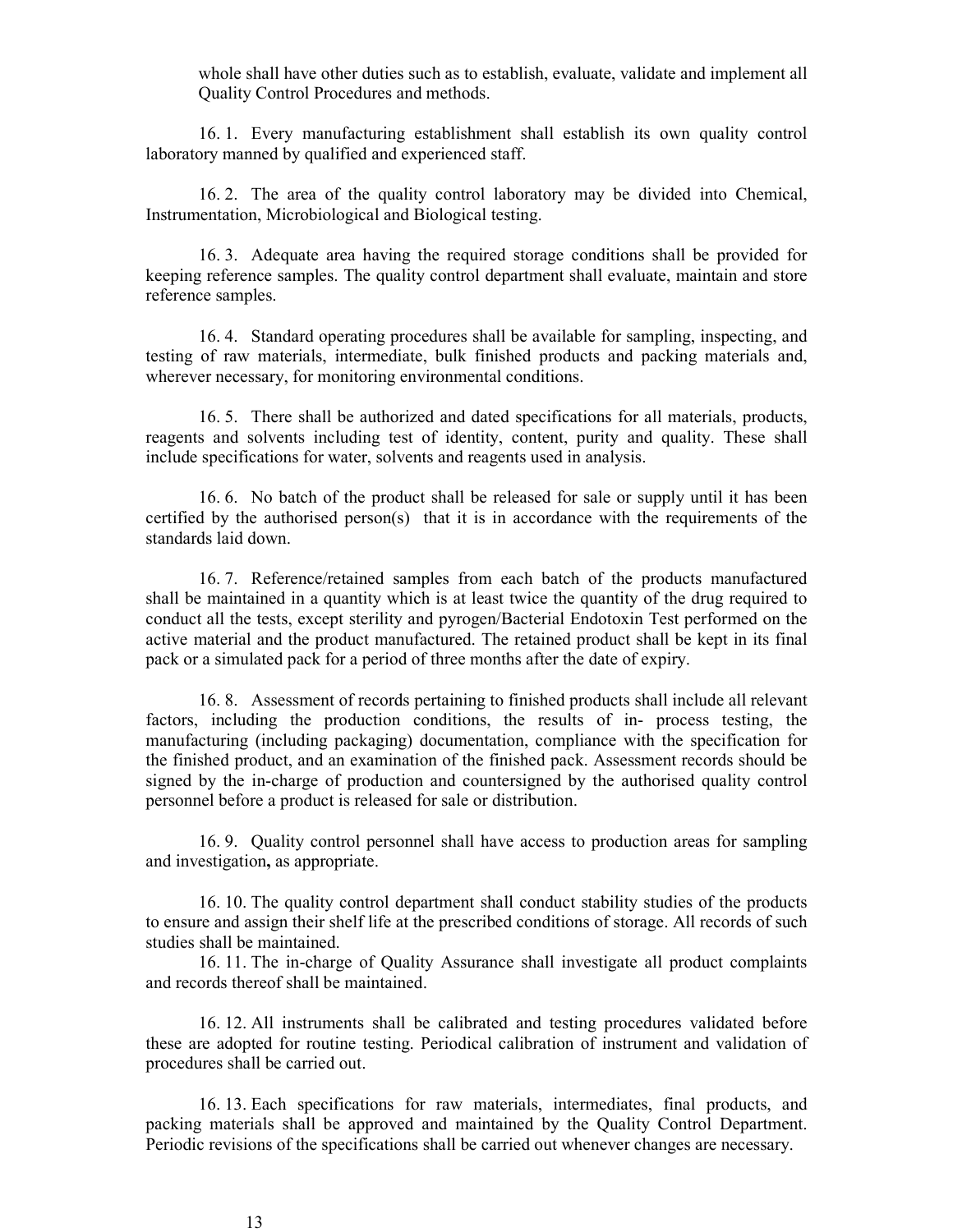whole shall have other duties such as to establish, evaluate, validate and implement all Quality Control Procedures and methods.

16. 1. Every manufacturing establishment shall establish its own quality control laboratory manned by qualified and experienced staff.

16. 2. The area of the quality control laboratory may be divided into Chemical, Instrumentation, Microbiological and Biological testing.

16. 3. Adequate area having the required storage conditions shall be provided for keeping reference samples. The quality control department shall evaluate, maintain and store reference samples.

16. 4. Standard operating procedures shall be available for sampling, inspecting, and testing of raw materials, intermediate, bulk finished products and packing materials and, wherever necessary, for monitoring environmental conditions.

16. 5. There shall be authorized and dated specifications for all materials, products, reagents and solvents including test of identity, content, purity and quality. These shall include specifications for water, solvents and reagents used in analysis.

16. 6. No batch of the product shall be released for sale or supply until it has been certified by the authorised person(s) that it is in accordance with the requirements of the standards laid down.

16. 7. Reference/retained samples from each batch of the products manufactured shall be maintained in a quantity which is at least twice the quantity of the drug required to conduct all the tests, except sterility and pyrogen/Bacterial Endotoxin Test performed on the active material and the product manufactured. The retained product shall be kept in its final pack or a simulated pack for a period of three months after the date of expiry.

16. 8. Assessment of records pertaining to finished products shall include all relevant factors, including the production conditions, the results of in- process testing, the manufacturing (including packaging) documentation, compliance with the specification for the finished product, and an examination of the finished pack. Assessment records should be signed by the in-charge of production and countersigned by the authorised quality control personnel before a product is released for sale or distribution.

16. 9. Quality control personnel shall have access to production areas for sampling and investigation**,** as appropriate.

16. 10. The quality control department shall conduct stability studies of the products to ensure and assign their shelf life at the prescribed conditions of storage. All records of such studies shall be maintained.

16. 11. The in-charge of Quality Assurance shall investigate all product complaints and records thereof shall be maintained.

16. 12. All instruments shall be calibrated and testing procedures validated before these are adopted for routine testing. Periodical calibration of instrument and validation of procedures shall be carried out.

16. 13. Each specifications for raw materials, intermediates, final products, and packing materials shall be approved and maintained by the Quality Control Department. Periodic revisions of the specifications shall be carried out whenever changes are necessary.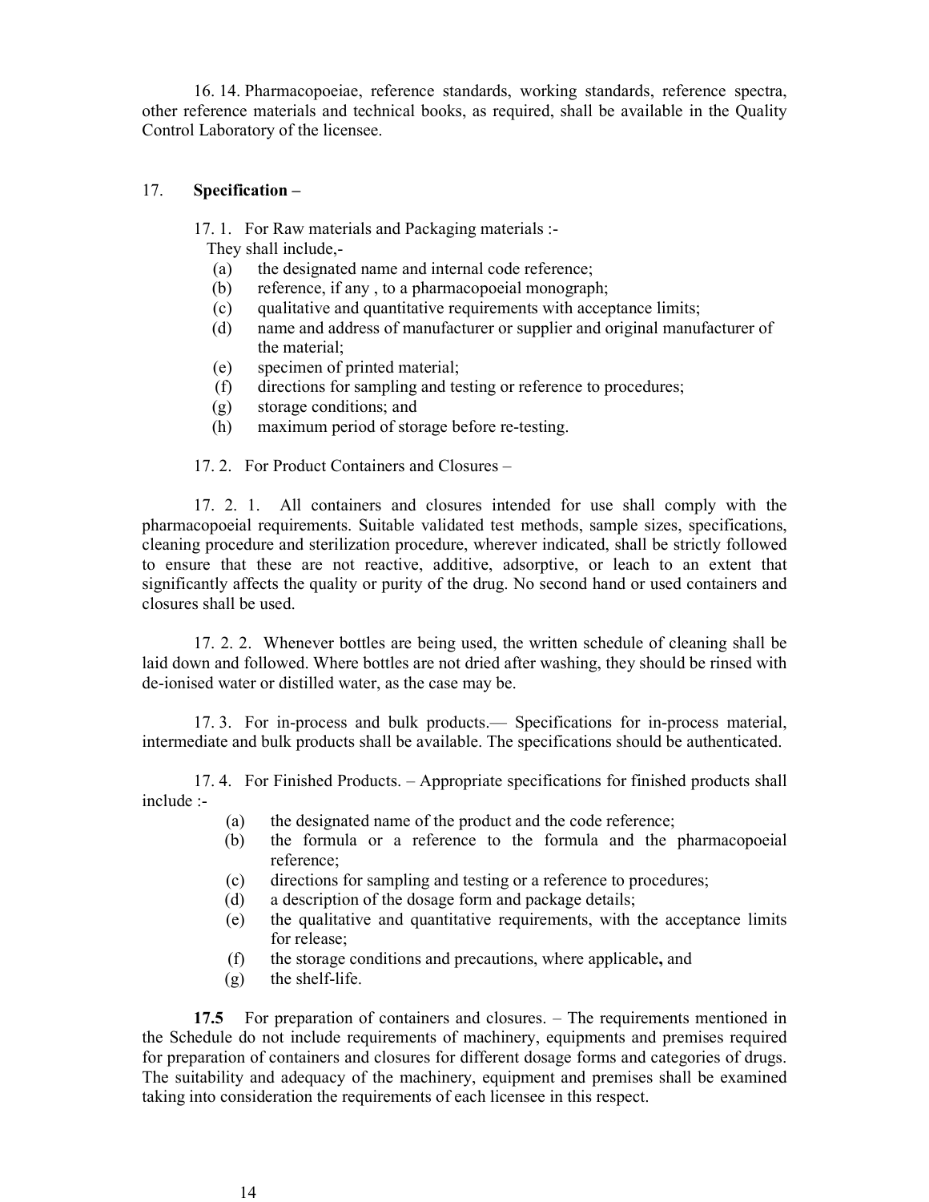16. 14. Pharmacopoeiae, reference standards, working standards, reference spectra, other reference materials and technical books, as required, shall be available in the Quality Control Laboratory of the licensee.

17. **Specification –**

17. 1. For Raw materials and Packaging materials :-

They shall include,-

(a) the designated name and internal code reference;
(b) reference, if any , to a pharmacopoeial monograph;
(c) qualitative and quantitative requirements with acceptance limits;
(d) name and address of manufacturer or supplier and original manufacturer of the material;
(e) specimen of printed material;
(f) directions for sampling and testing or reference to procedures;
(g) storage conditions; and
(h) maximum period of storage before re-testing.

17. 2. For Product Containers and Closures –

17. 2. 1. All containers and closures intended for use shall comply with the pharmacopoeial requirements. Suitable validated test methods, sample sizes, specifications, cleaning procedure and sterilization procedure, wherever indicated, shall be strictly followed to ensure that these are not reactive, additive, adsorptive, or leach to an extent that significantly affects the quality or purity of the drug. No second hand or used containers and closures shall be used.

17. 2. 2. Whenever bottles are being used, the written schedule of cleaning shall be laid down and followed. Where bottles are not dried after washing, they should be rinsed with de-ionised water or distilled water, as the case may be.

17. 3. For in-process and bulk products.— Specifications for in-process material, intermediate and bulk products shall be available. The specifications should be authenticated.

17. 4. For Finished Products. – Appropriate specifications for finished products shall include :-

(a) the designated name of the product and the code reference;
(b) the formula or a reference to the formula and the pharmacopoeial reference;
(c) directions for sampling and testing or a reference to procedures;
(d) a description of the dosage form and package details;
(e) the qualitative and quantitative requirements, with the acceptance limits for release;
(f) the storage conditions and precautions, where applicable**,** and
(g) the shelf-life.

**17.5** For preparation of containers and closures. – The requirements mentioned in the Schedule do not include requirements of machinery, equipments and premises required for preparation of containers and closures for different dosage forms and categories of drugs. The suitability and adequacy of the machinery, equipment and premises shall be examined taking into consideration the requirements of each licensee in this respect.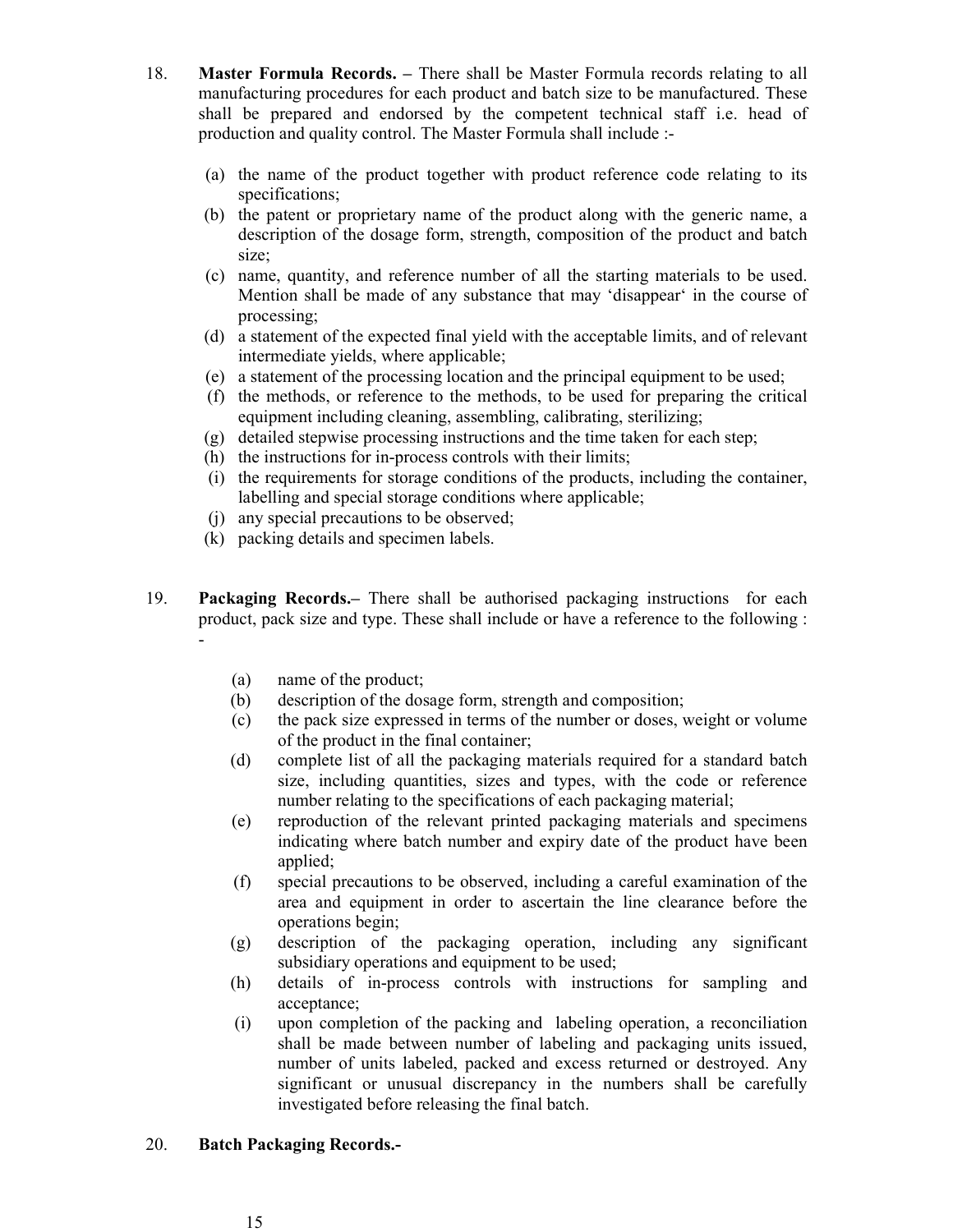18. **Master Formula Records. –** There shall be Master Formula records relating to all manufacturing procedures for each product and batch size to be manufactured. These shall be prepared and endorsed by the competent technical staff i.e. head of production and quality control. The Master Formula shall include :-

    (a) the name of the product together with product reference code relating to its specifications;
    (b) the patent or proprietary name of the product along with the generic name, a description of the dosage form, strength, composition of the product and batch size;
    (c) name, quantity, and reference number of all the starting materials to be used. Mention shall be made of any substance that may 'disappear' in the course of processing;
    (d) a statement of the expected final yield with the acceptable limits, and of relevant intermediate yields, where applicable;
    (e) a statement of the processing location and the principal equipment to be used;
    (f) the methods, or reference to the methods, to be used for preparing the critical equipment including cleaning, assembling, calibrating, sterilizing;
    (g) detailed stepwise processing instructions and the time taken for each step;
    (h) the instructions for in-process controls with their limits;
    (i) the requirements for storage conditions of the products, including the container, labelling and special storage conditions where applicable;
    (j) any special precautions to be observed;
    (k) packing details and specimen labels.

19. **Packaging Records.–** There shall be authorised packaging instructions for each product, pack size and type. These shall include or have a reference to the following : -

    (a) name of the product;
    (b) description of the dosage form, strength and composition;
    (c) the pack size expressed in terms of the number or doses, weight or volume of the product in the final container;
    (d) complete list of all the packaging materials required for a standard batch size, including quantities, sizes and types, with the code or reference number relating to the specifications of each packaging material;
    (e) reproduction of the relevant printed packaging materials and specimens indicating where batch number and expiry date of the product have been applied;
    (f) special precautions to be observed, including a careful examination of the area and equipment in order to ascertain the line clearance before the operations begin;
    (g) description of the packaging operation, including any significant subsidiary operations and equipment to be used;
    (h) details of in-process controls with instructions for sampling and acceptance;
    (i) upon completion of the packing and labeling operation, a reconciliation shall be made between number of labeling and packaging units issued, number of units labeled, packed and excess returned or destroyed. Any significant or unusual discrepancy in the numbers shall be carefully investigated before releasing the final batch.

20. **Batch Packaging Records.-**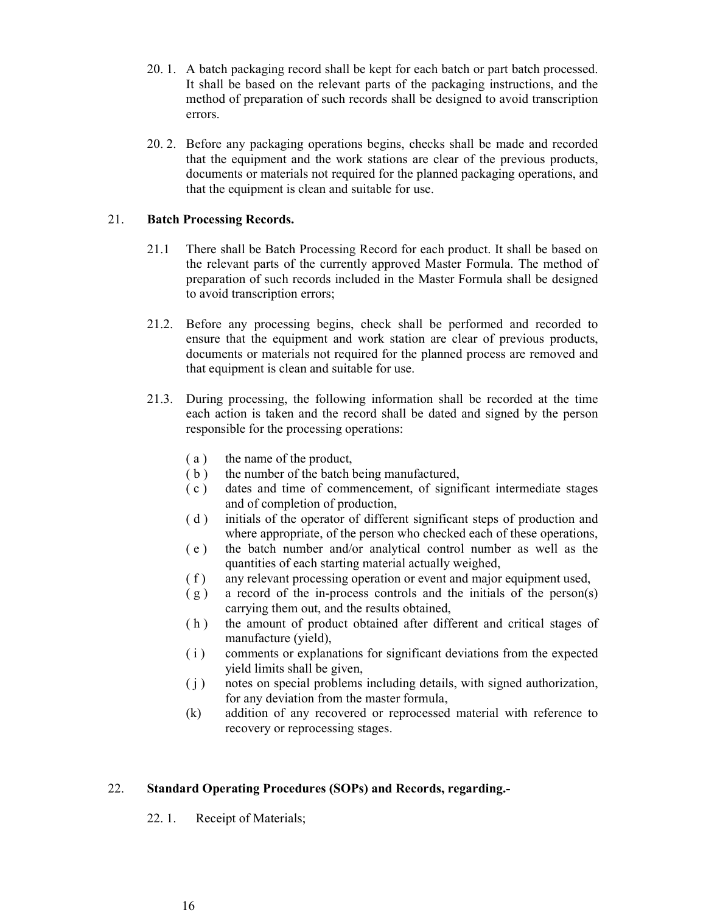20. 1. A batch packaging record shall be kept for each batch or part batch processed. It shall be based on the relevant parts of the packaging instructions, and the method of preparation of such records shall be designed to avoid transcription errors.

20. 2. Before any packaging operations begins, checks shall be made and recorded that the equipment and the work stations are clear of the previous products, documents or materials not required for the planned packaging operations, and that the equipment is clean and suitable for use.

21. **Batch Processing Records.**

21.1 There shall be Batch Processing Record for each product. It shall be based on the relevant parts of the currently approved Master Formula. The method of preparation of such records included in the Master Formula shall be designed to avoid transcription errors;

21.2. Before any processing begins, check shall be performed and recorded to ensure that the equipment and work station are clear of previous products, documents or materials not required for the planned process are removed and that equipment is clean and suitable for use.

21.3. During processing, the following information shall be recorded at the time each action is taken and the record shall be dated and signed by the person responsible for the processing operations:

( a ) the name of the product,

( b ) the number of the batch being manufactured,

( c ) dates and time of commencement, of significant intermediate stages and of completion of production,

( d ) initials of the operator of different significant steps of production and where appropriate, of the person who checked each of these operations,

( e ) the batch number and/or analytical control number as well as the quantities of each starting material actually weighed,

( f ) any relevant processing operation or event and major equipment used,

( g ) a record of the in-process controls and the initials of the person(s) carrying them out, and the results obtained,

( h ) the amount of product obtained after different and critical stages of manufacture (yield),

( i ) comments or explanations for significant deviations from the expected yield limits shall be given,

( j ) notes on special problems including details, with signed authorization, for any deviation from the master formula,

(k) addition of any recovered or reprocessed material with reference to recovery or reprocessing stages.

22. **Standard Operating Procedures (SOPs) and Records, regarding.-**

22. 1. Receipt of Materials;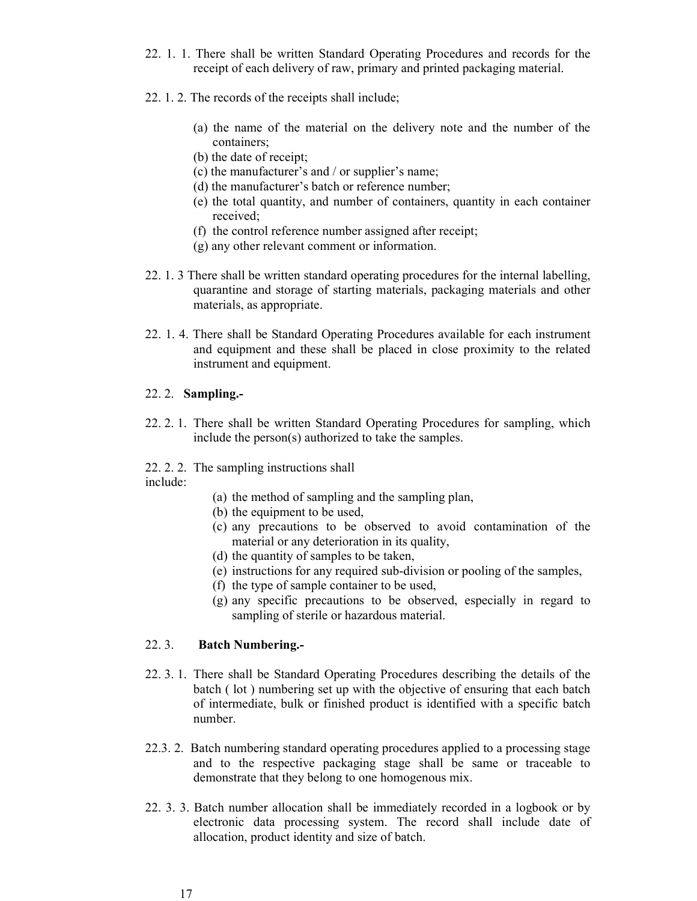22. 1. 1. There shall be written Standard Operating Procedures and records for the receipt of each delivery of raw, primary and printed packaging material.

22. 1. 2. The records of the receipts shall include;

(a) the name of the material on the delivery note and the number of the containers;
(b) the date of receipt;
(c) the manufacturer's and / or supplier's name;
(d) the manufacturer's batch or reference number;
(e) the total quantity, and number of containers, quantity in each container received;
(f) the control reference number assigned after receipt;
(g) any other relevant comment or information.

22. 1. 3 There shall be written standard operating procedures for the internal labelling, quarantine and storage of starting materials, packaging materials and other materials, as appropriate.

22. 1. 4. There shall be Standard Operating Procedures available for each instrument and equipment and these shall be placed in close proximity to the related instrument and equipment.

22. 2. **Sampling.-**

22. 2. 1. There shall be written Standard Operating Procedures for sampling, which include the person(s) authorized to take the samples.

22. 2. 2. The sampling instructions shall include:

(a) the method of sampling and the sampling plan,
(b) the equipment to be used,
(c) any precautions to be observed to avoid contamination of the material or any deterioration in its quality,
(d) the quantity of samples to be taken,
(e) instructions for any required sub-division or pooling of the samples,
(f) the type of sample container to be used,
(g) any specific precautions to be observed, especially in regard to sampling of sterile or hazardous material.

22. 3. **Batch Numbering.-**

22. 3. 1. There shall be Standard Operating Procedures describing the details of the batch ( lot ) numbering set up with the objective of ensuring that each batch of intermediate, bulk or finished product is identified with a specific batch number.

22.3. 2. Batch numbering standard operating procedures applied to a processing stage and to the respective packaging stage shall be same or traceable to demonstrate that they belong to one homogenous mix.

22. 3. 3. Batch number allocation shall be immediately recorded in a logbook or by electronic data processing system. The record shall include date of allocation, product identity and size of batch.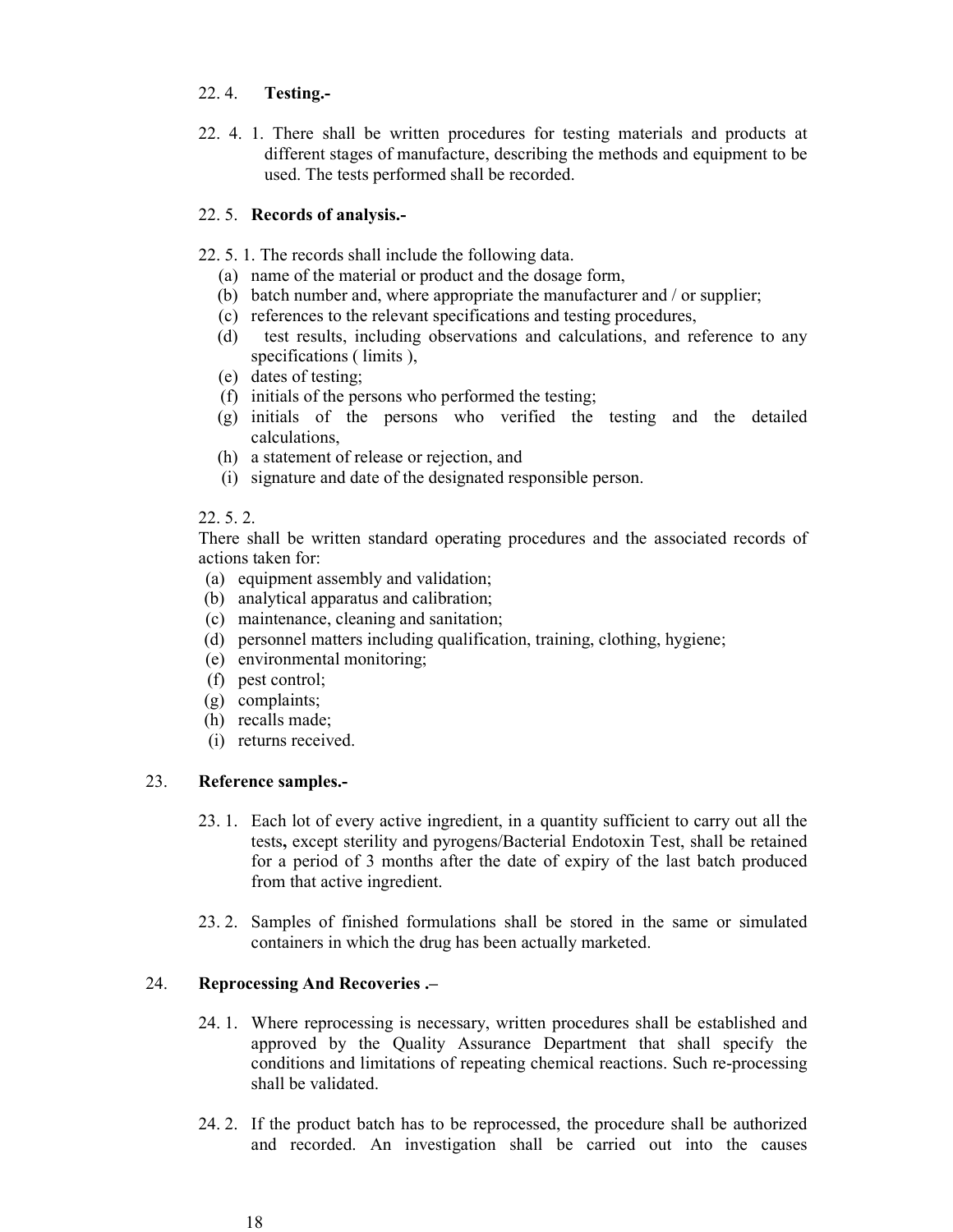22. 4. **Testing.-**

22. 4. 1. There shall be written procedures for testing materials and products at different stages of manufacture, describing the methods and equipment to be used. The tests performed shall be recorded.

22. 5. **Records of analysis.-**

22. 5. 1. The records shall include the following data.

(a) name of the material or product and the dosage form,
(b) batch number and, where appropriate the manufacturer and / or supplier;
(c) references to the relevant specifications and testing procedures,
(d) test results, including observations and calculations, and reference to any specifications ( limits ),
(e) dates of testing;
(f) initials of the persons who performed the testing;
(g) initials of the persons who verified the testing and the detailed calculations,
(h) a statement of release or rejection, and
(i) signature and date of the designated responsible person.

22. 5. 2.

There shall be written standard operating procedures and the associated records of actions taken for:

(a) equipment assembly and validation;
(b) analytical apparatus and calibration;
(c) maintenance, cleaning and sanitation;
(d) personnel matters including qualification, training, clothing, hygiene;
(e) environmental monitoring;
(f) pest control;
(g) complaints;
(h) recalls made;
(i) returns received.

23. **Reference samples.-**

23. 1. Each lot of every active ingredient, in a quantity sufficient to carry out all the tests**,** except sterility and pyrogens/Bacterial Endotoxin Test, shall be retained for a period of 3 months after the date of expiry of the last batch produced from that active ingredient.

23. 2. Samples of finished formulations shall be stored in the same or simulated containers in which the drug has been actually marketed.

24. **Reprocessing And Recoveries .–**

24. 1. Where reprocessing is necessary, written procedures shall be established and approved by the Quality Assurance Department that shall specify the conditions and limitations of repeating chemical reactions. Such re-processing shall be validated.

24. 2. If the product batch has to be reprocessed, the procedure shall be authorized and recorded. An investigation shall be carried out into the causes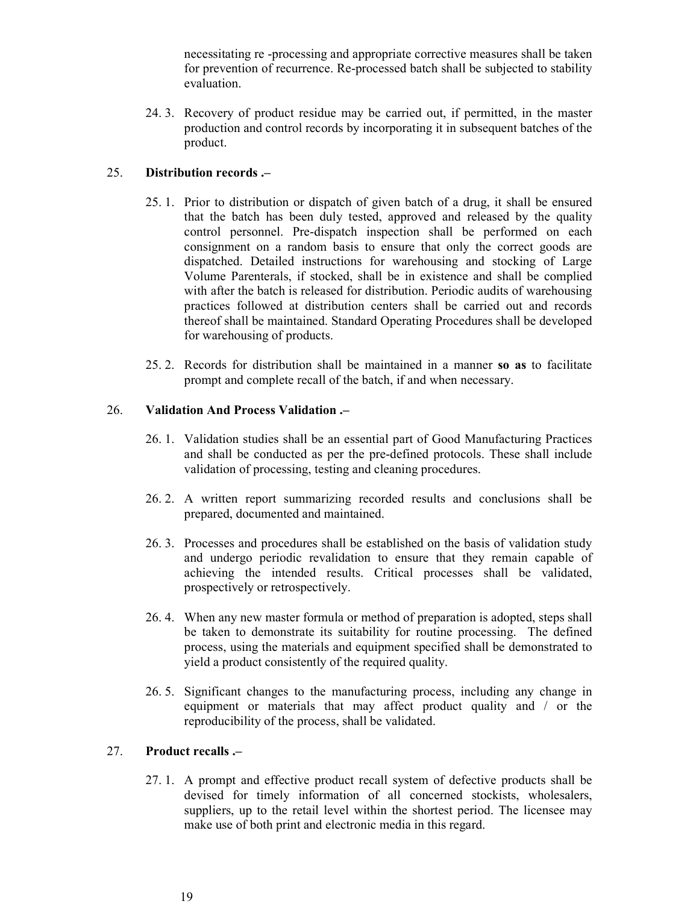necessitating re -processing and appropriate corrective measures shall be taken for prevention of recurrence. Re-processed batch shall be subjected to stability evaluation.

24. 3. Recovery of product residue may be carried out, if permitted, in the master production and control records by incorporating it in subsequent batches of the product.

25. **Distribution records .–**

25. 1. Prior to distribution or dispatch of given batch of a drug, it shall be ensured that the batch has been duly tested, approved and released by the quality control personnel. Pre-dispatch inspection shall be performed on each consignment on a random basis to ensure that only the correct goods are dispatched. Detailed instructions for warehousing and stocking of Large Volume Parenterals, if stocked, shall be in existence and shall be complied with after the batch is released for distribution. Periodic audits of warehousing practices followed at distribution centers shall be carried out and records thereof shall be maintained. Standard Operating Procedures shall be developed for warehousing of products.

25. 2. Records for distribution shall be maintained in a manner **so as** to facilitate prompt and complete recall of the batch, if and when necessary.

26. **Validation And Process Validation .–**

26. 1. Validation studies shall be an essential part of Good Manufacturing Practices and shall be conducted as per the pre-defined protocols. These shall include validation of processing, testing and cleaning procedures.

26. 2. A written report summarizing recorded results and conclusions shall be prepared, documented and maintained.

26. 3. Processes and procedures shall be established on the basis of validation study and undergo periodic revalidation to ensure that they remain capable of achieving the intended results. Critical processes shall be validated, prospectively or retrospectively.

26. 4. When any new master formula or method of preparation is adopted, steps shall be taken to demonstrate its suitability for routine processing. The defined process, using the materials and equipment specified shall be demonstrated to yield a product consistently of the required quality.

26. 5. Significant changes to the manufacturing process, including any change in equipment or materials that may affect product quality and / or the reproducibility of the process, shall be validated.

27. **Product recalls .–**

27. 1. A prompt and effective product recall system of defective products shall be devised for timely information of all concerned stockists, wholesalers, suppliers, up to the retail level within the shortest period. The licensee may make use of both print and electronic media in this regard.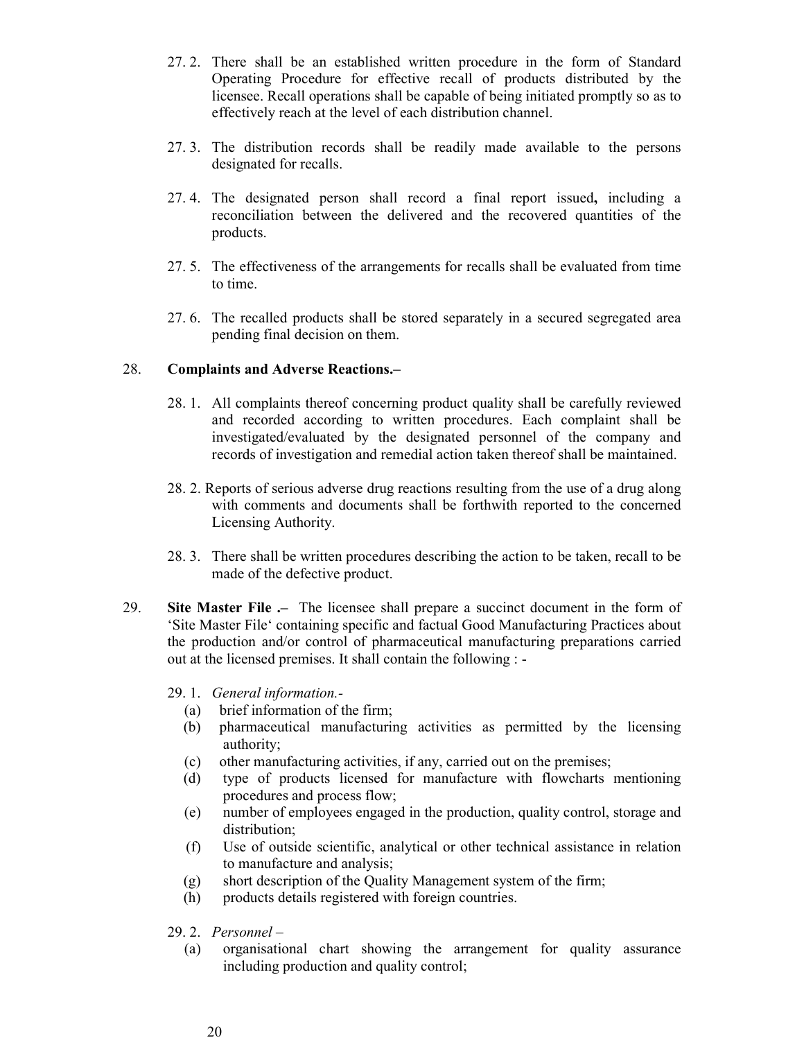27. 2. There shall be an established written procedure in the form of Standard Operating Procedure for effective recall of products distributed by the licensee. Recall operations shall be capable of being initiated promptly so as to effectively reach at the level of each distribution channel.

27. 3. The distribution records shall be readily made available to the persons designated for recalls.

27. 4. The designated person shall record a final report issued**,** including a reconciliation between the delivered and the recovered quantities of the products.

27. 5. The effectiveness of the arrangements for recalls shall be evaluated from time to time.

27. 6. The recalled products shall be stored separately in a secured segregated area pending final decision on them.

28. **Complaints and Adverse Reactions.–**

28. 1. All complaints thereof concerning product quality shall be carefully reviewed and recorded according to written procedures. Each complaint shall be investigated/evaluated by the designated personnel of the company and records of investigation and remedial action taken thereof shall be maintained.

28. 2. Reports of serious adverse drug reactions resulting from the use of a drug along with comments and documents shall be forthwith reported to the concerned Licensing Authority.

28. 3. There shall be written procedures describing the action to be taken, recall to be made of the defective product.

29. **Site Master File .–** The licensee shall prepare a succinct document in the form of 'Site Master File' containing specific and factual Good Manufacturing Practices about the production and/or control of pharmaceutical manufacturing preparations carried out at the licensed premises. It shall contain the following : -

29. 1. *General information.-*

(a) brief information of the firm;
(b) pharmaceutical manufacturing activities as permitted by the licensing authority;
(c) other manufacturing activities, if any, carried out on the premises;
(d) type of products licensed for manufacture with flowcharts mentioning procedures and process flow;
(e) number of employees engaged in the production, quality control, storage and distribution;
(f) Use of outside scientific, analytical or other technical assistance in relation to manufacture and analysis;
(g) short description of the Quality Management system of the firm;
(h) products details registered with foreign countries.

29. 2. *Personnel –*

(a) organisational chart showing the arrangement for quality assurance including production and quality control;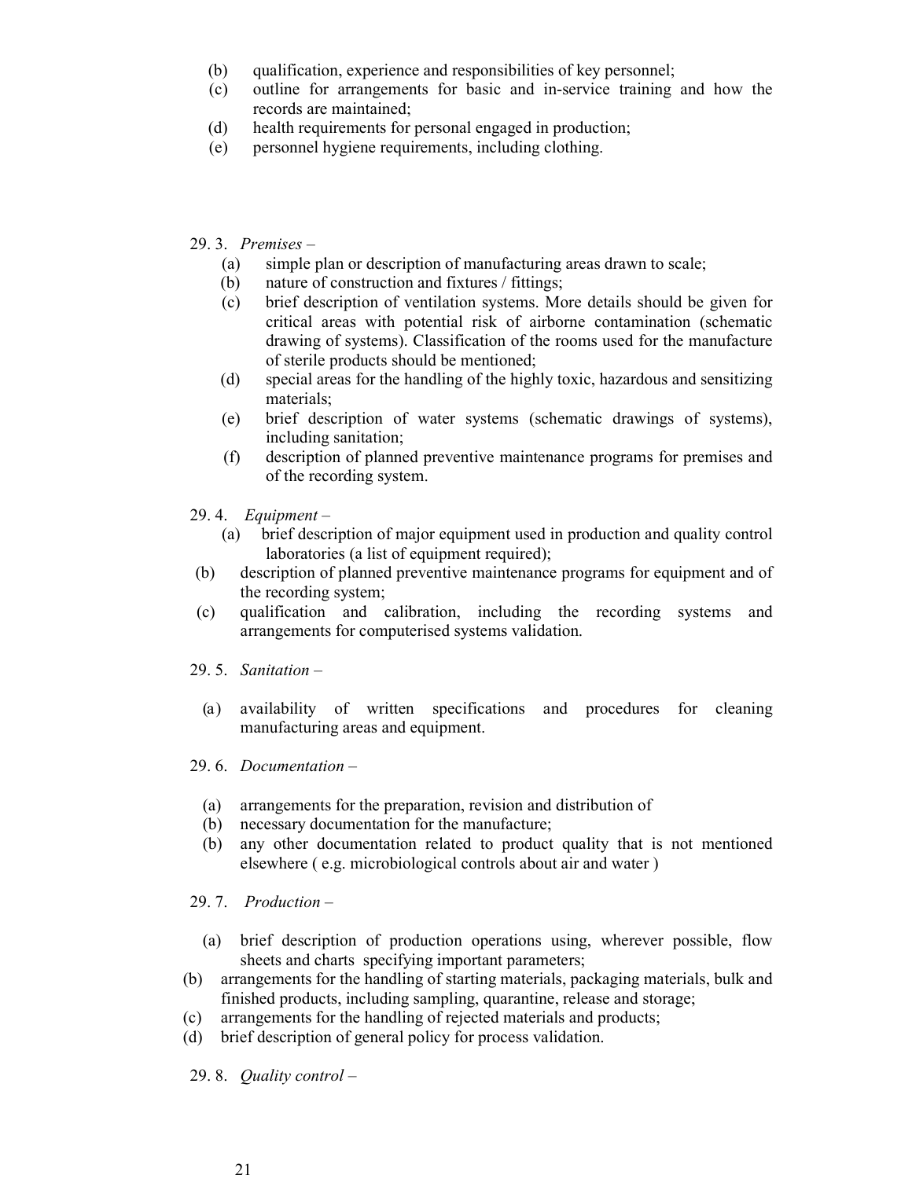(b) qualification, experience and responsibilities of key personnel;
(c) outline for arrangements for basic and in-service training and how the records are maintained;
(d) health requirements for personal engaged in production;
(e) personnel hygiene requirements, including clothing.

29. 3. *Premises* –

(a) simple plan or description of manufacturing areas drawn to scale;
(b) nature of construction and fixtures / fittings;
(c) brief description of ventilation systems. More details should be given for critical areas with potential risk of airborne contamination (schematic drawing of systems). Classification of the rooms used for the manufacture of sterile products should be mentioned;
(d) special areas for the handling of the highly toxic, hazardous and sensitizing materials;
(e) brief description of water systems (schematic drawings of systems), including sanitation;
(f) description of planned preventive maintenance programs for premises and of the recording system.

29. 4. *Equipment* –

(a) brief description of major equipment used in production and quality control laboratories (a list of equipment required);
(b) description of planned preventive maintenance programs for equipment and of the recording system;
(c) qualification and calibration, including the recording systems and arrangements for computerised systems validation.

29. 5. *Sanitation* –

(a) availability of written specifications and procedures for cleaning manufacturing areas and equipment.

29. 6. *Documentation* –

(a) arrangements for the preparation, revision and distribution of
(b) necessary documentation for the manufacture;
(b) any other documentation related to product quality that is not mentioned elsewhere ( e.g. microbiological controls about air and water )

29. 7. *Production* –

(a) brief description of production operations using, wherever possible, flow sheets and charts specifying important parameters;
(b) arrangements for the handling of starting materials, packaging materials, bulk and finished products, including sampling, quarantine, release and storage;
(c) arrangements for the handling of rejected materials and products;
(d) brief description of general policy for process validation.

29. 8. *Quality control* –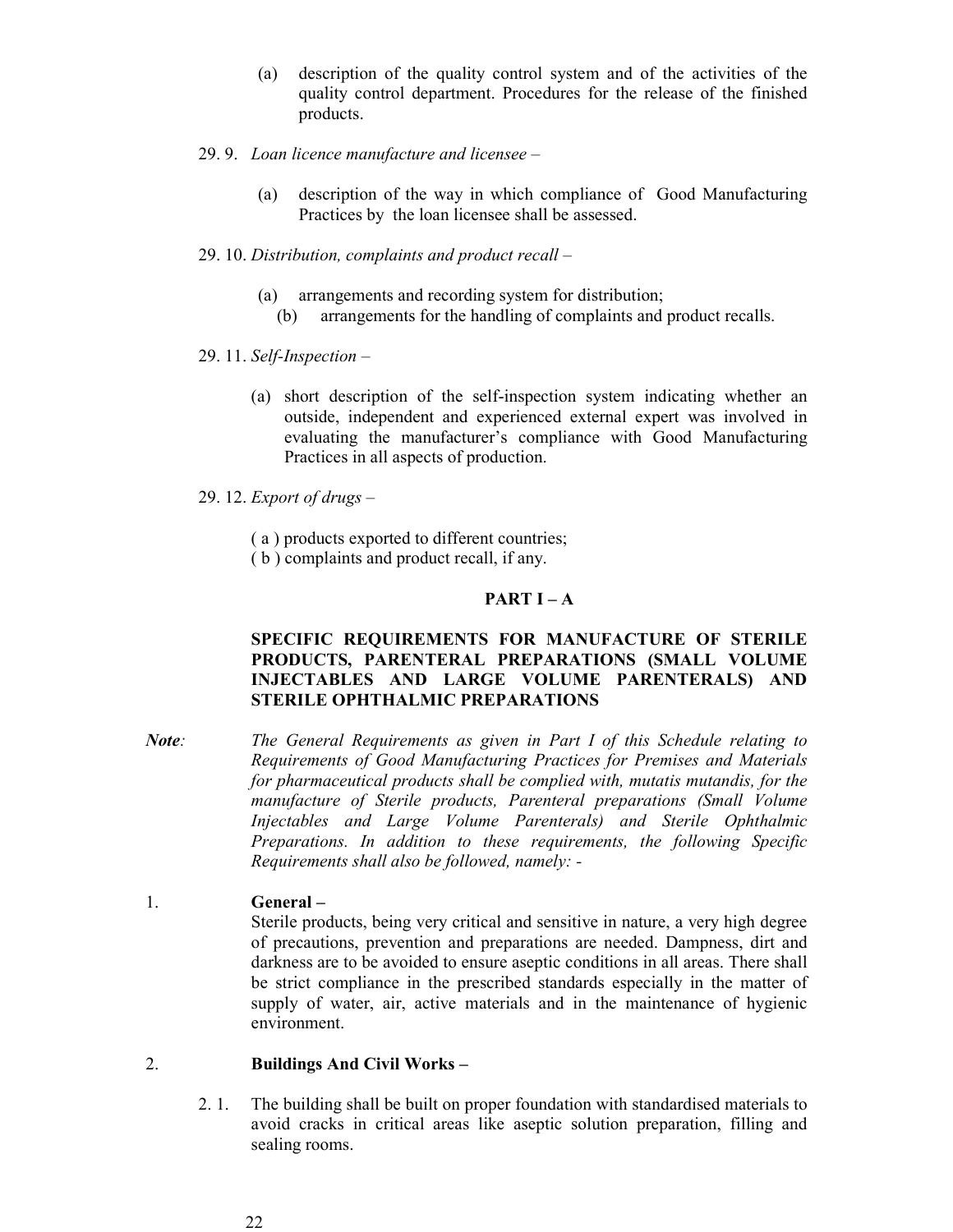(a) description of the quality control system and of the activities of the quality control department. Procedures for the release of the finished products.

29. 9. *Loan licence manufacture and licensee* –

(a) description of the way in which compliance of Good Manufacturing Practices by the loan licensee shall be assessed.

29. 10. *Distribution, complaints and product recall* –

(a) arrangements and recording system for distribution;
(b) arrangements for the handling of complaints and product recalls.

29. 11. *Self-Inspection* –

(a) short description of the self-inspection system indicating whether an outside, independent and experienced external expert was involved in evaluating the manufacturer's compliance with Good Manufacturing Practices in all aspects of production.

29. 12. *Export of drugs* –

( a ) products exported to different countries;
( b ) complaints and product recall, if any.

## PART I – A

### SPECIFIC REQUIREMENTS FOR MANUFACTURE OF STERILE PRODUCTS, PARENTERAL PREPARATIONS (SMALL VOLUME INJECTABLES AND LARGE VOLUME PARENTERALS) AND STERILE OPHTHALMIC PREPARATIONS

***Note**:* *The General Requirements as given in Part I of this Schedule relating to Requirements of Good Manufacturing Practices for Premises and Materials for pharmaceutical products shall be complied with, mutatis mutandis, for the manufacture of Sterile products, Parenteral preparations (Small Volume Injectables and Large Volume Parenterals) and Sterile Ophthalmic Preparations. In addition to these requirements, the following Specific Requirements shall also be followed, namely: -*

1. **General –**
Sterile products, being very critical and sensitive in nature, a very high degree of precautions, prevention and preparations are needed. Dampness, dirt and darkness are to be avoided to ensure aseptic conditions in all areas. There shall be strict compliance in the prescribed standards especially in the matter of supply of water, air, active materials and in the maintenance of hygienic environment.

2. **Buildings And Civil Works –**

2. 1. The building shall be built on proper foundation with standardised materials to avoid cracks in critical areas like aseptic solution preparation, filling and sealing rooms.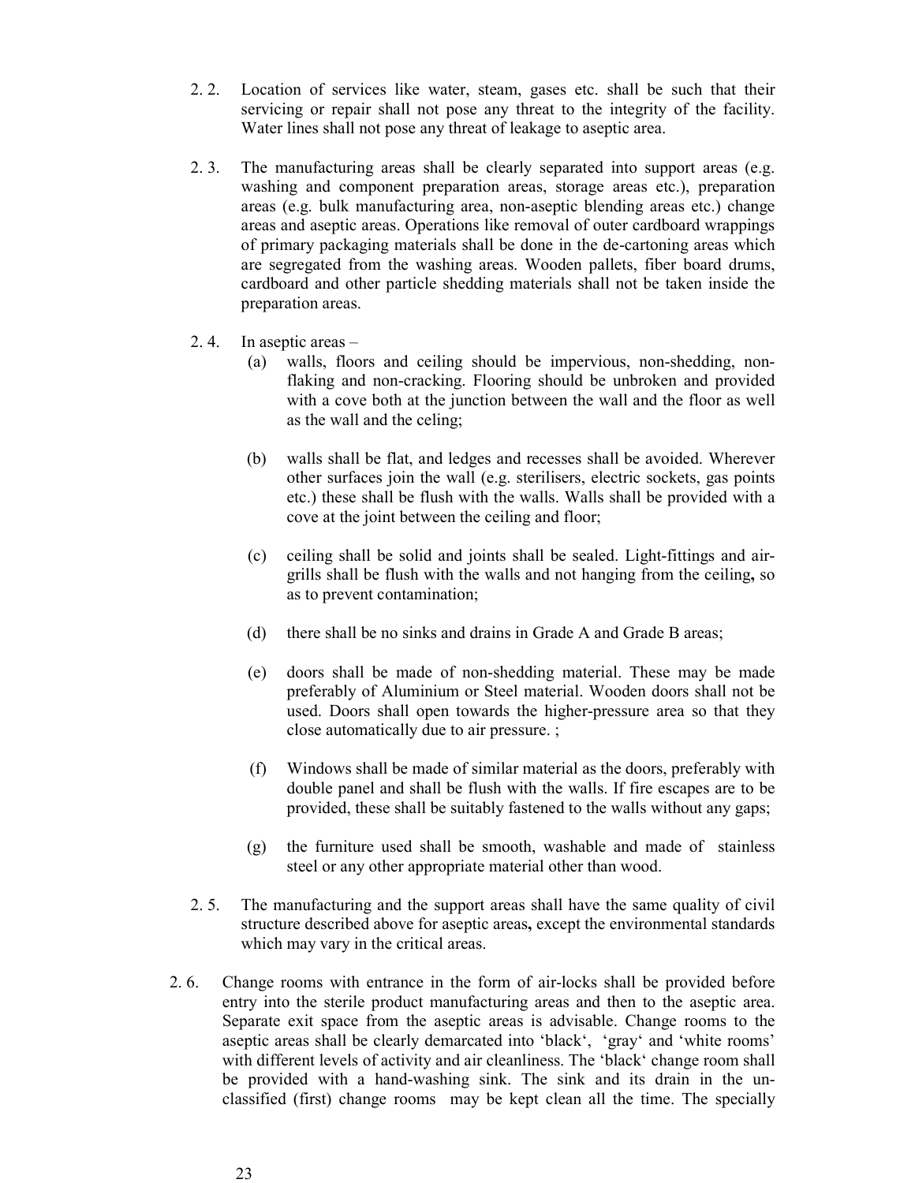2. 2. Location of services like water, steam, gases etc. shall be such that their servicing or repair shall not pose any threat to the integrity of the facility. Water lines shall not pose any threat of leakage to aseptic area.

2. 3. The manufacturing areas shall be clearly separated into support areas (e.g. washing and component preparation areas, storage areas etc.), preparation areas (e.g. bulk manufacturing area, non-aseptic blending areas etc.) change areas and aseptic areas. Operations like removal of outer cardboard wrappings of primary packaging materials shall be done in the de-cartoning areas which are segregated from the washing areas. Wooden pallets, fiber board drums, cardboard and other particle shedding materials shall not be taken inside the preparation areas.

2. 4. In aseptic areas –

(a) walls, floors and ceiling should be impervious, non-shedding, non-flaking and non-cracking. Flooring should be unbroken and provided with a cove both at the junction between the wall and the floor as well as the wall and the celing;

(b) walls shall be flat, and ledges and recesses shall be avoided. Wherever other surfaces join the wall (e.g. sterilisers, electric sockets, gas points etc.) these shall be flush with the walls. Walls shall be provided with a cove at the joint between the ceiling and floor;

(c) ceiling shall be solid and joints shall be sealed. Light-fittings and air-grills shall be flush with the walls and not hanging from the ceiling**,** so as to prevent contamination;

(d) there shall be no sinks and drains in Grade A and Grade B areas;

(e) doors shall be made of non-shedding material. These may be made preferably of Aluminium or Steel material. Wooden doors shall not be used. Doors shall open towards the higher-pressure area so that they close automatically due to air pressure. ;

(f) Windows shall be made of similar material as the doors, preferably with double panel and shall be flush with the walls. If fire escapes are to be provided, these shall be suitably fastened to the walls without any gaps;

(g) the furniture used shall be smooth, washable and made of stainless steel or any other appropriate material other than wood.

2. 5. The manufacturing and the support areas shall have the same quality of civil structure described above for aseptic areas**,** except the environmental standards which may vary in the critical areas.

2. 6. Change rooms with entrance in the form of air-locks shall be provided before entry into the sterile product manufacturing areas and then to the aseptic area. Separate exit space from the aseptic areas is advisable. Change rooms to the aseptic areas shall be clearly demarcated into 'black', 'gray' and 'white rooms' with different levels of activity and air cleanliness. The 'black' change room shall be provided with a hand-washing sink. The sink and its drain in the un-classified (first) change rooms may be kept clean all the time. The specially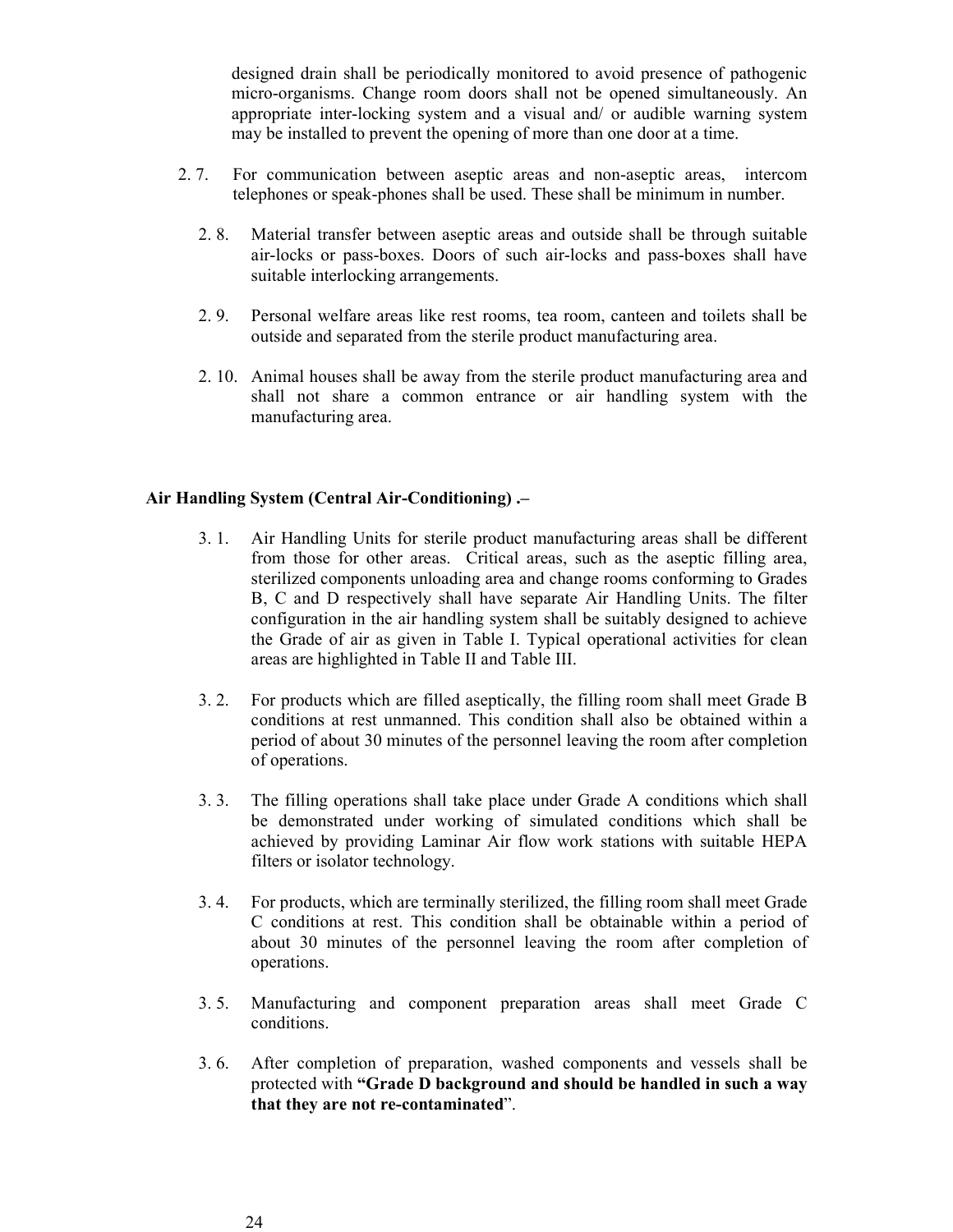designed drain shall be periodically monitored to avoid presence of pathogenic micro-organisms. Change room doors shall not be opened simultaneously. An appropriate inter-locking system and a visual and/ or audible warning system may be installed to prevent the opening of more than one door at a time.

2. 7. For communication between aseptic areas and non-aseptic areas, intercom telephones or speak-phones shall be used. These shall be minimum in number.

2. 8. Material transfer between aseptic areas and outside shall be through suitable air-locks or pass-boxes. Doors of such air-locks and pass-boxes shall have suitable interlocking arrangements.

2. 9. Personal welfare areas like rest rooms, tea room, canteen and toilets shall be outside and separated from the sterile product manufacturing area.

2. 10. Animal houses shall be away from the sterile product manufacturing area and shall not share a common entrance or air handling system with the manufacturing area.

**Air Handling System (Central Air-Conditioning) .–**

3. 1. Air Handling Units for sterile product manufacturing areas shall be different from those for other areas. Critical areas, such as the aseptic filling area, sterilized components unloading area and change rooms conforming to Grades B, C and D respectively shall have separate Air Handling Units. The filter configuration in the air handling system shall be suitably designed to achieve the Grade of air as given in Table I. Typical operational activities for clean areas are highlighted in Table II and Table III.

3. 2. For products which are filled aseptically, the filling room shall meet Grade B conditions at rest unmanned. This condition shall also be obtained within a period of about 30 minutes of the personnel leaving the room after completion of operations.

3. 3. The filling operations shall take place under Grade A conditions which shall be demonstrated under working of simulated conditions which shall be achieved by providing Laminar Air flow work stations with suitable HEPA filters or isolator technology.

3. 4. For products, which are terminally sterilized, the filling room shall meet Grade C conditions at rest. This condition shall be obtainable within a period of about 30 minutes of the personnel leaving the room after completion of operations.

3. 5. Manufacturing and component preparation areas shall meet Grade C conditions.

3. 6. After completion of preparation, washed components and vessels shall be protected with **"Grade D background and should be handled in such a way that they are not re-contaminated**".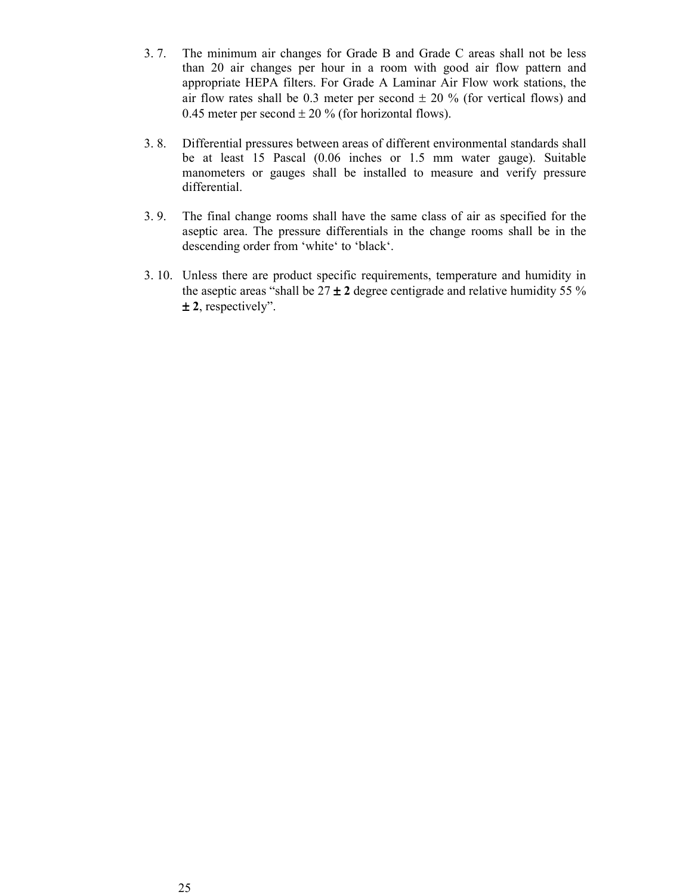3. 7. The minimum air changes for Grade B and Grade C areas shall not be less than 20 air changes per hour in a room with good air flow pattern and appropriate HEPA filters. For Grade A Laminar Air Flow work stations, the air flow rates shall be 0.3 meter per second ± 20 % (for vertical flows) and 0.45 meter per second ± 20 % (for horizontal flows).

3. 8. Differential pressures between areas of different environmental standards shall be at least 15 Pascal (0.06 inches or 1.5 mm water gauge). Suitable manometers or gauges shall be installed to measure and verify pressure differential.

3. 9. The final change rooms shall have the same class of air as specified for the aseptic area. The pressure differentials in the change rooms shall be in the descending order from 'white' to 'black'.

3. 10. Unless there are product specific requirements, temperature and humidity in the aseptic areas "shall be 27 **± 2** degree centigrade and relative humidity 55 % **± 2**, respectively".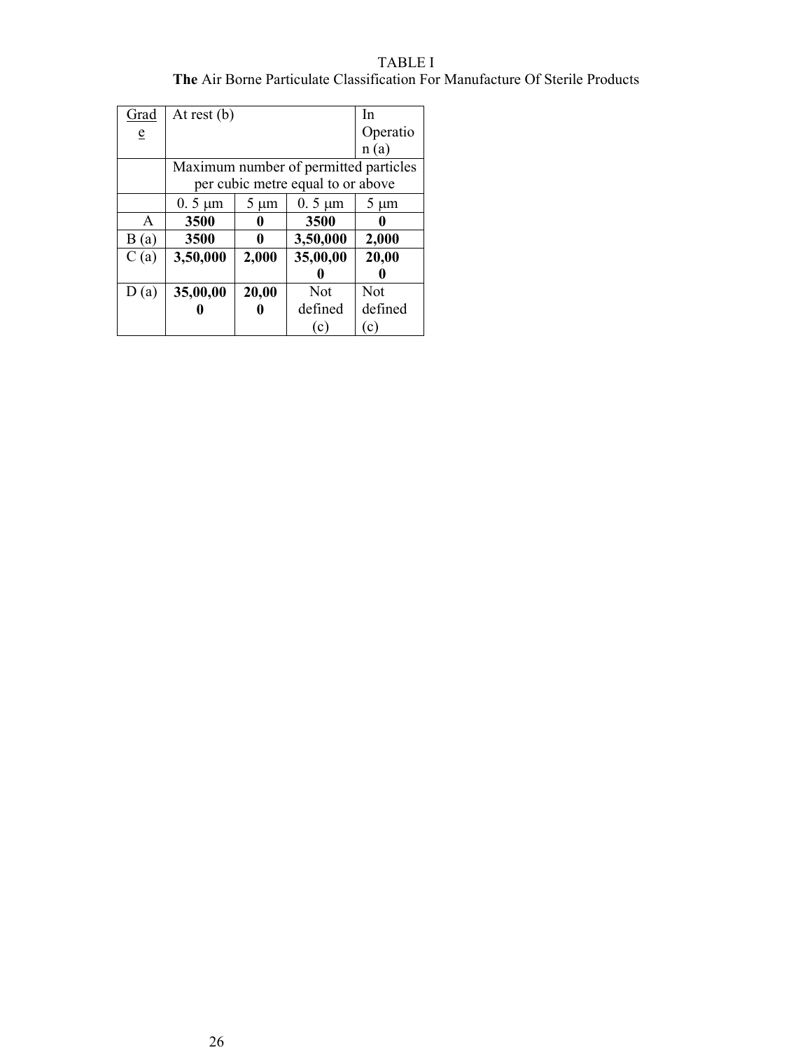TABLE I

**The** Air Borne Particulate Classification For Manufacture Of Sterile Products

| Grade | At rest (b) | | In Operation (a) | |
|---|---|---|---|---|
| | Maximum number of permitted particles per cubic metre equal to or above | | | |
| | 0. 5 μm | 5 μm | 0. 5 μm | 5 μm |
| A | **3500** | **0** | **3500** | **0** |
| B (a) | **3500** | **0** | **3,50,000** | **2,000** |
| C (a) | **3,50,000** | **2,000** | **35,00,000** | **20,000** |
| D (a) | **35,00,000** | **20,000** | Not defined (c) | Not defined (c) |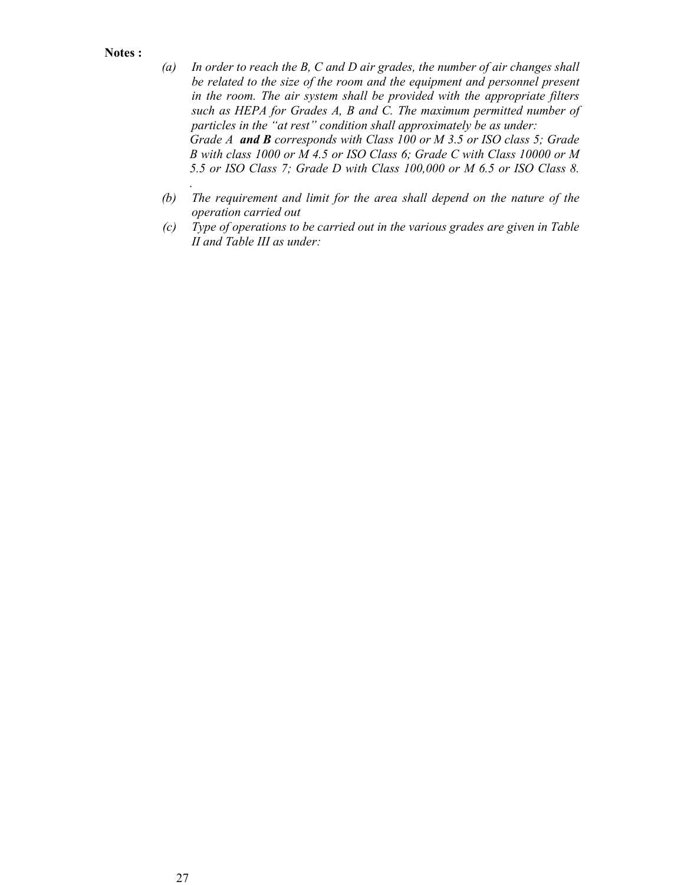**Notes :**

(a) *In order to reach the B, C and D air grades, the number of air changes shall be related to the size of the room and the equipment and personnel present in the room. The air system shall be provided with the appropriate filters such as HEPA for Grades A, B and C. The maximum permitted number of particles in the "at rest" condition shall approximately be as under:*
*Grade A* ***and B*** *corresponds with Class 100 or M 3.5 or ISO class 5; Grade B with class 1000 or M 4.5 or ISO Class 6; Grade C with Class 10000 or M 5.5 or ISO Class 7; Grade D with Class 100,000 or M 6.5 or ISO Class 8.*
*.*

(b) *The requirement and limit for the area shall depend on the nature of the operation carried out*

(c) *Type of operations to be carried out in the various grades are given in Table II and Table III as under:*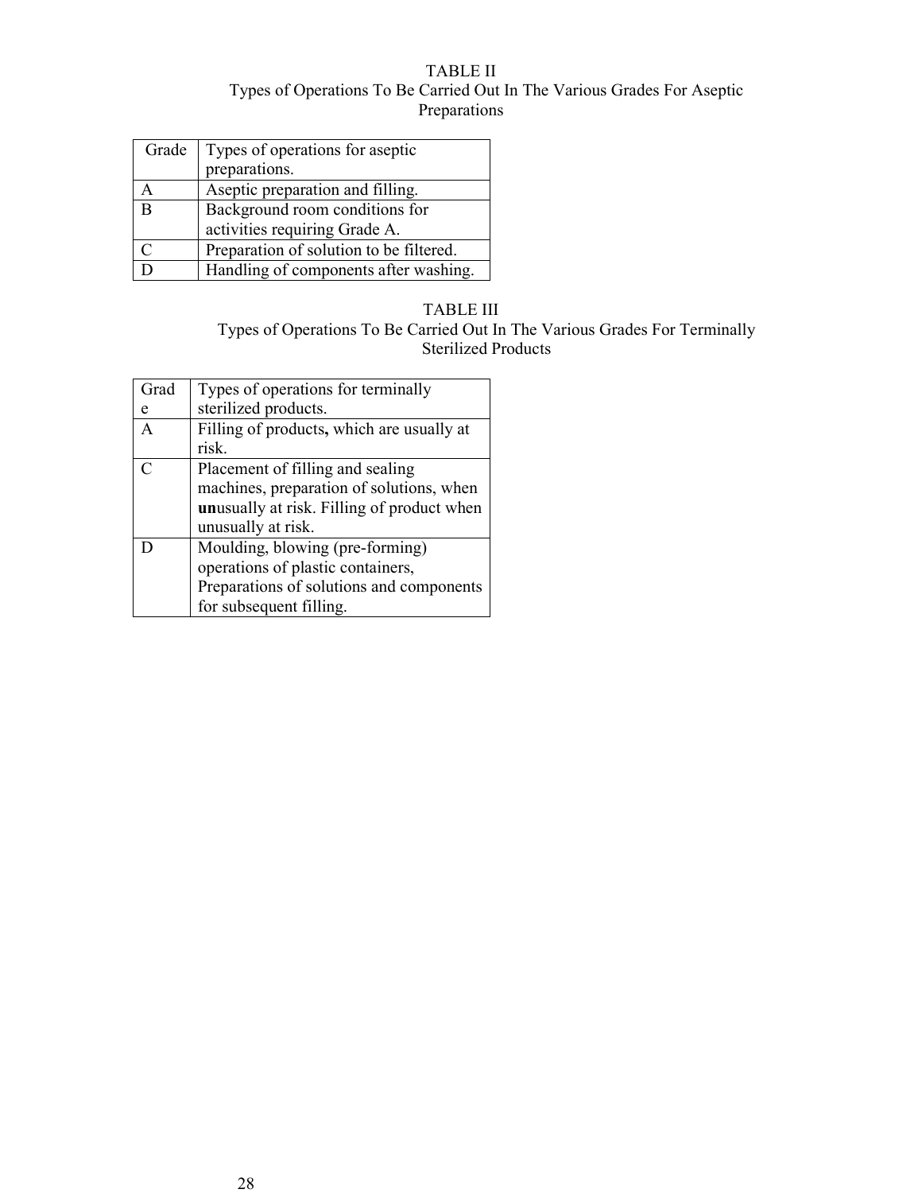TABLE II

Types of Operations To Be Carried Out In The Various Grades For Aseptic Preparations

| Grade | Types of operations for aseptic preparations. |
|---|---|
| A | Aseptic preparation and filling. |
| B | Background room conditions for activities requiring Grade A. |
| C | Preparation of solution to be filtered. |
| D | Handling of components after washing. |

TABLE III

Types of Operations To Be Carried Out In The Various Grades For Terminally Sterilized Products

| Grade | Types of operations for terminally sterilized products. |
|---|---|
| A | Filling of products**,** which are usually at risk. |
| C | Placement of filling and sealing machines, preparation of solutions, when **un**usually at risk. Filling of product when unusually at risk. |
| D | Moulding, blowing (pre-forming) operations of plastic containers, Preparations of solutions and components for subsequent filling. |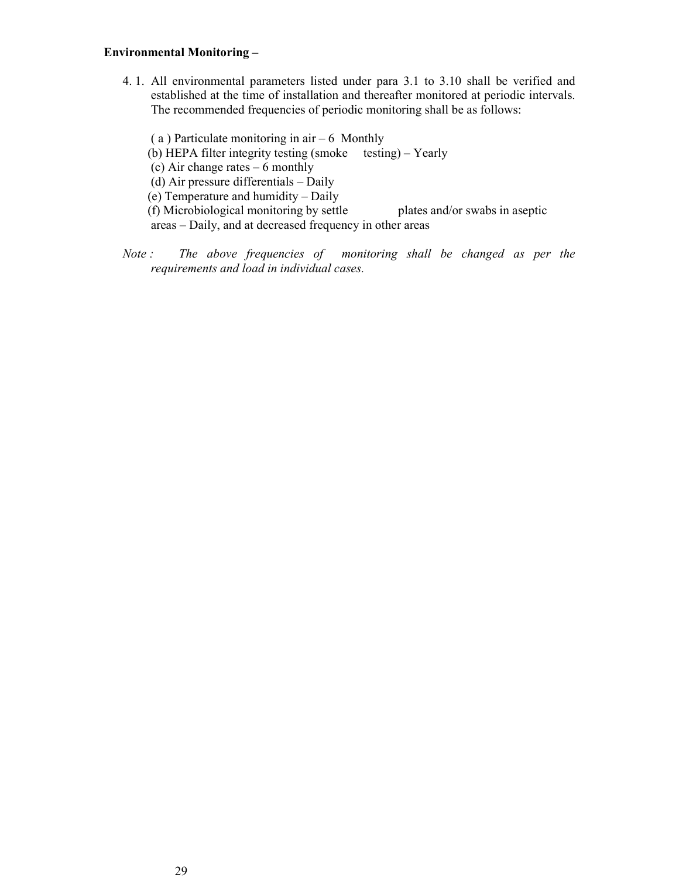**Environmental Monitoring –**

4. 1. All environmental parameters listed under para 3.1 to 3.10 shall be verified and established at the time of installation and thereafter monitored at periodic intervals. The recommended frequencies of periodic monitoring shall be as follows:

    ( a ) Particulate monitoring in air – 6 Monthly
    (b) HEPA filter integrity testing (smoke testing) – Yearly
    (c) Air change rates – 6 monthly
    (d) Air pressure differentials – Daily
    (e) Temperature and humidity – Daily
    (f) Microbiological monitoring by settle plates and/or swabs in aseptic areas – Daily, and at decreased frequency in other areas

*Note : The above frequencies of monitoring shall be changed as per the requirements and load in individual cases.*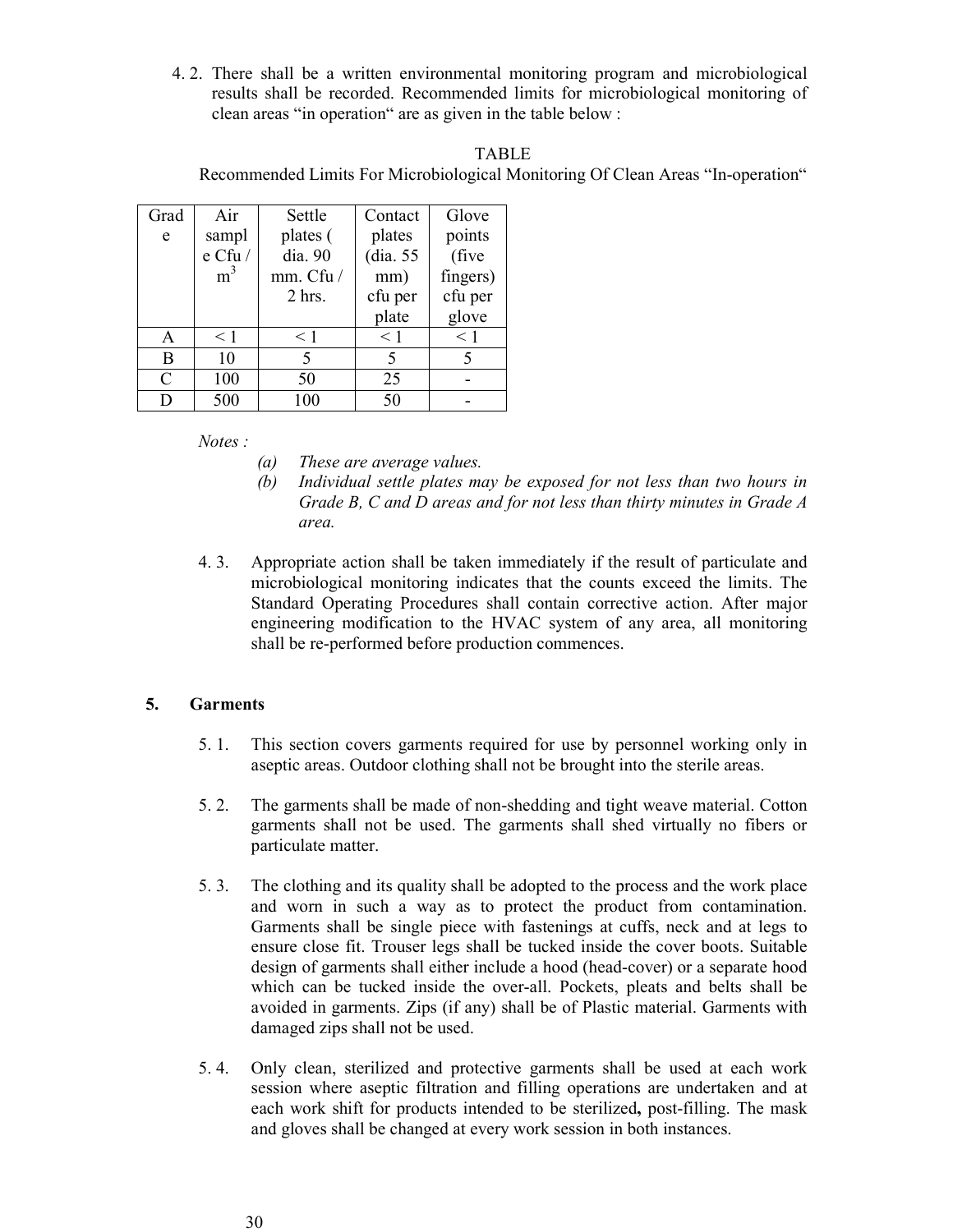4. 2. There shall be a written environmental monitoring program and microbiological results shall be recorded. Recommended limits for microbiological monitoring of clean areas "in operation" are as given in the table below :

TABLE

Recommended Limits For Microbiological Monitoring Of Clean Areas "In-operation"

| Grade | Air sample Cfu / $m^3$ | Settle plates ( dia. 90 mm. Cfu / 2 hrs. | Contact plates (dia. 55 mm) cfu per plate | Glove points (five fingers) cfu per glove |
|---|---|---|---|---|
| A | < 1 | < 1 | < 1 | < 1 |
| B | 10 | 5 | 5 | 5 |
| C | 100 | 50 | 25 | - |
| D | 500 | 100 | 50 | - |

*Notes :*

*(a) These are average values.*

*(b) Individual settle plates may be exposed for not less than two hours in Grade B, C and D areas and for not less than thirty minutes in Grade A area.*

4. 3. Appropriate action shall be taken immediately if the result of particulate and microbiological monitoring indicates that the counts exceed the limits. The Standard Operating Procedures shall contain corrective action. After major engineering modification to the HVAC system of any area, all monitoring shall be re-performed before production commences.

## 5. Garments

5. 1. This section covers garments required for use by personnel working only in aseptic areas. Outdoor clothing shall not be brought into the sterile areas.

5. 2. The garments shall be made of non-shedding and tight weave material. Cotton garments shall not be used. The garments shall shed virtually no fibers or particulate matter.

5. 3. The clothing and its quality shall be adopted to the process and the work place and worn in such a way as to protect the product from contamination. Garments shall be single piece with fastenings at cuffs, neck and at legs to ensure close fit. Trouser legs shall be tucked inside the cover boots. Suitable design of garments shall either include a hood (head-cover) or a separate hood which can be tucked inside the over-all. Pockets, pleats and belts shall be avoided in garments. Zips (if any) shall be of Plastic material. Garments with damaged zips shall not be used.

5. 4. Only clean, sterilized and protective garments shall be used at each work session where aseptic filtration and filling operations are undertaken and at each work shift for products intended to be sterilized**,** post-filling. The mask and gloves shall be changed at every work session in both instances.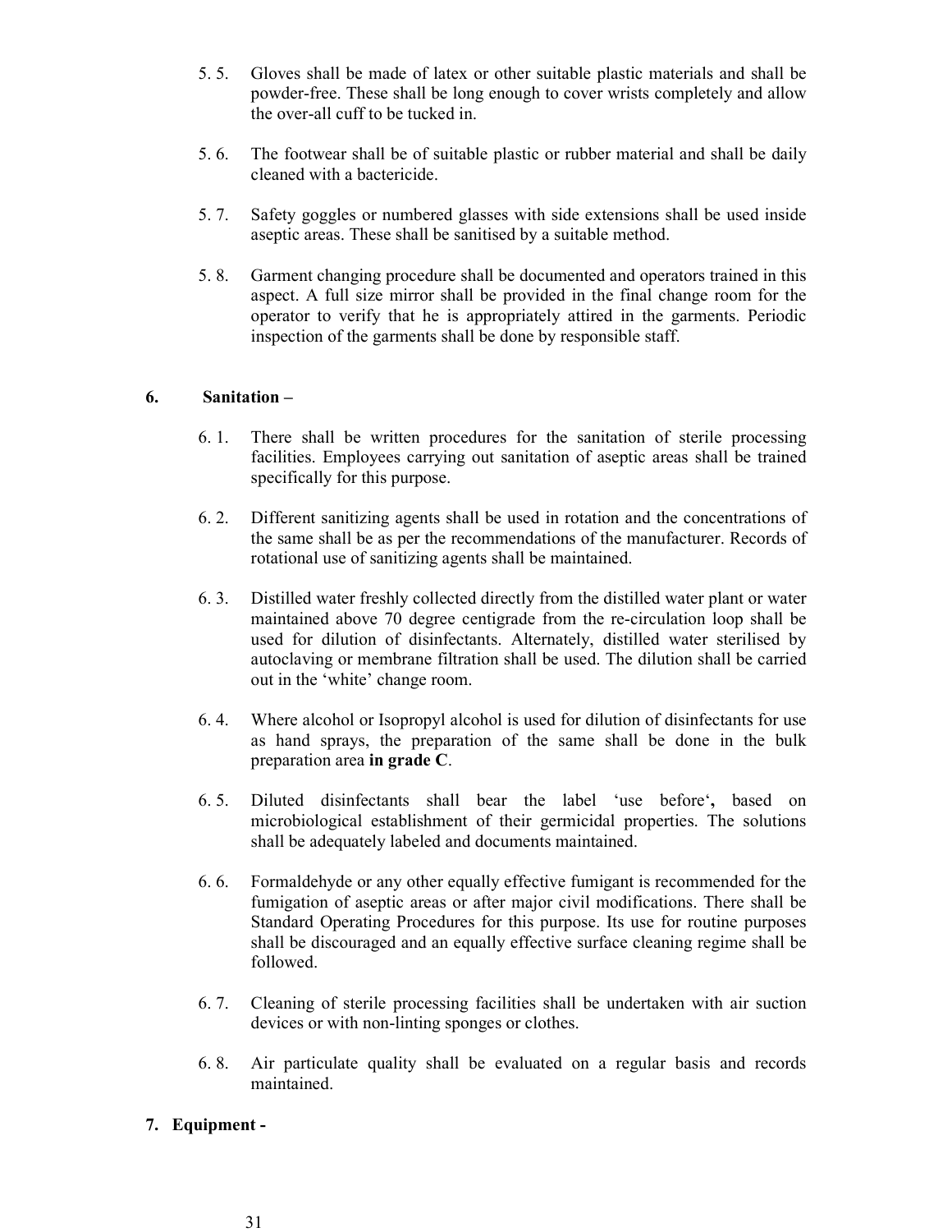5. 5. Gloves shall be made of latex or other suitable plastic materials and shall be powder-free. These shall be long enough to cover wrists completely and allow the over-all cuff to be tucked in.

5. 6. The footwear shall be of suitable plastic or rubber material and shall be daily cleaned with a bactericide.

5. 7. Safety goggles or numbered glasses with side extensions shall be used inside aseptic areas. These shall be sanitised by a suitable method.

5. 8. Garment changing procedure shall be documented and operators trained in this aspect. A full size mirror shall be provided in the final change room for the operator to verify that he is appropriately attired in the garments. Periodic inspection of the garments shall be done by responsible staff.

## 6. Sanitation –

6. 1. There shall be written procedures for the sanitation of sterile processing facilities. Employees carrying out sanitation of aseptic areas shall be trained specifically for this purpose.

6. 2. Different sanitizing agents shall be used in rotation and the concentrations of the same shall be as per the recommendations of the manufacturer. Records of rotational use of sanitizing agents shall be maintained.

6. 3. Distilled water freshly collected directly from the distilled water plant or water maintained above 70 degree centigrade from the re-circulation loop shall be used for dilution of disinfectants. Alternately, distilled water sterilised by autoclaving or membrane filtration shall be used. The dilution shall be carried out in the 'white' change room.

6. 4. Where alcohol or Isopropyl alcohol is used for dilution of disinfectants for use as hand sprays, the preparation of the same shall be done in the bulk preparation area **in grade C**.

6. 5. Diluted disinfectants shall bear the label 'use before'**,** based on microbiological establishment of their germicidal properties. The solutions shall be adequately labeled and documents maintained.

6. 6. Formaldehyde or any other equally effective fumigant is recommended for the fumigation of aseptic areas or after major civil modifications. There shall be Standard Operating Procedures for this purpose. Its use for routine purposes shall be discouraged and an equally effective surface cleaning regime shall be followed.

6. 7. Cleaning of sterile processing facilities shall be undertaken with air suction devices or with non-linting sponges or clothes.

6. 8. Air particulate quality shall be evaluated on a regular basis and records maintained.

## 7. Equipment -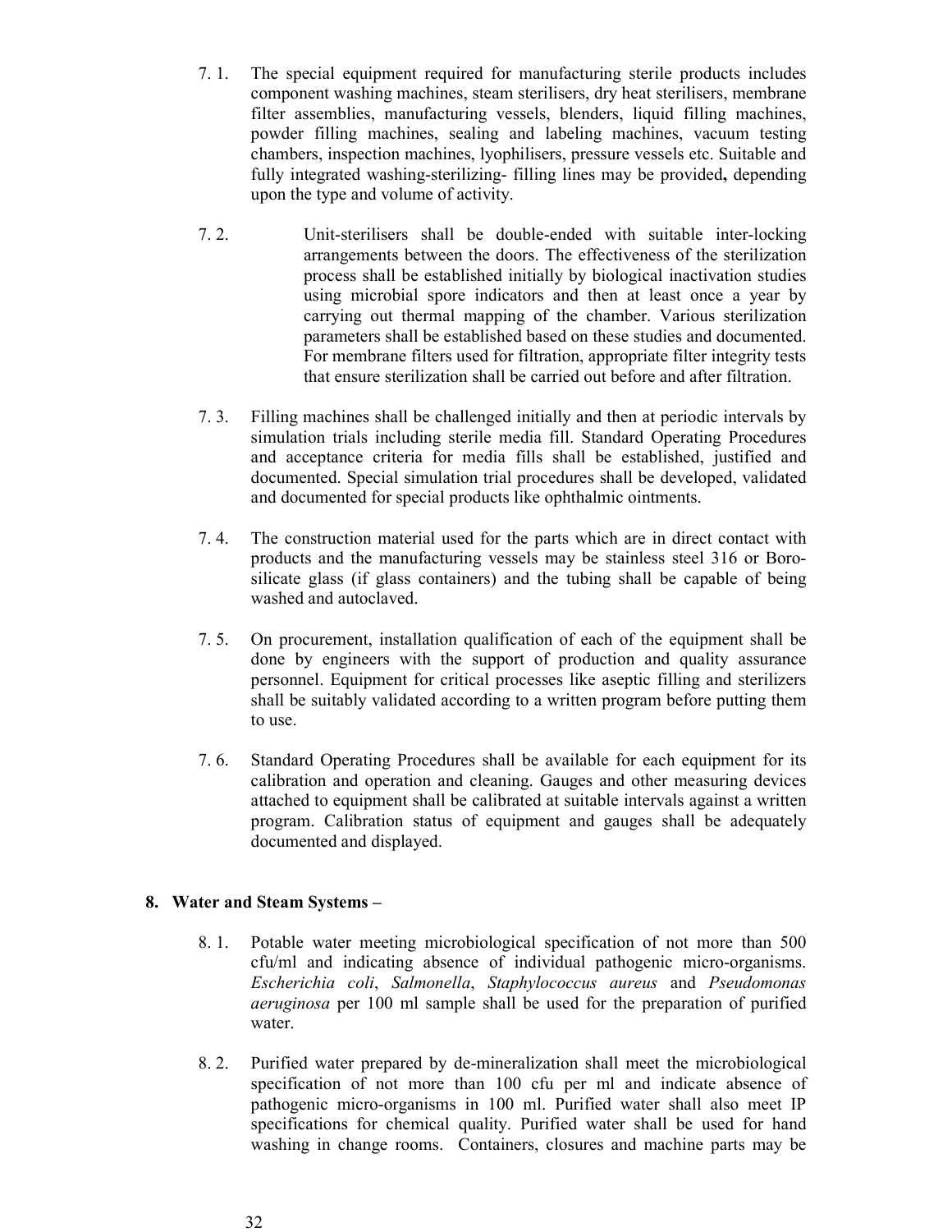7. 1. The special equipment required for manufacturing sterile products includes component washing machines, steam sterilisers, dry heat sterilisers, membrane filter assemblies, manufacturing vessels, blenders, liquid filling machines, powder filling machines, sealing and labeling machines, vacuum testing chambers, inspection machines, lyophilisers, pressure vessels etc. Suitable and fully integrated washing-sterilizing- filling lines may be provided**,** depending upon the type and volume of activity.

7. 2. Unit-sterilisers shall be double-ended with suitable inter-locking arrangements between the doors. The effectiveness of the sterilization process shall be established initially by biological inactivation studies using microbial spore indicators and then at least once a year by carrying out thermal mapping of the chamber. Various sterilization parameters shall be established based on these studies and documented. For membrane filters used for filtration, appropriate filter integrity tests that ensure sterilization shall be carried out before and after filtration.

7. 3. Filling machines shall be challenged initially and then at periodic intervals by simulation trials including sterile media fill. Standard Operating Procedures and acceptance criteria for media fills shall be established, justified and documented. Special simulation trial procedures shall be developed, validated and documented for special products like ophthalmic ointments.

7. 4. The construction material used for the parts which are in direct contact with products and the manufacturing vessels may be stainless steel 316 or Boro-silicate glass (if glass containers) and the tubing shall be capable of being washed and autoclaved.

7. 5. On procurement, installation qualification of each of the equipment shall be done by engineers with the support of production and quality assurance personnel. Equipment for critical processes like aseptic filling and sterilizers shall be suitably validated according to a written program before putting them to use.

7. 6. Standard Operating Procedures shall be available for each equipment for its calibration and operation and cleaning. Gauges and other measuring devices attached to equipment shall be calibrated at suitable intervals against a written program. Calibration status of equipment and gauges shall be adequately documented and displayed.

**8. Water and Steam Systems –**

8. 1. Potable water meeting microbiological specification of not more than 500 cfu/ml and indicating absence of individual pathogenic micro-organisms. *Escherichia coli*, *Salmonella*, *Staphylococcus aureus* and *Pseudomonas aeruginosa* per 100 ml sample shall be used for the preparation of purified water.

8. 2. Purified water prepared by de-mineralization shall meet the microbiological specification of not more than 100 cfu per ml and indicate absence of pathogenic micro-organisms in 100 ml. Purified water shall also meet IP specifications for chemical quality. Purified water shall be used for hand washing in change rooms. Containers, closures and machine parts may be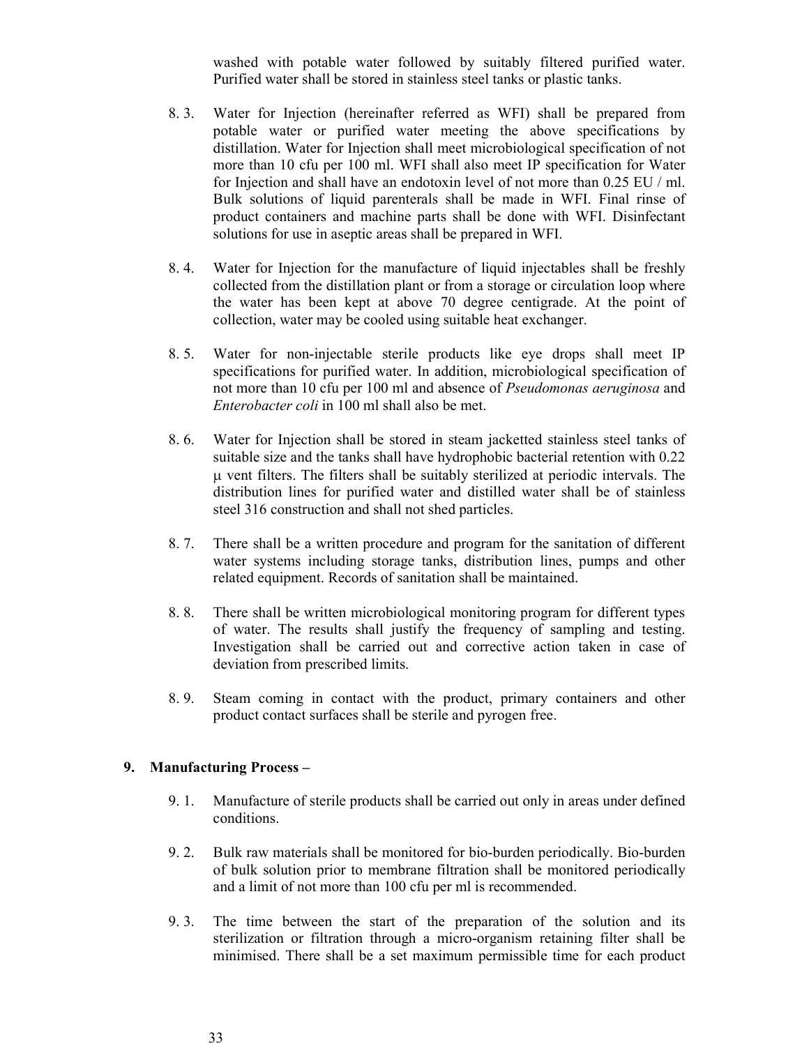washed with potable water followed by suitably filtered purified water. Purified water shall be stored in stainless steel tanks or plastic tanks.

8. 3. Water for Injection (hereinafter referred as WFI) shall be prepared from potable water or purified water meeting the above specifications by distillation. Water for Injection shall meet microbiological specification of not more than 10 cfu per 100 ml. WFI shall also meet IP specification for Water for Injection and shall have an endotoxin level of not more than 0.25 EU / ml. Bulk solutions of liquid parenterals shall be made in WFI. Final rinse of product containers and machine parts shall be done with WFI. Disinfectant solutions for use in aseptic areas shall be prepared in WFI.

8. 4. Water for Injection for the manufacture of liquid injectables shall be freshly collected from the distillation plant or from a storage or circulation loop where the water has been kept at above 70 degree centigrade. At the point of collection, water may be cooled using suitable heat exchanger.

8. 5. Water for non-injectable sterile products like eye drops shall meet IP specifications for purified water. In addition, microbiological specification of not more than 10 cfu per 100 ml and absence of *Pseudomonas aeruginosa* and *Enterobacter coli* in 100 ml shall also be met.

8. 6. Water for Injection shall be stored in steam jacketted stainless steel tanks of suitable size and the tanks shall have hydrophobic bacterial retention with 0.22 µ vent filters. The filters shall be suitably sterilized at periodic intervals. The distribution lines for purified water and distilled water shall be of stainless steel 316 construction and shall not shed particles.

8. 7. There shall be a written procedure and program for the sanitation of different water systems including storage tanks, distribution lines, pumps and other related equipment. Records of sanitation shall be maintained.

8. 8. There shall be written microbiological monitoring program for different types of water. The results shall justify the frequency of sampling and testing. Investigation shall be carried out and corrective action taken in case of deviation from prescribed limits.

8. 9. Steam coming in contact with the product, primary containers and other product contact surfaces shall be sterile and pyrogen free.

## 9. Manufacturing Process –

9. 1. Manufacture of sterile products shall be carried out only in areas under defined conditions.

9. 2. Bulk raw materials shall be monitored for bio-burden periodically. Bio-burden of bulk solution prior to membrane filtration shall be monitored periodically and a limit of not more than 100 cfu per ml is recommended.

9. 3. The time between the start of the preparation of the solution and its sterilization or filtration through a micro-organism retaining filter shall be minimised. There shall be a set maximum permissible time for each product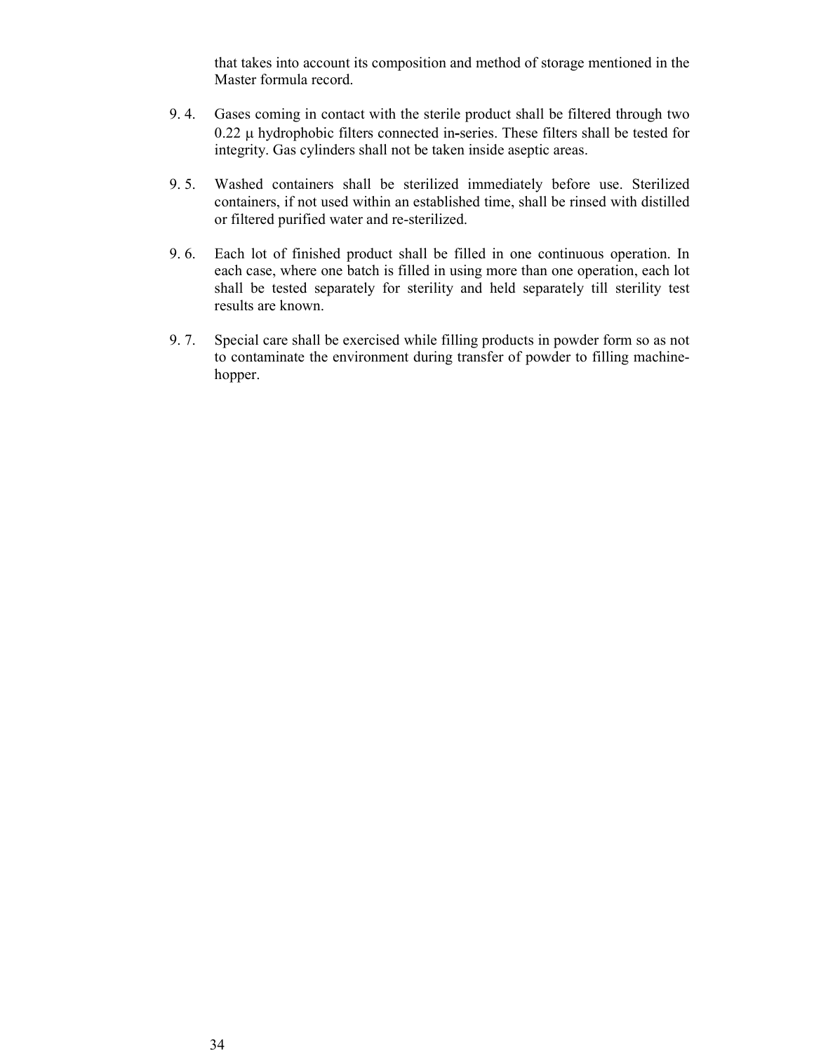that takes into account its composition and method of storage mentioned in the Master formula record.

9. 4. Gases coming in contact with the sterile product shall be filtered through two 0.22 μ hydrophobic filters connected in-series. These filters shall be tested for integrity. Gas cylinders shall not be taken inside aseptic areas.

9. 5. Washed containers shall be sterilized immediately before use. Sterilized containers, if not used within an established time, shall be rinsed with distilled or filtered purified water and re-sterilized.

9. 6. Each lot of finished product shall be filled in one continuous operation. In each case, where one batch is filled in using more than one operation, each lot shall be tested separately for sterility and held separately till sterility test results are known.

9. 7. Special care shall be exercised while filling products in powder form so as not to contaminate the environment during transfer of powder to filling machine-hopper.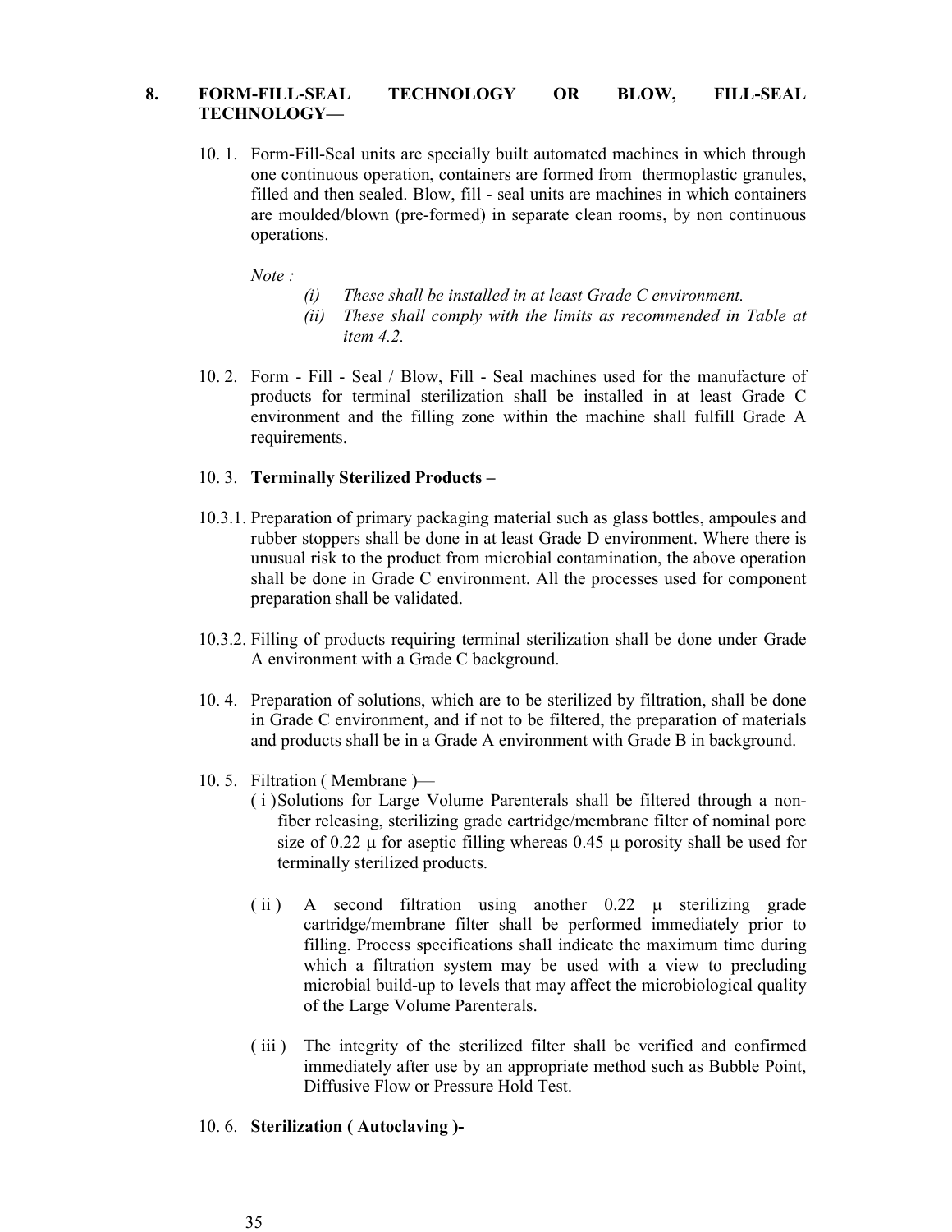## 8. FORM-FILL-SEAL TECHNOLOGY OR BLOW, FILL-SEAL TECHNOLOGY—

10. 1. Form-Fill-Seal units are specially built automated machines in which through one continuous operation, containers are formed from thermoplastic granules, filled and then sealed. Blow, fill - seal units are machines in which containers are moulded/blown (pre-formed) in separate clean rooms, by non continuous operations.

*Note :*

*(i) These shall be installed in at least Grade C environment.*

*(ii) These shall comply with the limits as recommended in Table at item 4.2.*

10. 2. Form - Fill - Seal / Blow, Fill - Seal machines used for the manufacture of products for terminal sterilization shall be installed in at least Grade C environment and the filling zone within the machine shall fulfill Grade A requirements.

10. 3. **Terminally Sterilized Products –**

10.3.1. Preparation of primary packaging material such as glass bottles, ampoules and rubber stoppers shall be done in at least Grade D environment. Where there is unusual risk to the product from microbial contamination, the above operation shall be done in Grade C environment. All the processes used for component preparation shall be validated.

10.3.2. Filling of products requiring terminal sterilization shall be done under Grade A environment with a Grade C background.

10. 4. Preparation of solutions, which are to be sterilized by filtration, shall be done in Grade C environment, and if not to be filtered, the preparation of materials and products shall be in a Grade A environment with Grade B in background.

10. 5. Filtration ( Membrane )—

( i ) Solutions for Large Volume Parenterals shall be filtered through a non-fiber releasing, sterilizing grade cartridge/membrane filter of nominal pore size of 0.22 μ for aseptic filling whereas 0.45 μ porosity shall be used for terminally sterilized products.

( ii ) A second filtration using another 0.22 μ sterilizing grade cartridge/membrane filter shall be performed immediately prior to filling. Process specifications shall indicate the maximum time during which a filtration system may be used with a view to precluding microbial build-up to levels that may affect the microbiological quality of the Large Volume Parenterals.

( iii ) The integrity of the sterilized filter shall be verified and confirmed immediately after use by an appropriate method such as Bubble Point, Diffusive Flow or Pressure Hold Test.

10. 6. **Sterilization ( Autoclaving )-**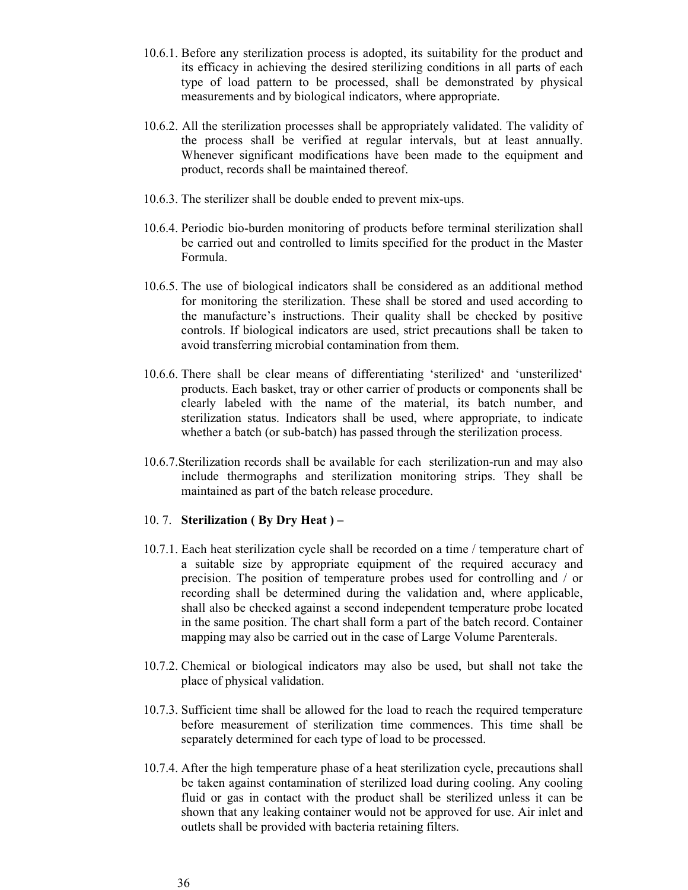10.6.1. Before any sterilization process is adopted, its suitability for the product and its efficacy in achieving the desired sterilizing conditions in all parts of each type of load pattern to be processed, shall be demonstrated by physical measurements and by biological indicators, where appropriate.

10.6.2. All the sterilization processes shall be appropriately validated. The validity of the process shall be verified at regular intervals, but at least annually. Whenever significant modifications have been made to the equipment and product, records shall be maintained thereof.

10.6.3. The sterilizer shall be double ended to prevent mix-ups.

10.6.4. Periodic bio-burden monitoring of products before terminal sterilization shall be carried out and controlled to limits specified for the product in the Master Formula.

10.6.5. The use of biological indicators shall be considered as an additional method for monitoring the sterilization. These shall be stored and used according to the manufacture's instructions. Their quality shall be checked by positive controls. If biological indicators are used, strict precautions shall be taken to avoid transferring microbial contamination from them.

10.6.6. There shall be clear means of differentiating 'sterilized' and 'unsterilized' products. Each basket, tray or other carrier of products or components shall be clearly labeled with the name of the material, its batch number, and sterilization status. Indicators shall be used, where appropriate, to indicate whether a batch (or sub-batch) has passed through the sterilization process.

10.6.7. Sterilization records shall be available for each sterilization-run and may also include thermographs and sterilization monitoring strips. They shall be maintained as part of the batch release procedure.

10. 7. **Sterilization ( By Dry Heat ) –**

10.7.1. Each heat sterilization cycle shall be recorded on a time / temperature chart of a suitable size by appropriate equipment of the required accuracy and precision. The position of temperature probes used for controlling and / or recording shall be determined during the validation and, where applicable, shall also be checked against a second independent temperature probe located in the same position. The chart shall form a part of the batch record. Container mapping may also be carried out in the case of Large Volume Parenterals.

10.7.2. Chemical or biological indicators may also be used, but shall not take the place of physical validation.

10.7.3. Sufficient time shall be allowed for the load to reach the required temperature before measurement of sterilization time commences. This time shall be separately determined for each type of load to be processed.

10.7.4. After the high temperature phase of a heat sterilization cycle, precautions shall be taken against contamination of sterilized load during cooling. Any cooling fluid or gas in contact with the product shall be sterilized unless it can be shown that any leaking container would not be approved for use. Air inlet and outlets shall be provided with bacteria retaining filters.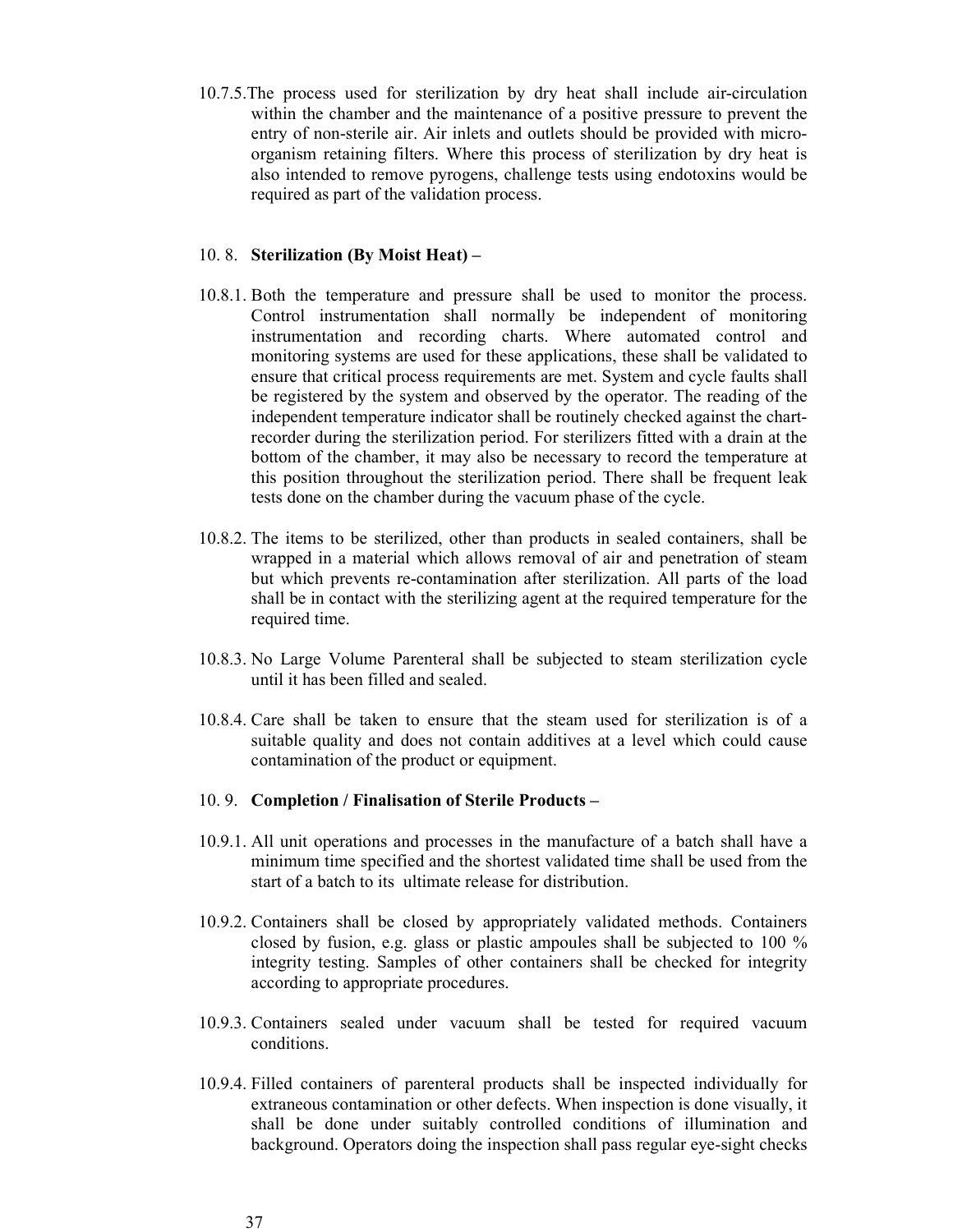10.7.5. The process used for sterilization by dry heat shall include air-circulation within the chamber and the maintenance of a positive pressure to prevent the entry of non-sterile air. Air inlets and outlets should be provided with micro-organism retaining filters. Where this process of sterilization by dry heat is also intended to remove pyrogens, challenge tests using endotoxins would be required as part of the validation process.

10. 8. **Sterilization (By Moist Heat) –**

10.8.1. Both the temperature and pressure shall be used to monitor the process. Control instrumentation shall normally be independent of monitoring instrumentation and recording charts. Where automated control and monitoring systems are used for these applications, these shall be validated to ensure that critical process requirements are met. System and cycle faults shall be registered by the system and observed by the operator. The reading of the independent temperature indicator shall be routinely checked against the chart-recorder during the sterilization period. For sterilizers fitted with a drain at the bottom of the chamber, it may also be necessary to record the temperature at this position throughout the sterilization period. There shall be frequent leak tests done on the chamber during the vacuum phase of the cycle.

10.8.2. The items to be sterilized, other than products in sealed containers, shall be wrapped in a material which allows removal of air and penetration of steam but which prevents re-contamination after sterilization. All parts of the load shall be in contact with the sterilizing agent at the required temperature for the required time.

10.8.3. No Large Volume Parenteral shall be subjected to steam sterilization cycle until it has been filled and sealed.

10.8.4. Care shall be taken to ensure that the steam used for sterilization is of a suitable quality and does not contain additives at a level which could cause contamination of the product or equipment.

10. 9. **Completion / Finalisation of Sterile Products –**

10.9.1. All unit operations and processes in the manufacture of a batch shall have a minimum time specified and the shortest validated time shall be used from the start of a batch to its ultimate release for distribution.

10.9.2. Containers shall be closed by appropriately validated methods. Containers closed by fusion, e.g. glass or plastic ampoules shall be subjected to 100 % integrity testing. Samples of other containers shall be checked for integrity according to appropriate procedures.

10.9.3. Containers sealed under vacuum shall be tested for required vacuum conditions.

10.9.4. Filled containers of parenteral products shall be inspected individually for extraneous contamination or other defects. When inspection is done visually, it shall be done under suitably controlled conditions of illumination and background. Operators doing the inspection shall pass regular eye-sight checks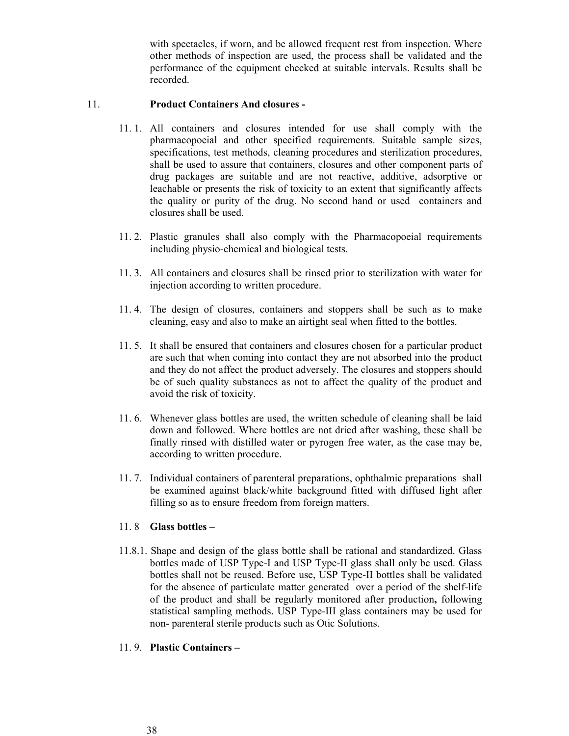with spectacles, if worn, and be allowed frequent rest from inspection. Where other methods of inspection are used, the process shall be validated and the performance of the equipment checked at suitable intervals. Results shall be recorded.

## 11. Product Containers And closures -

11.1. All containers and closures intended for use shall comply with the pharmacopoeial and other specified requirements. Suitable sample sizes, specifications, test methods, cleaning procedures and sterilization procedures, shall be used to assure that containers, closures and other component parts of drug packages are suitable and are not reactive, additive, adsorptive or leachable or presents the risk of toxicity to an extent that significantly affects the quality or purity of the drug. No second hand or used containers and closures shall be used.

11.2. Plastic granules shall also comply with the Pharmacopoeial requirements including physio-chemical and biological tests.

11.3. All containers and closures shall be rinsed prior to sterilization with water for injection according to written procedure.

11.4. The design of closures, containers and stoppers shall be such as to make cleaning, easy and also to make an airtight seal when fitted to the bottles.

11.5. It shall be ensured that containers and closures chosen for a particular product are such that when coming into contact they are not absorbed into the product and they do not affect the product adversely. The closures and stoppers should be of such quality substances as not to affect the quality of the product and avoid the risk of toxicity.

11.6. Whenever glass bottles are used, the written schedule of cleaning shall be laid down and followed. Where bottles are not dried after washing, these shall be finally rinsed with distilled water or pyrogen free water, as the case may be, according to written procedure.

11.7. Individual containers of parenteral preparations, ophthalmic preparations shall be examined against black/white background fitted with diffused light after filling so as to ensure freedom from foreign matters.

### 11.8 Glass bottles –

11.8.1. Shape and design of the glass bottle shall be rational and standardized. Glass bottles made of USP Type-I and USP Type-II glass shall only be used. Glass bottles shall not be reused. Before use, USP Type-II bottles shall be validated for the absence of particulate matter generated over a period of the shelf-life of the product and shall be regularly monitored after production**,** following statistical sampling methods. USP Type-III glass containers may be used for non- parenteral sterile products such as Otic Solutions.

### 11.9. Plastic Containers –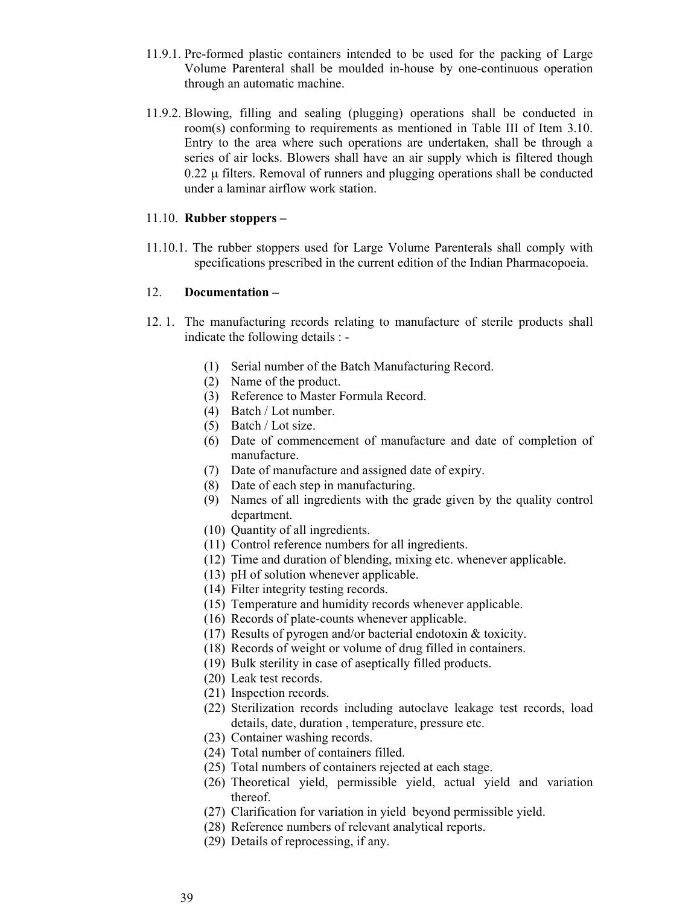11.9.1. Pre-formed plastic containers intended to be used for the packing of Large Volume Parenteral shall be moulded in-house by one-continuous operation through an automatic machine.

11.9.2. Blowing, filling and sealing (plugging) operations shall be conducted in room(s) conforming to requirements as mentioned in Table III of Item 3.10. Entry to the area where such operations are undertaken, shall be through a series of air locks. Blowers shall have an air supply which is filtered though 0.22 μ filters. Removal of runners and plugging operations shall be conducted under a laminar airflow work station.

11.10. **Rubber stoppers –**

11.10.1. The rubber stoppers used for Large Volume Parenterals shall comply with specifications prescribed in the current edition of the Indian Pharmacopoeia.

12. **Documentation –**

12. 1. The manufacturing records relating to manufacture of sterile products shall indicate the following details : -

(1) Serial number of the Batch Manufacturing Record.
(2) Name of the product.
(3) Reference to Master Formula Record.
(4) Batch / Lot number.
(5) Batch / Lot size.
(6) Date of commencement of manufacture and date of completion of manufacture.
(7) Date of manufacture and assigned date of expiry.
(8) Date of each step in manufacturing.
(9) Names of all ingredients with the grade given by the quality control department.
(10) Quantity of all ingredients.
(11) Control reference numbers for all ingredients.
(12) Time and duration of blending, mixing etc. whenever applicable.
(13) pH of solution whenever applicable.
(14) Filter integrity testing records.
(15) Temperature and humidity records whenever applicable.
(16) Records of plate-counts whenever applicable.
(17) Results of pyrogen and/or bacterial endotoxin & toxicity.
(18) Records of weight or volume of drug filled in containers.
(19) Bulk sterility in case of aseptically filled products.
(20) Leak test records.
(21) Inspection records.
(22) Sterilization records including autoclave leakage test records, load details, date, duration , temperature, pressure etc.
(23) Container washing records.
(24) Total number of containers filled.
(25) Total numbers of containers rejected at each stage.
(26) Theoretical yield, permissible yield, actual yield and variation thereof.
(27) Clarification for variation in yield beyond permissible yield.
(28) Reference numbers of relevant analytical reports.
(29) Details of reprocessing, if any.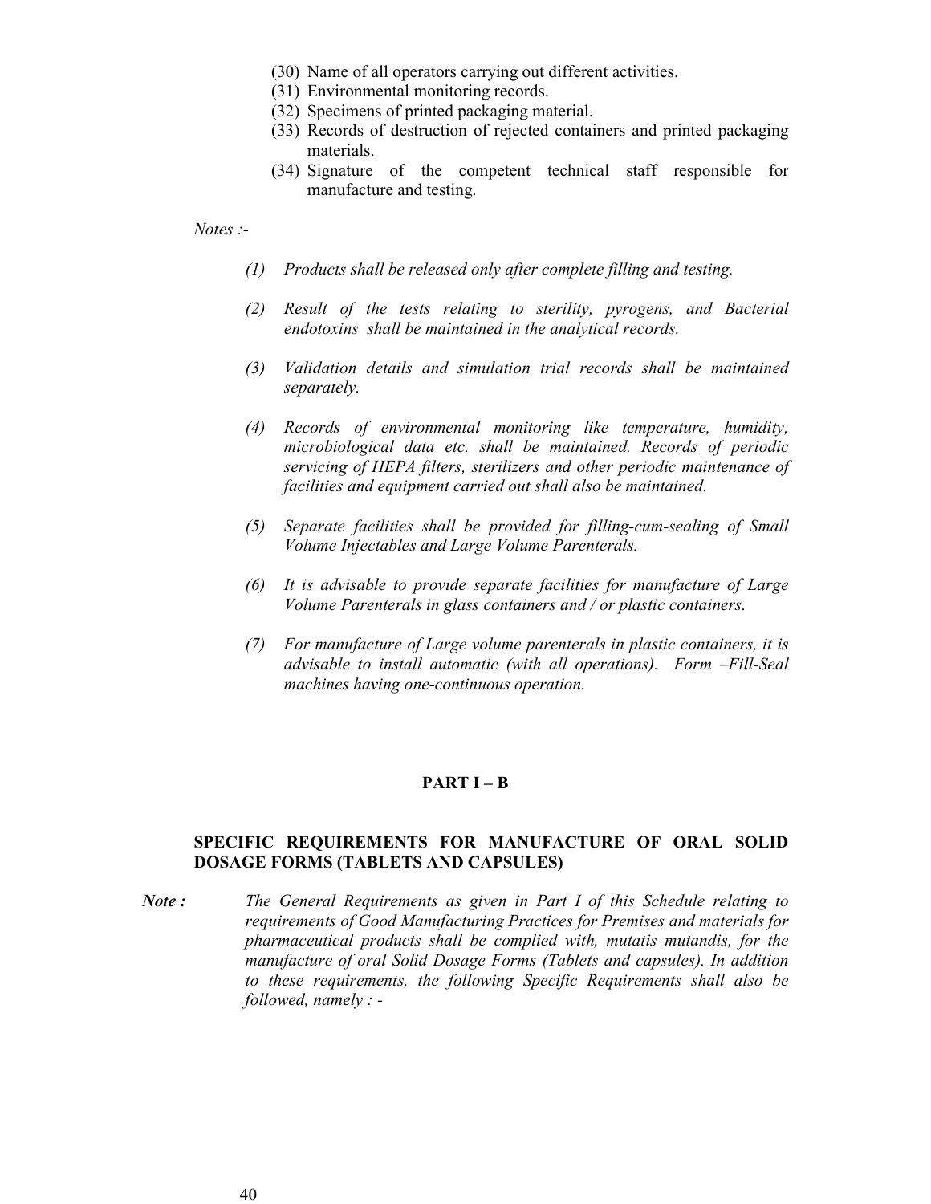(30) Name of all operators carrying out different activities.
(31) Environmental monitoring records.
(32) Specimens of printed packaging material.
(33) Records of destruction of rejected containers and printed packaging materials.
(34) Signature of the competent technical staff responsible for manufacture and testing.

*Notes :-*

*(1) Products shall be released only after complete filling and testing.*

*(2) Result of the tests relating to sterility, pyrogens, and Bacterial endotoxins shall be maintained in the analytical records.*

*(3) Validation details and simulation trial records shall be maintained separately.*

*(4) Records of environmental monitoring like temperature, humidity, microbiological data etc. shall be maintained. Records of periodic servicing of HEPA filters, sterilizers and other periodic maintenance of facilities and equipment carried out shall also be maintained.*

*(5) Separate facilities shall be provided for filling-cum-sealing of Small Volume Injectables and Large Volume Parenterals.*

*(6) It is advisable to provide separate facilities for manufacture of Large Volume Parenterals in glass containers and / or plastic containers.*

*(7) For manufacture of Large volume parenterals in plastic containers, it is advisable to install automatic (with all operations). Form –Fill-Seal machines having one-continuous operation.*

## PART I – B

### SPECIFIC REQUIREMENTS FOR MANUFACTURE OF ORAL SOLID DOSAGE FORMS (TABLETS AND CAPSULES)

***Note :*** *The General Requirements as given in Part I of this Schedule relating to requirements of Good Manufacturing Practices for Premises and materials for pharmaceutical products shall be complied with, mutatis mutandis, for the manufacture of oral Solid Dosage Forms (Tablets and capsules). In addition to these requirements, the following Specific Requirements shall also be followed, namely : -*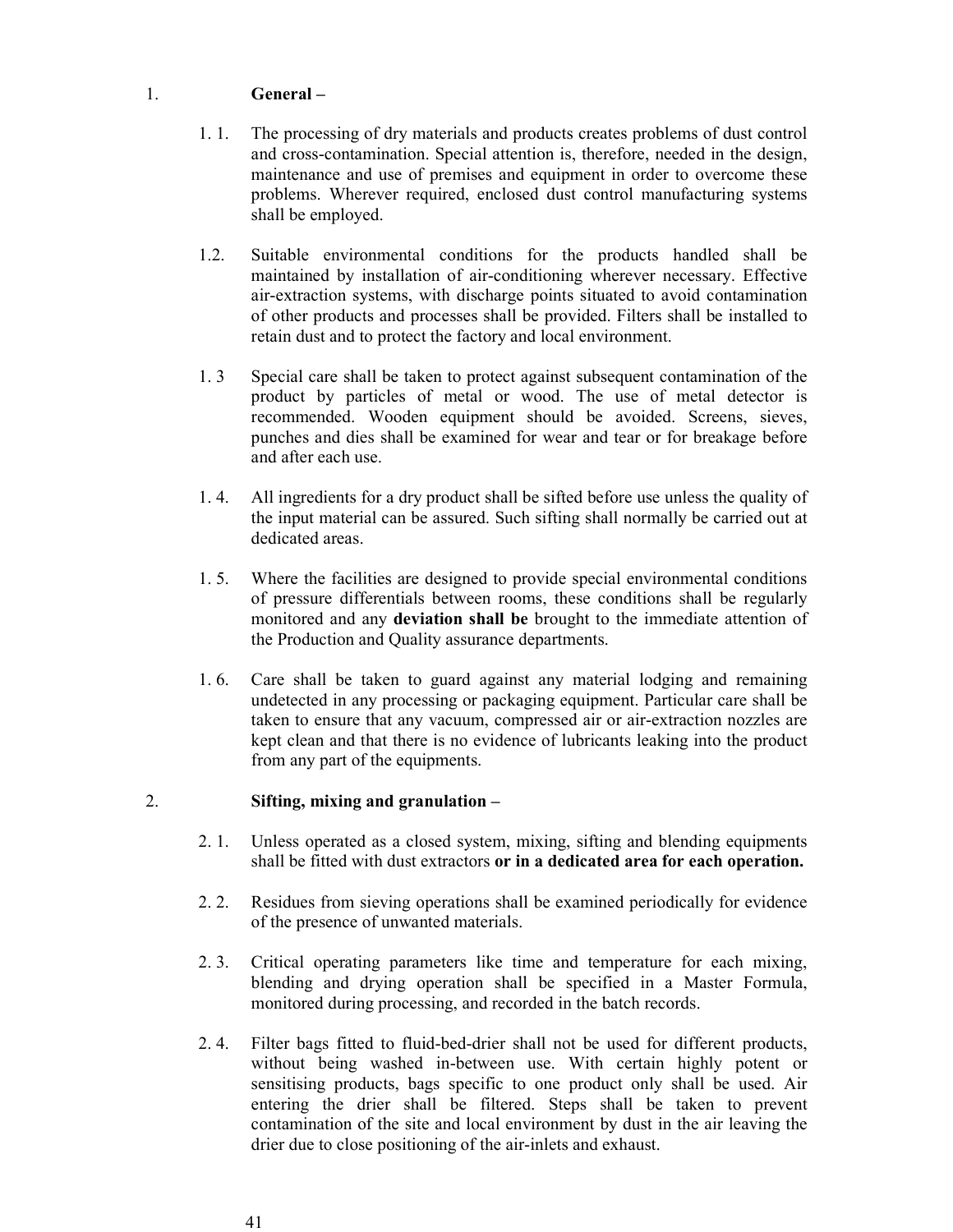1. **General –**

1.1. The processing of dry materials and products creates problems of dust control and cross-contamination. Special attention is, therefore, needed in the design, maintenance and use of premises and equipment in order to overcome these problems. Wherever required, enclosed dust control manufacturing systems shall be employed.

1.2. Suitable environmental conditions for the products handled shall be maintained by installation of air-conditioning wherever necessary. Effective air-extraction systems, with discharge points situated to avoid contamination of other products and processes shall be provided. Filters shall be installed to retain dust and to protect the factory and local environment.

1.3 Special care shall be taken to protect against subsequent contamination of the product by particles of metal or wood. The use of metal detector is recommended. Wooden equipment should be avoided. Screens, sieves, punches and dies shall be examined for wear and tear or for breakage before and after each use.

1.4. All ingredients for a dry product shall be sifted before use unless the quality of the input material can be assured. Such sifting shall normally be carried out at dedicated areas.

1.5. Where the facilities are designed to provide special environmental conditions of pressure differentials between rooms, these conditions shall be regularly monitored and any **deviation shall be** brought to the immediate attention of the Production and Quality assurance departments.

1.6. Care shall be taken to guard against any material lodging and remaining undetected in any processing or packaging equipment. Particular care shall be taken to ensure that any vacuum, compressed air or air-extraction nozzles are kept clean and that there is no evidence of lubricants leaking into the product from any part of the equipments.

2. **Sifting, mixing and granulation –**

2.1. Unless operated as a closed system, mixing, sifting and blending equipments shall be fitted with dust extractors **or in a dedicated area for each operation.**

2.2. Residues from sieving operations shall be examined periodically for evidence of the presence of unwanted materials.

2.3. Critical operating parameters like time and temperature for each mixing, blending and drying operation shall be specified in a Master Formula, monitored during processing, and recorded in the batch records.

2.4. Filter bags fitted to fluid-bed-drier shall not be used for different products, without being washed in-between use. With certain highly potent or sensitising products, bags specific to one product only shall be used. Air entering the drier shall be filtered. Steps shall be taken to prevent contamination of the site and local environment by dust in the air leaving the drier due to close positioning of the air-inlets and exhaust.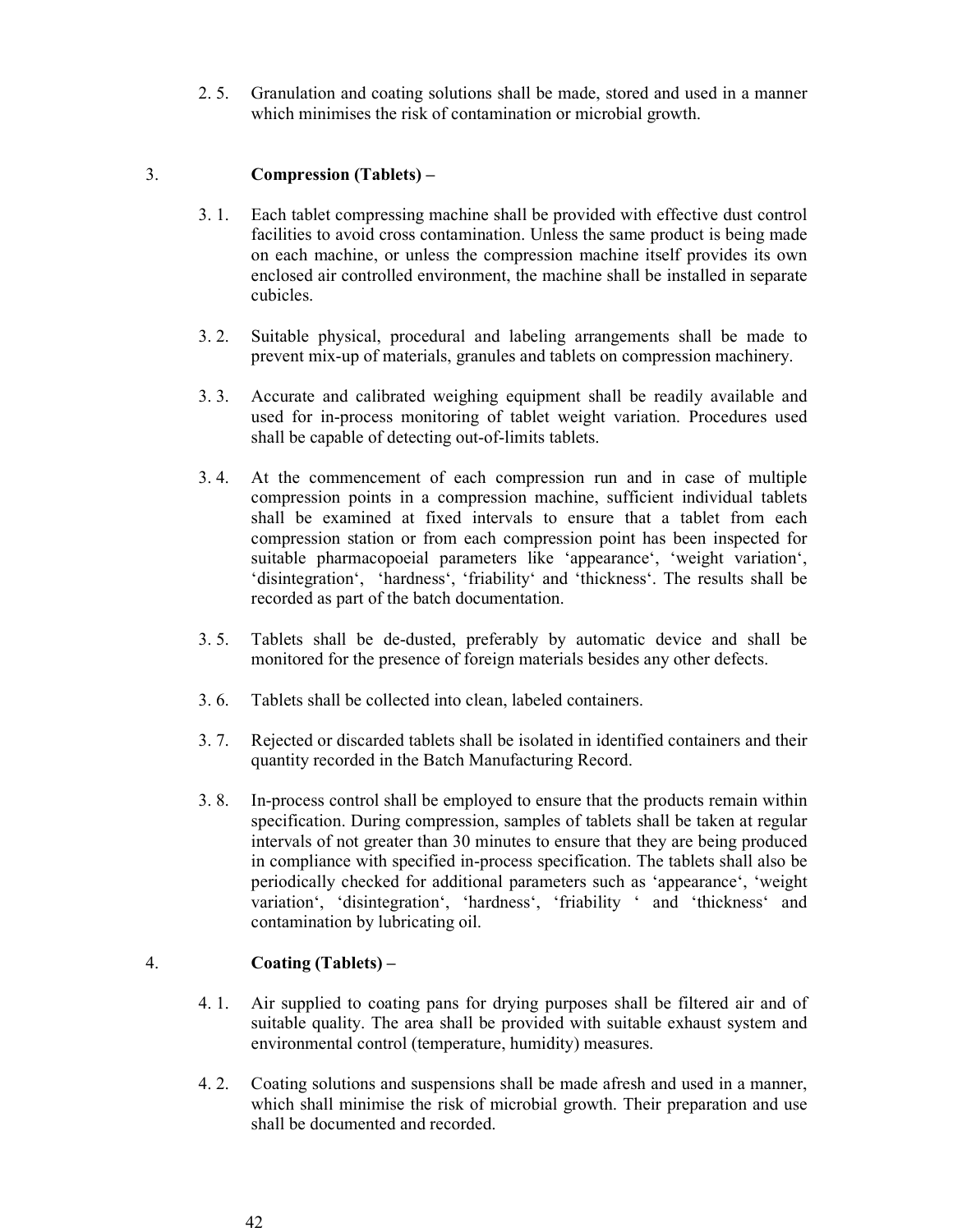2. 5. Granulation and coating solutions shall be made, stored and used in a manner which minimises the risk of contamination or microbial growth.

3. **Compression (Tablets) –**

3. 1. Each tablet compressing machine shall be provided with effective dust control facilities to avoid cross contamination. Unless the same product is being made on each machine, or unless the compression machine itself provides its own enclosed air controlled environment, the machine shall be installed in separate cubicles.

3. 2. Suitable physical, procedural and labeling arrangements shall be made to prevent mix-up of materials, granules and tablets on compression machinery.

3. 3. Accurate and calibrated weighing equipment shall be readily available and used for in-process monitoring of tablet weight variation. Procedures used shall be capable of detecting out-of-limits tablets.

3. 4. At the commencement of each compression run and in case of multiple compression points in a compression machine, sufficient individual tablets shall be examined at fixed intervals to ensure that a tablet from each compression station or from each compression point has been inspected for suitable pharmacopoeial parameters like 'appearance', 'weight variation', 'disintegration', 'hardness', 'friability' and 'thickness'. The results shall be recorded as part of the batch documentation.

3. 5. Tablets shall be de-dusted, preferably by automatic device and shall be monitored for the presence of foreign materials besides any other defects.

3. 6. Tablets shall be collected into clean, labeled containers.

3. 7. Rejected or discarded tablets shall be isolated in identified containers and their quantity recorded in the Batch Manufacturing Record.

3. 8. In-process control shall be employed to ensure that the products remain within specification. During compression, samples of tablets shall be taken at regular intervals of not greater than 30 minutes to ensure that they are being produced in compliance with specified in-process specification. The tablets shall also be periodically checked for additional parameters such as 'appearance', 'weight variation', 'disintegration', 'hardness', 'friability ' and 'thickness' and contamination by lubricating oil.

4. **Coating (Tablets) –**

4. 1. Air supplied to coating pans for drying purposes shall be filtered air and of suitable quality. The area shall be provided with suitable exhaust system and environmental control (temperature, humidity) measures.

4. 2. Coating solutions and suspensions shall be made afresh and used in a manner, which shall minimise the risk of microbial growth. Their preparation and use shall be documented and recorded.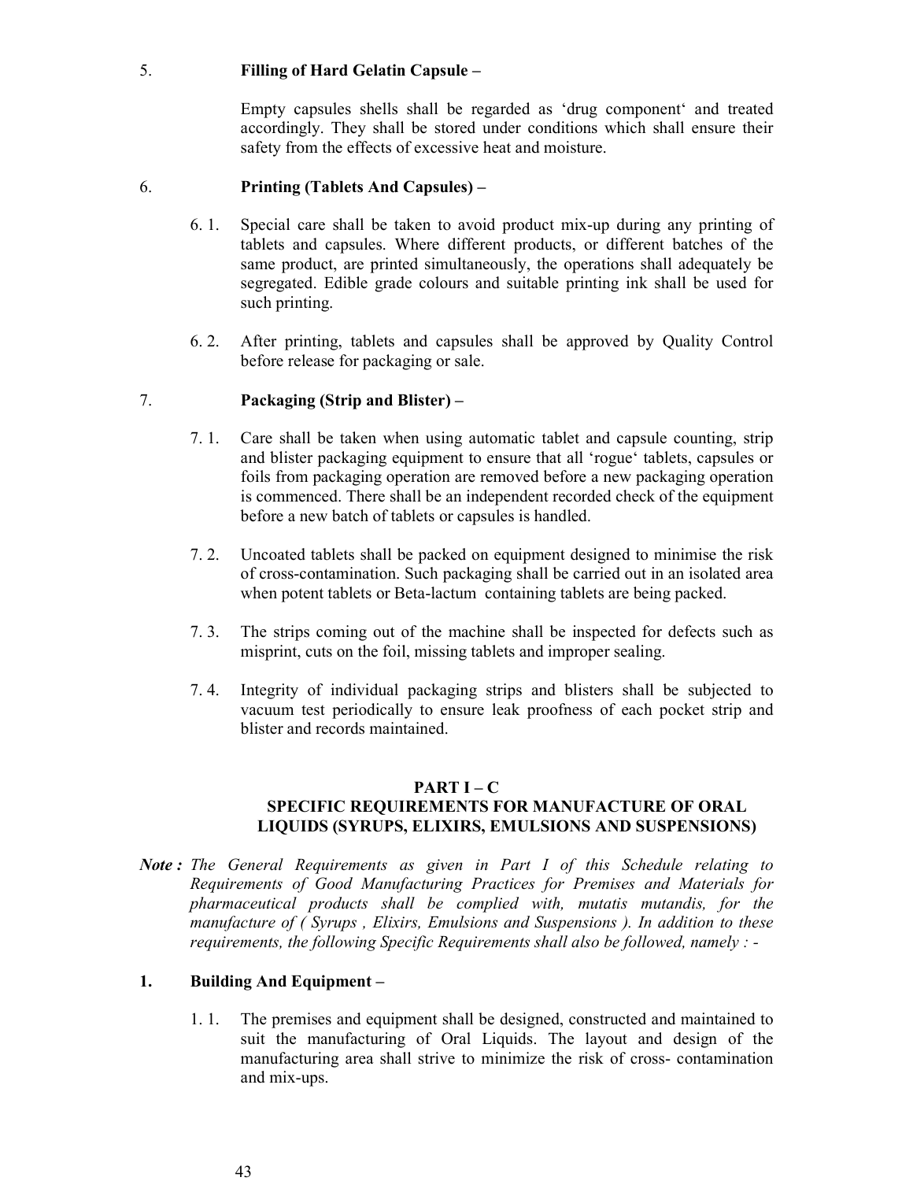5. **Filling of Hard Gelatin Capsule –**

Empty capsules shells shall be regarded as 'drug component' and treated accordingly. They shall be stored under conditions which shall ensure their safety from the effects of excessive heat and moisture.

6. **Printing (Tablets And Capsules) –**

6. 1. Special care shall be taken to avoid product mix-up during any printing of tablets and capsules. Where different products, or different batches of the same product, are printed simultaneously, the operations shall adequately be segregated. Edible grade colours and suitable printing ink shall be used for such printing.

6. 2. After printing, tablets and capsules shall be approved by Quality Control before release for packaging or sale.

7. **Packaging (Strip and Blister) –**

7. 1. Care shall be taken when using automatic tablet and capsule counting, strip and blister packaging equipment to ensure that all 'rogue' tablets, capsules or foils from packaging operation are removed before a new packaging operation is commenced. There shall be an independent recorded check of the equipment before a new batch of tablets or capsules is handled.

7. 2. Uncoated tablets shall be packed on equipment designed to minimise the risk of cross-contamination. Such packaging shall be carried out in an isolated area when potent tablets or Beta-lactum containing tablets are being packed.

7. 3. The strips coming out of the machine shall be inspected for defects such as misprint, cuts on the foil, missing tablets and improper sealing.

7. 4. Integrity of individual packaging strips and blisters shall be subjected to vacuum test periodically to ensure leak proofness of each pocket strip and blister and records maintained.

## PART I – C
## SPECIFIC REQUIREMENTS FOR MANUFACTURE OF ORAL LIQUIDS (SYRUPS, ELIXIRS, EMULSIONS AND SUSPENSIONS)

***Note :*** *The General Requirements as given in Part I of this Schedule relating to Requirements of Good Manufacturing Practices for Premises and Materials for pharmaceutical products shall be complied with, mutatis mutandis, for the manufacture of ( Syrups , Elixirs, Emulsions and Suspensions ). In addition to these requirements, the following Specific Requirements shall also be followed, namely : -*

**1. Building And Equipment –**

1. 1. The premises and equipment shall be designed, constructed and maintained to suit the manufacturing of Oral Liquids. The layout and design of the manufacturing area shall strive to minimize the risk of cross- contamination and mix-ups.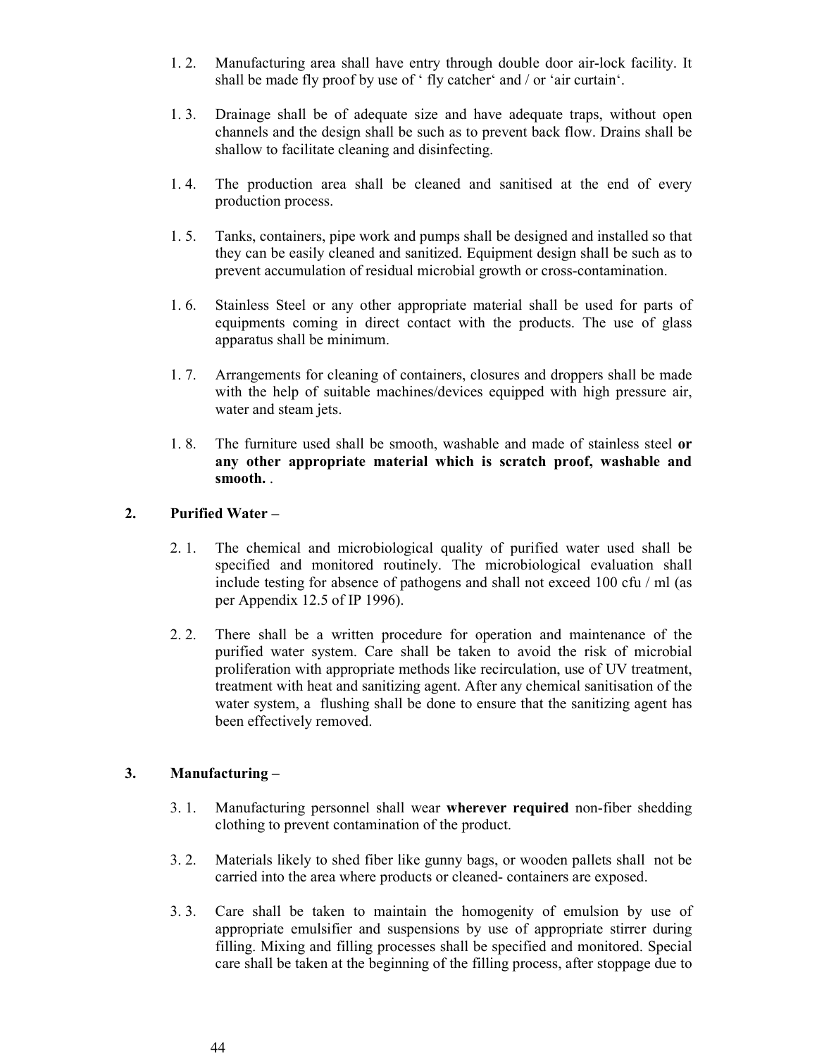1. 2. Manufacturing area shall have entry through double door air-lock facility. It shall be made fly proof by use of ' fly catcher' and / or 'air curtain'.

1. 3. Drainage shall be of adequate size and have adequate traps, without open channels and the design shall be such as to prevent back flow. Drains shall be shallow to facilitate cleaning and disinfecting.

1. 4. The production area shall be cleaned and sanitised at the end of every production process.

1. 5. Tanks, containers, pipe work and pumps shall be designed and installed so that they can be easily cleaned and sanitized. Equipment design shall be such as to prevent accumulation of residual microbial growth or cross-contamination.

1. 6. Stainless Steel or any other appropriate material shall be used for parts of equipments coming in direct contact with the products. The use of glass apparatus shall be minimum.

1. 7. Arrangements for cleaning of containers, closures and droppers shall be made with the help of suitable machines/devices equipped with high pressure air, water and steam jets.

1. 8. The furniture used shall be smooth, washable and made of stainless steel **or any other appropriate material which is scratch proof, washable and smooth.** .

**2. Purified Water –**

2. 1. The chemical and microbiological quality of purified water used shall be specified and monitored routinely. The microbiological evaluation shall include testing for absence of pathogens and shall not exceed 100 cfu / ml (as per Appendix 12.5 of IP 1996).

2. 2. There shall be a written procedure for operation and maintenance of the purified water system. Care shall be taken to avoid the risk of microbial proliferation with appropriate methods like recirculation, use of UV treatment, treatment with heat and sanitizing agent. After any chemical sanitisation of the water system, a flushing shall be done to ensure that the sanitizing agent has been effectively removed.

**3. Manufacturing –**

3. 1. Manufacturing personnel shall wear **wherever required** non-fiber shedding clothing to prevent contamination of the product.

3. 2. Materials likely to shed fiber like gunny bags, or wooden pallets shall not be carried into the area where products or cleaned- containers are exposed.

3. 3. Care shall be taken to maintain the homogenity of emulsion by use of appropriate emulsifier and suspensions by use of appropriate stirrer during filling. Mixing and filling processes shall be specified and monitored. Special care shall be taken at the beginning of the filling process, after stoppage due to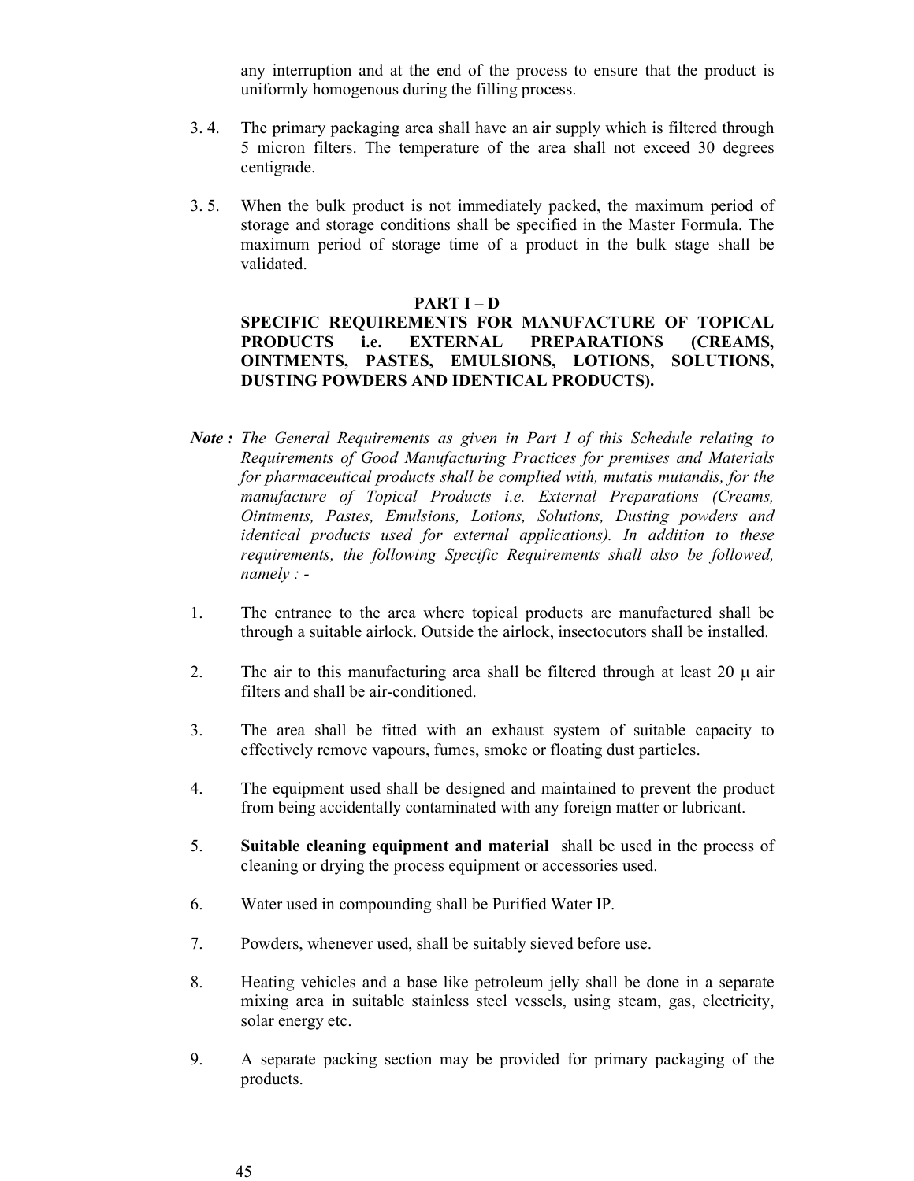any interruption and at the end of the process to ensure that the product is uniformly homogenous during the filling process.

3. 4. The primary packaging area shall have an air supply which is filtered through 5 micron filters. The temperature of the area shall not exceed 30 degrees centigrade.

3. 5. When the bulk product is not immediately packed, the maximum period of storage and storage conditions shall be specified in the Master Formula. The maximum period of storage time of a product in the bulk stage shall be validated.

## PART I – D

## SPECIFIC REQUIREMENTS FOR MANUFACTURE OF TOPICAL PRODUCTS i.e. EXTERNAL PREPARATIONS (CREAMS, OINTMENTS, PASTES, EMULSIONS, LOTIONS, SOLUTIONS, DUSTING POWDERS AND IDENTICAL PRODUCTS).

***Note :*** *The General Requirements as given in Part I of this Schedule relating to Requirements of Good Manufacturing Practices for premises and Materials for pharmaceutical products shall be complied with, mutatis mutandis, for the manufacture of Topical Products i.e. External Preparations (Creams, Ointments, Pastes, Emulsions, Lotions, Solutions, Dusting powders and identical products used for external applications). In addition to these requirements, the following Specific Requirements shall also be followed, namely : -*

1. The entrance to the area where topical products are manufactured shall be through a suitable airlock. Outside the airlock, insectocutors shall be installed.

2. The air to this manufacturing area shall be filtered through at least 20 μ air filters and shall be air-conditioned.

3. The area shall be fitted with an exhaust system of suitable capacity to effectively remove vapours, fumes, smoke or floating dust particles.

4. The equipment used shall be designed and maintained to prevent the product from being accidentally contaminated with any foreign matter or lubricant.

5. **Suitable cleaning equipment and material** shall be used in the process of cleaning or drying the process equipment or accessories used.

6. Water used in compounding shall be Purified Water IP.

7. Powders, whenever used, shall be suitably sieved before use.

8. Heating vehicles and a base like petroleum jelly shall be done in a separate mixing area in suitable stainless steel vessels, using steam, gas, electricity, solar energy etc.

9. A separate packing section may be provided for primary packaging of the products.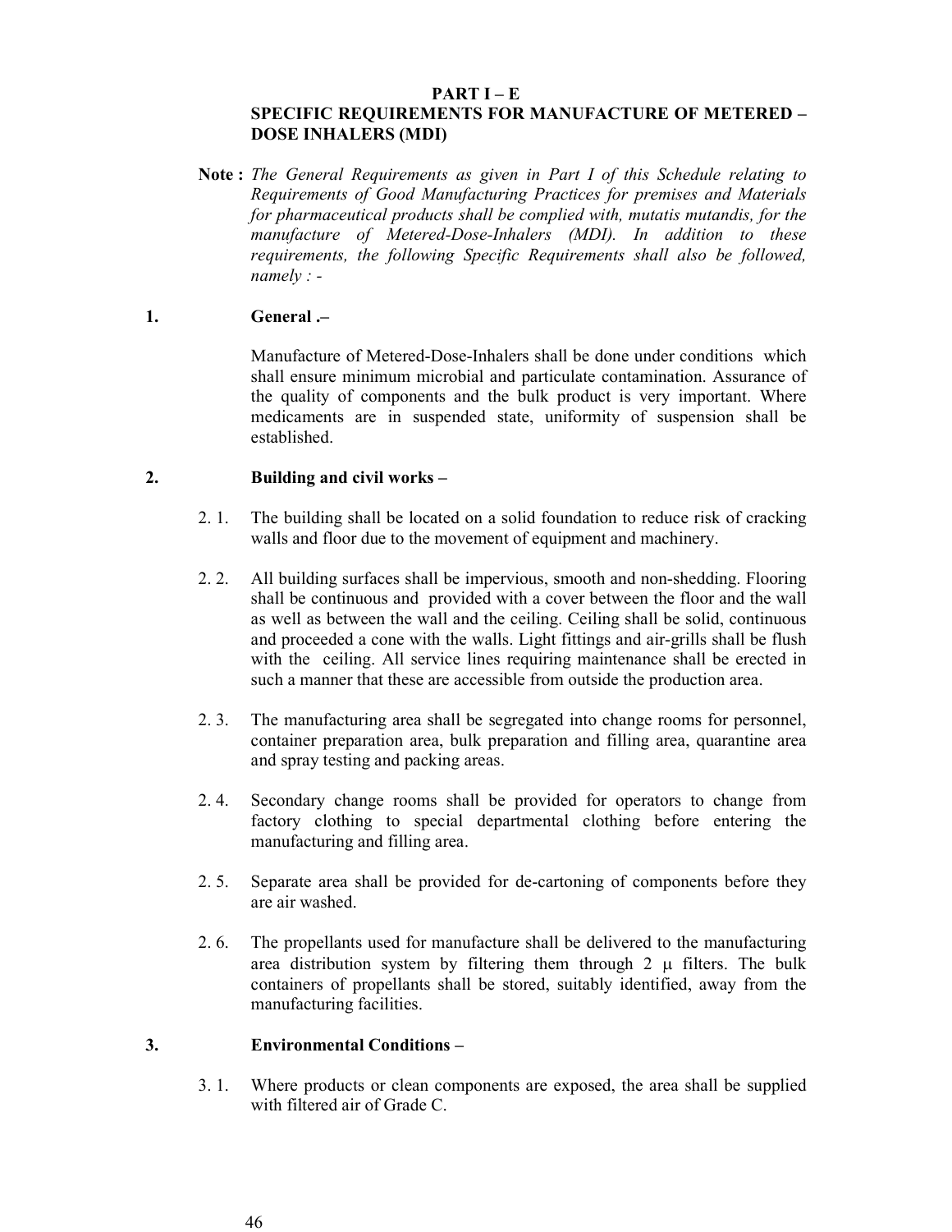## PART I – E
## SPECIFIC REQUIREMENTS FOR MANUFACTURE OF METERED – DOSE INHALERS (MDI)

**Note :** *The General Requirements as given in Part I of this Schedule relating to Requirements of Good Manufacturing Practices for premises and Materials for pharmaceutical products shall be complied with, mutatis mutandis, for the manufacture of Metered-Dose-Inhalers (MDI). In addition to these requirements, the following Specific Requirements shall also be followed, namely : -*

### 1. General .–

Manufacture of Metered-Dose-Inhalers shall be done under conditions which shall ensure minimum microbial and particulate contamination. Assurance of the quality of components and the bulk product is very important. Where medicaments are in suspended state, uniformity of suspension shall be established.

### 2. Building and civil works –

2. 1. The building shall be located on a solid foundation to reduce risk of cracking walls and floor due to the movement of equipment and machinery.

2. 2. All building surfaces shall be impervious, smooth and non-shedding. Flooring shall be continuous and provided with a cover between the floor and the wall as well as between the wall and the ceiling. Ceiling shall be solid, continuous and proceeded a cone with the walls. Light fittings and air-grills shall be flush with the ceiling. All service lines requiring maintenance shall be erected in such a manner that these are accessible from outside the production area.

2. 3. The manufacturing area shall be segregated into change rooms for personnel, container preparation area, bulk preparation and filling area, quarantine area and spray testing and packing areas.

2. 4. Secondary change rooms shall be provided for operators to change from factory clothing to special departmental clothing before entering the manufacturing and filling area.

2. 5. Separate area shall be provided for de-cartoning of components before they are air washed.

2. 6. The propellants used for manufacture shall be delivered to the manufacturing area distribution system by filtering them through 2 μ filters. The bulk containers of propellants shall be stored, suitably identified, away from the manufacturing facilities.

### 3. Environmental Conditions –

3. 1. Where products or clean components are exposed, the area shall be supplied with filtered air of Grade C.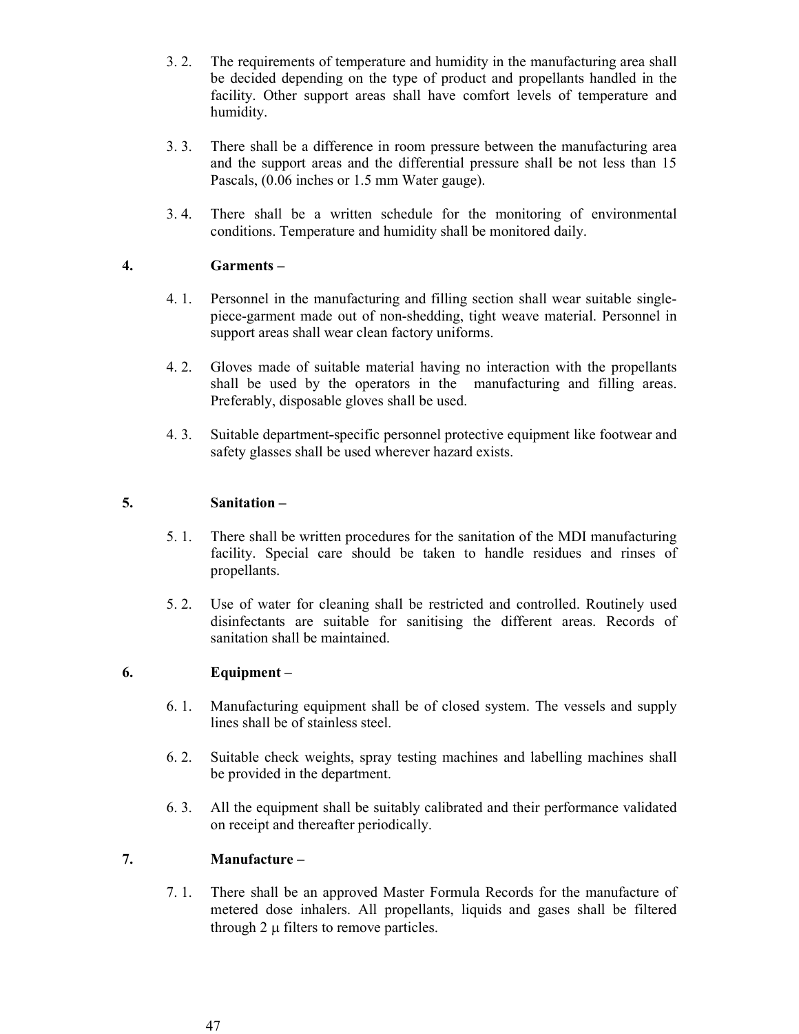3. 2. The requirements of temperature and humidity in the manufacturing area shall be decided depending on the type of product and propellants handled in the facility. Other support areas shall have comfort levels of temperature and humidity.

3. 3. There shall be a difference in room pressure between the manufacturing area and the support areas and the differential pressure shall be not less than 15 Pascals, (0.06 inches or 1.5 mm Water gauge).

3. 4. There shall be a written schedule for the monitoring of environmental conditions. Temperature and humidity shall be monitored daily.

### 4. Garments –

4. 1. Personnel in the manufacturing and filling section shall wear suitable single-piece-garment made out of non-shedding, tight weave material. Personnel in support areas shall wear clean factory uniforms.

4. 2. Gloves made of suitable material having no interaction with the propellants shall be used by the operators in the manufacturing and filling areas. Preferably, disposable gloves shall be used.

4. 3. Suitable department-specific personnel protective equipment like footwear and safety glasses shall be used wherever hazard exists.

### 5. Sanitation –

5. 1. There shall be written procedures for the sanitation of the MDI manufacturing facility. Special care should be taken to handle residues and rinses of propellants.

5. 2. Use of water for cleaning shall be restricted and controlled. Routinely used disinfectants are suitable for sanitising the different areas. Records of sanitation shall be maintained.

### 6. Equipment –

6. 1. Manufacturing equipment shall be of closed system. The vessels and supply lines shall be of stainless steel.

6. 2. Suitable check weights, spray testing machines and labelling machines shall be provided in the department.

6. 3. All the equipment shall be suitably calibrated and their performance validated on receipt and thereafter periodically.

### 7. Manufacture –

7. 1. There shall be an approved Master Formula Records for the manufacture of metered dose inhalers. All propellants, liquids and gases shall be filtered through 2 $\mu$ filters to remove particles.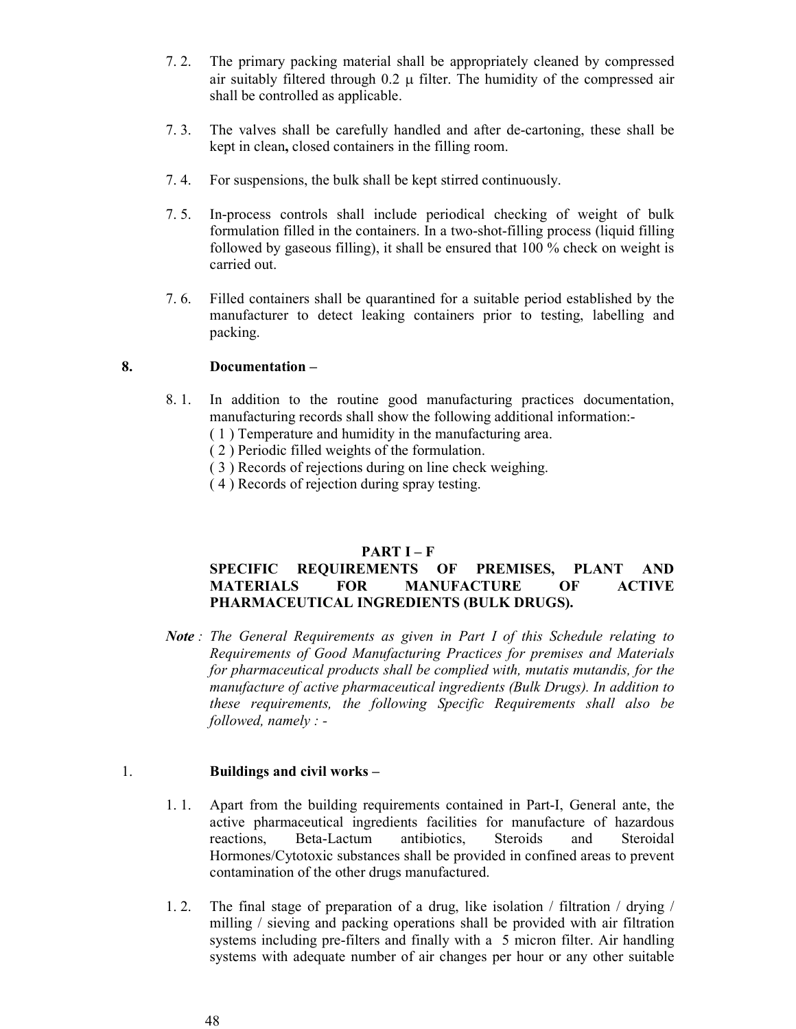7. 2. The primary packing material shall be appropriately cleaned by compressed air suitably filtered through 0.2 μ filter. The humidity of the compressed air shall be controlled as applicable.

7. 3. The valves shall be carefully handled and after de-cartoning, these shall be kept in clean**,** closed containers in the filling room.

7. 4. For suspensions, the bulk shall be kept stirred continuously.

7. 5. In-process controls shall include periodical checking of weight of bulk formulation filled in the containers. In a two-shot-filling process (liquid filling followed by gaseous filling), it shall be ensured that 100 % check on weight is carried out.

7. 6. Filled containers shall be quarantined for a suitable period established by the manufacturer to detect leaking containers prior to testing, labelling and packing.

**8. Documentation –**

8. 1. In addition to the routine good manufacturing practices documentation, manufacturing records shall show the following additional information:-

( 1 ) Temperature and humidity in the manufacturing area.

( 2 ) Periodic filled weights of the formulation.

( 3 ) Records of rejections during on line check weighing.

( 4 ) Records of rejection during spray testing.

## PART I – F

## SPECIFIC REQUIREMENTS OF PREMISES, PLANT AND MATERIALS FOR MANUFACTURE OF ACTIVE PHARMACEUTICAL INGREDIENTS (BULK DRUGS).

***Note*** *: The General Requirements as given in Part I of this Schedule relating to Requirements of Good Manufacturing Practices for premises and Materials for pharmaceutical products shall be complied with, mutatis mutandis, for the manufacture of active pharmaceutical ingredients (Bulk Drugs). In addition to these requirements, the following Specific Requirements shall also be followed, namely : -*

1. **Buildings and civil works –**

1. 1. Apart from the building requirements contained in Part-I, General ante, the active pharmaceutical ingredients facilities for manufacture of hazardous reactions, Beta-Lactum antibiotics, Steroids and Steroidal Hormones/Cytotoxic substances shall be provided in confined areas to prevent contamination of the other drugs manufactured.

1. 2. The final stage of preparation of a drug, like isolation / filtration / drying / milling / sieving and packing operations shall be provided with air filtration systems including pre-filters and finally with a 5 micron filter. Air handling systems with adequate number of air changes per hour or any other suitable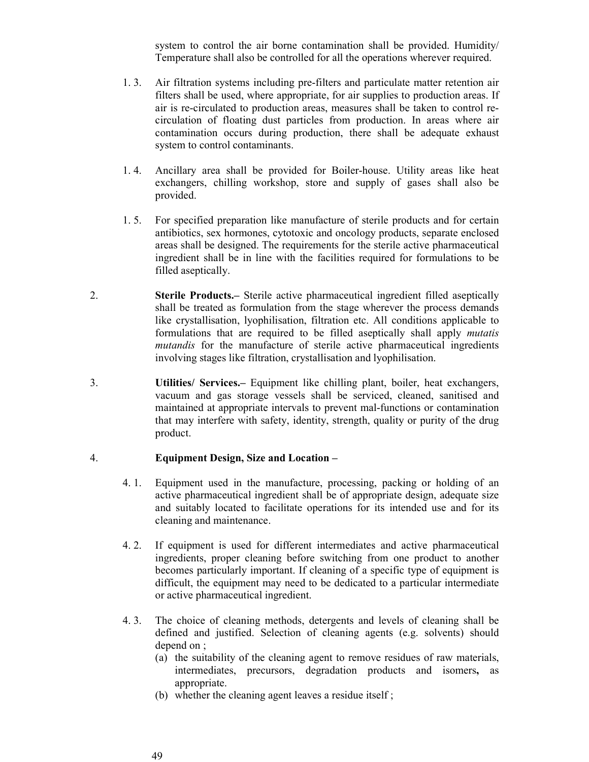system to control the air borne contamination shall be provided. Humidity/ Temperature shall also be controlled for all the operations wherever required.

1. 3. Air filtration systems including pre-filters and particulate matter retention air filters shall be used, where appropriate, for air supplies to production areas. If air is re-circulated to production areas, measures shall be taken to control re-circulation of floating dust particles from production. In areas where air contamination occurs during production, there shall be adequate exhaust system to control contaminants.

1. 4. Ancillary area shall be provided for Boiler-house. Utility areas like heat exchangers, chilling workshop, store and supply of gases shall also be provided.

1. 5. For specified preparation like manufacture of sterile products and for certain antibiotics, sex hormones, cytotoxic and oncology products, separate enclosed areas shall be designed. The requirements for the sterile active pharmaceutical ingredient shall be in line with the facilities required for formulations to be filled aseptically.

2. **Sterile Products.–** Sterile active pharmaceutical ingredient filled aseptically shall be treated as formulation from the stage wherever the process demands like crystallisation, lyophilisation, filtration etc. All conditions applicable to formulations that are required to be filled aseptically shall apply *mutatis mutandis* for the manufacture of sterile active pharmaceutical ingredients involving stages like filtration, crystallisation and lyophilisation.

3. **Utilities/ Services.–** Equipment like chilling plant, boiler, heat exchangers, vacuum and gas storage vessels shall be serviced, cleaned, sanitised and maintained at appropriate intervals to prevent mal-functions or contamination that may interfere with safety, identity, strength, quality or purity of the drug product.

4. **Equipment Design, Size and Location –**

4. 1. Equipment used in the manufacture, processing, packing or holding of an active pharmaceutical ingredient shall be of appropriate design, adequate size and suitably located to facilitate operations for its intended use and for its cleaning and maintenance.

4. 2. If equipment is used for different intermediates and active pharmaceutical ingredients, proper cleaning before switching from one product to another becomes particularly important. If cleaning of a specific type of equipment is difficult, the equipment may need to be dedicated to a particular intermediate or active pharmaceutical ingredient.

4. 3. The choice of cleaning methods, detergents and levels of cleaning shall be defined and justified. Selection of cleaning agents (e.g. solvents) should depend on ;

(a) the suitability of the cleaning agent to remove residues of raw materials, intermediates, precursors, degradation products and isomers**,** as appropriate.

(b) whether the cleaning agent leaves a residue itself ;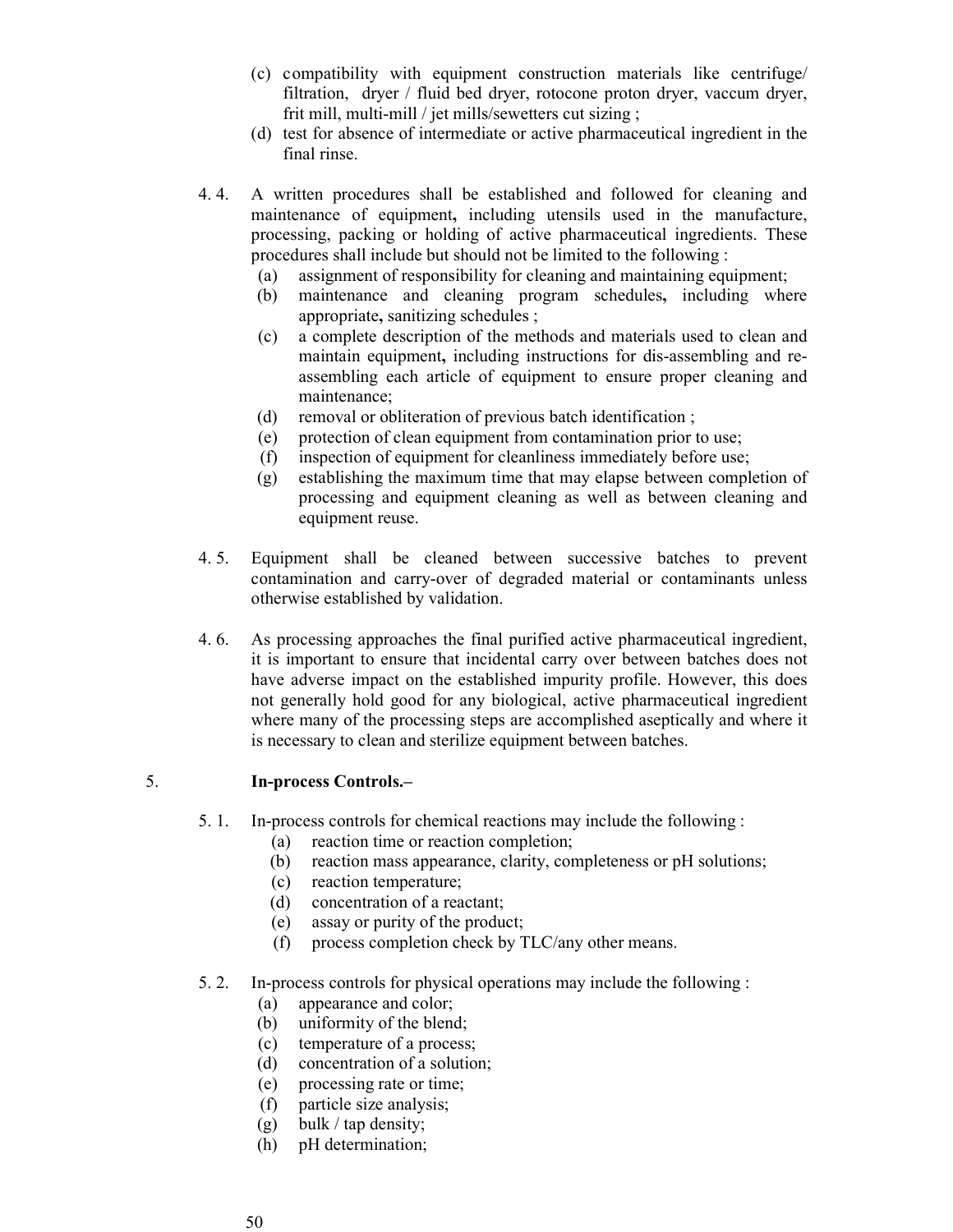(c) compatibility with equipment construction materials like centrifuge/ filtration, dryer / fluid bed dryer, rotocone proton dryer, vaccum dryer, frit mill, multi-mill / jet mills/sewetters cut sizing ;

(d) test for absence of intermediate or active pharmaceutical ingredient in the final rinse.

4. 4. A written procedures shall be established and followed for cleaning and maintenance of equipment**,** including utensils used in the manufacture, processing, packing or holding of active pharmaceutical ingredients. These procedures shall include but should not be limited to the following :

(a) assignment of responsibility for cleaning and maintaining equipment;

(b) maintenance and cleaning program schedules**,** including where appropriate**,** sanitizing schedules ;

(c) a complete description of the methods and materials used to clean and maintain equipment**,** including instructions for dis-assembling and re-assembling each article of equipment to ensure proper cleaning and maintenance;

(d) removal or obliteration of previous batch identification ;

(e) protection of clean equipment from contamination prior to use;

(f) inspection of equipment for cleanliness immediately before use;

(g) establishing the maximum time that may elapse between completion of processing and equipment cleaning as well as between cleaning and equipment reuse.

4. 5. Equipment shall be cleaned between successive batches to prevent contamination and carry-over of degraded material or contaminants unless otherwise established by validation.

4. 6. As processing approaches the final purified active pharmaceutical ingredient, it is important to ensure that incidental carry over between batches does not have adverse impact on the established impurity profile. However, this does not generally hold good for any biological, active pharmaceutical ingredient where many of the processing steps are accomplished aseptically and where it is necessary to clean and sterilize equipment between batches.

5. **In-process Controls.–**

5. 1. In-process controls for chemical reactions may include the following :

(a) reaction time or reaction completion;

(b) reaction mass appearance, clarity, completeness or pH solutions;

(c) reaction temperature;

(d) concentration of a reactant;

(e) assay or purity of the product;

(f) process completion check by TLC/any other means.

5. 2. In-process controls for physical operations may include the following :

(a) appearance and color;

(b) uniformity of the blend;

(c) temperature of a process;

(d) concentration of a solution;

(e) processing rate or time;

(f) particle size analysis;

(g) bulk / tap density;

(h) pH determination;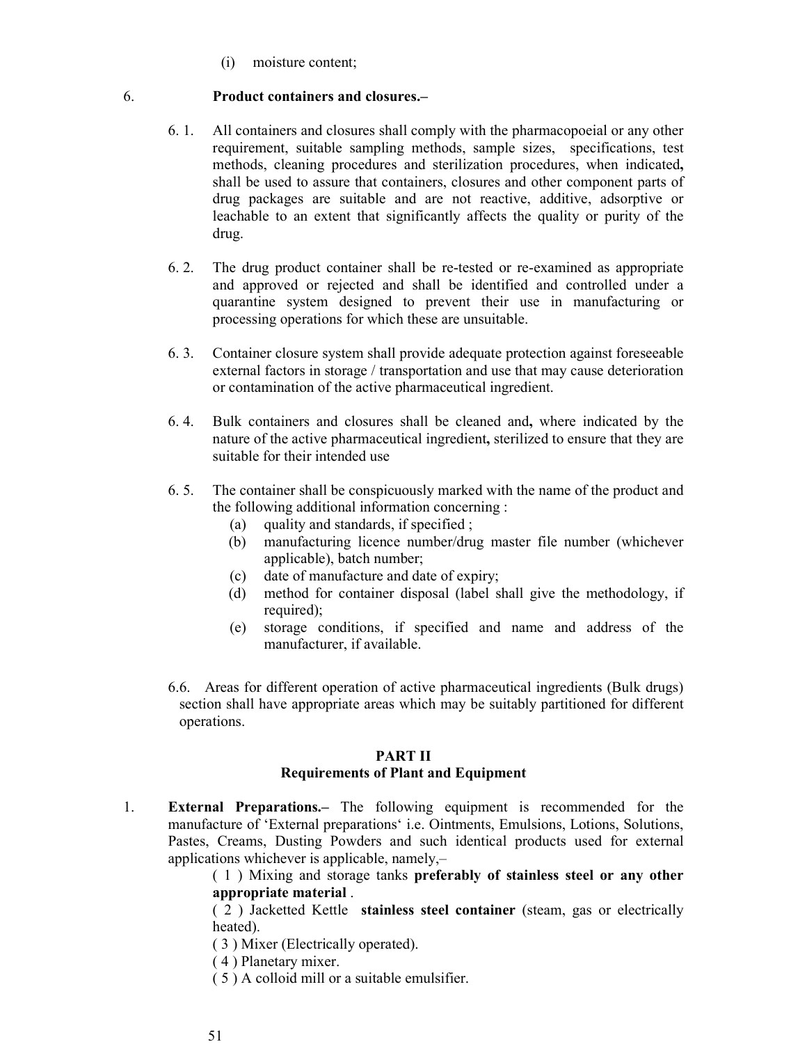(i) moisture content;

6. **Product containers and closures.–**

6. 1. All containers and closures shall comply with the pharmacopoeial or any other requirement, suitable sampling methods, sample sizes, specifications, test methods, cleaning procedures and sterilization procedures, when indicated**,** shall be used to assure that containers, closures and other component parts of drug packages are suitable and are not reactive, additive, adsorptive or leachable to an extent that significantly affects the quality or purity of the drug.

6. 2. The drug product container shall be re-tested or re-examined as appropriate and approved or rejected and shall be identified and controlled under a quarantine system designed to prevent their use in manufacturing or processing operations for which these are unsuitable.

6. 3. Container closure system shall provide adequate protection against foreseeable external factors in storage / transportation and use that may cause deterioration or contamination of the active pharmaceutical ingredient.

6. 4. Bulk containers and closures shall be cleaned and**,** where indicated by the nature of the active pharmaceutical ingredient**,** sterilized to ensure that they are suitable for their intended use

6. 5. The container shall be conspicuously marked with the name of the product and the following additional information concerning :

(a) quality and standards, if specified ;

(b) manufacturing licence number/drug master file number (whichever applicable), batch number;

(c) date of manufacture and date of expiry;

(d) method for container disposal (label shall give the methodology, if required);

(e) storage conditions, if specified and name and address of the manufacturer, if available.

6.6. Areas for different operation of active pharmaceutical ingredients (Bulk drugs) section shall have appropriate areas which may be suitably partitioned for different operations.

## PART II
## Requirements of Plant and Equipment

1. **External Preparations.–** The following equipment is recommended for the manufacture of 'External preparations' i.e. Ointments, Emulsions, Lotions, Solutions, Pastes, Creams, Dusting Powders and such identical products used for external applications whichever is applicable, namely,–

( 1 ) Mixing and storage tanks **preferably of stainless steel or any other appropriate material** .

( 2 ) Jacketted Kettle **stainless steel container** (steam, gas or electrically heated).

( 3 ) Mixer (Electrically operated).

( 4 ) Planetary mixer.

( 5 ) A colloid mill or a suitable emulsifier.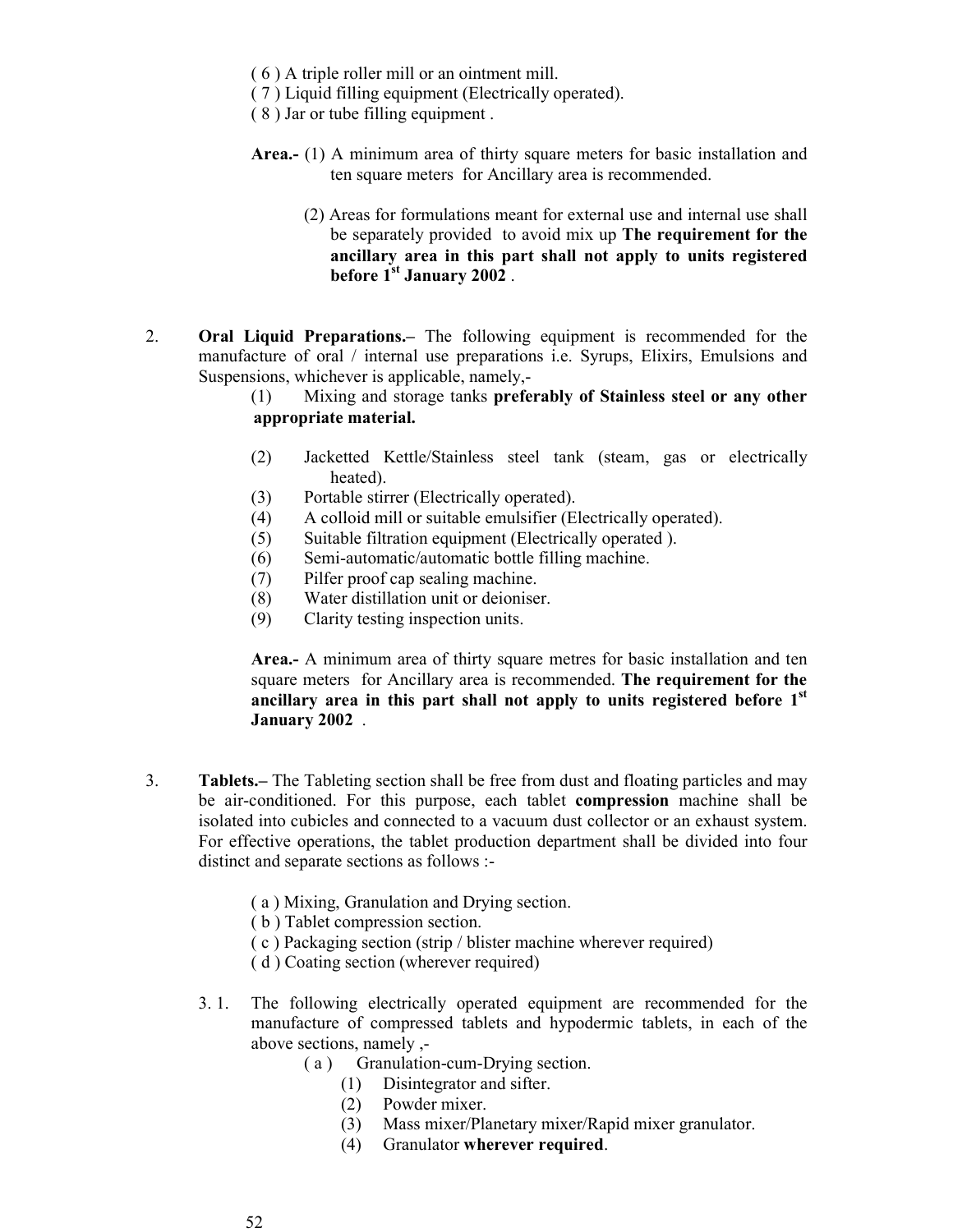( 6 ) A triple roller mill or an ointment mill.
( 7 ) Liquid filling equipment (Electrically operated).
( 8 ) Jar or tube filling equipment .

**Area.-** (1) A minimum area of thirty square meters for basic installation and ten square meters for Ancillary area is recommended.

(2) Areas for formulations meant for external use and internal use shall be separately provided to avoid mix up **The requirement for the ancillary area in this part shall not apply to units registered before 1st January 2002** .

2. **Oral Liquid Preparations.–** The following equipment is recommended for the manufacture of oral / internal use preparations i.e. Syrups, Elixirs, Emulsions and Suspensions, whichever is applicable, namely,-

(1) Mixing and storage tanks **preferably of Stainless steel or any other appropriate material.**

(2) Jacketted Kettle/Stainless steel tank (steam, gas or electrically heated).
(3) Portable stirrer (Electrically operated).
(4) A colloid mill or suitable emulsifier (Electrically operated).
(5) Suitable filtration equipment (Electrically operated ).
(6) Semi-automatic/automatic bottle filling machine.
(7) Pilfer proof cap sealing machine.
(8) Water distillation unit or deioniser.
(9) Clarity testing inspection units.

**Area.-** A minimum area of thirty square metres for basic installation and ten square meters for Ancillary area is recommended. **The requirement for the ancillary area in this part shall not apply to units registered before 1st January 2002** .

3. **Tablets.–** The Tableting section shall be free from dust and floating particles and may be air-conditioned. For this purpose, each tablet **compression** machine shall be isolated into cubicles and connected to a vacuum dust collector or an exhaust system. For effective operations, the tablet production department shall be divided into four distinct and separate sections as follows :-

( a ) Mixing, Granulation and Drying section.
( b ) Tablet compression section.
( c ) Packaging section (strip / blister machine wherever required)
( d ) Coating section (wherever required)

3. 1. The following electrically operated equipment are recommended for the manufacture of compressed tablets and hypodermic tablets, in each of the above sections, namely ,-

( a ) Granulation-cum-Drying section.
(1) Disintegrator and sifter.
(2) Powder mixer.
(3) Mass mixer/Planetary mixer/Rapid mixer granulator.
(4) Granulator **wherever required**.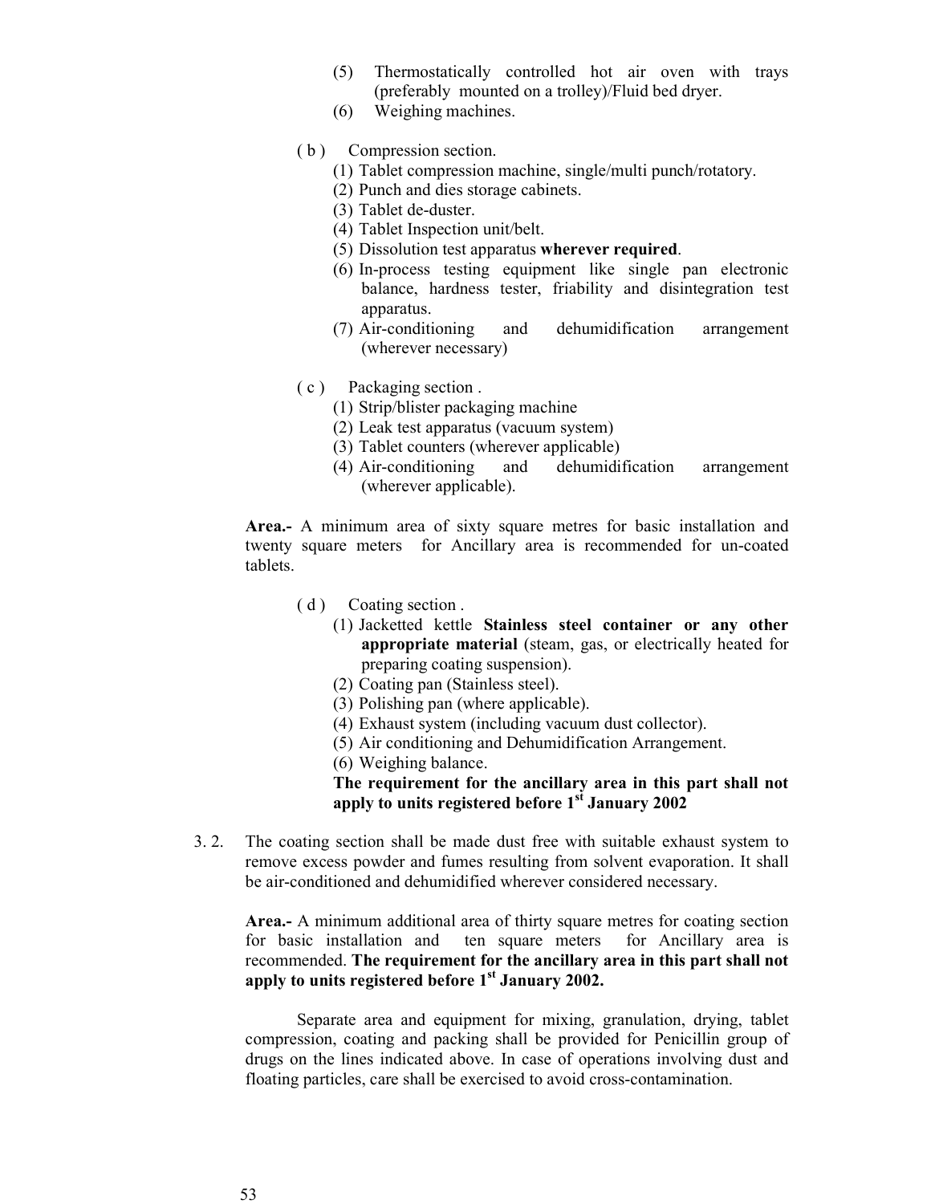(5) Thermostatically controlled hot air oven with trays (preferably mounted on a trolley)/Fluid bed dryer.
(6) Weighing machines.

( b ) Compression section.
(1) Tablet compression machine, single/multi punch/rotatory.
(2) Punch and dies storage cabinets.
(3) Tablet de-duster.
(4) Tablet Inspection unit/belt.
(5) Dissolution test apparatus **wherever required**.
(6) In-process testing equipment like single pan electronic balance, hardness tester, friability and disintegration test apparatus.
(7) Air-conditioning and dehumidification arrangement (wherever necessary)

( c ) Packaging section .
(1) Strip/blister packaging machine
(2) Leak test apparatus (vacuum system)
(3) Tablet counters (wherever applicable)
(4) Air-conditioning and dehumidification arrangement (wherever applicable).

**Area.-** A minimum area of sixty square metres for basic installation and twenty square meters for Ancillary area is recommended for un-coated tablets.

( d ) Coating section .
(1) Jacketted kettle **Stainless steel container or any other appropriate material** (steam, gas, or electrically heated for preparing coating suspension).
(2) Coating pan (Stainless steel).
(3) Polishing pan (where applicable).
(4) Exhaust system (including vacuum dust collector).
(5) Air conditioning and Dehumidification Arrangement.
(6) Weighing balance.

**The requirement for the ancillary area in this part shall not apply to units registered before 1st January 2002**

3. 2. The coating section shall be made dust free with suitable exhaust system to remove excess powder and fumes resulting from solvent evaporation. It shall be air-conditioned and dehumidified wherever considered necessary.

**Area.-** A minimum additional area of thirty square metres for coating section for basic installation and ten square meters for Ancillary area is recommended. **The requirement for the ancillary area in this part shall not apply to units registered before 1st January 2002.**

Separate area and equipment for mixing, granulation, drying, tablet compression, coating and packing shall be provided for Penicillin group of drugs on the lines indicated above. In case of operations involving dust and floating particles, care shall be exercised to avoid cross-contamination.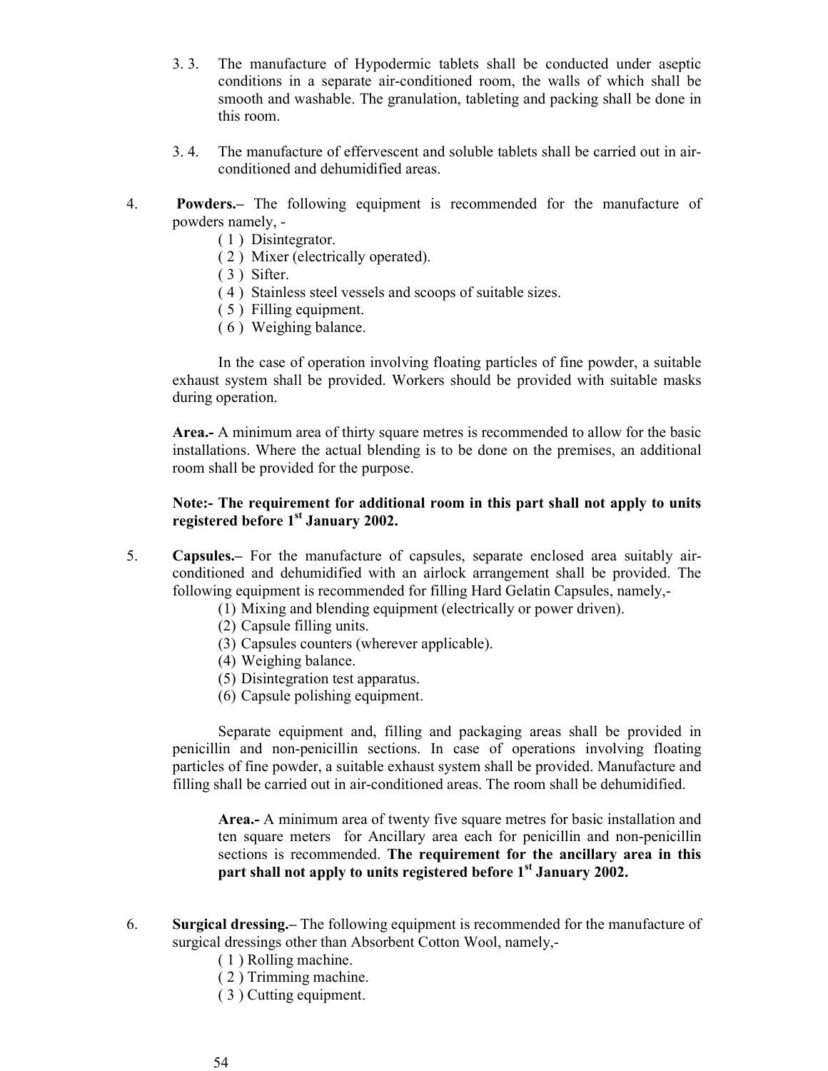3. 3. The manufacture of Hypodermic tablets shall be conducted under aseptic conditions in a separate air-conditioned room, the walls of which shall be smooth and washable. The granulation, tableting and packing shall be done in this room.

3. 4. The manufacture of effervescent and soluble tablets shall be carried out in air-conditioned and dehumidified areas.

4. **Powders.–** The following equipment is recommended for the manufacture of powders namely, -

   ( 1 ) Disintegrator.
   ( 2 ) Mixer (electrically operated).
   ( 3 ) Sifter.
   ( 4 ) Stainless steel vessels and scoops of suitable sizes.
   ( 5 ) Filling equipment.
   ( 6 ) Weighing balance.

   In the case of operation involving floating particles of fine powder, a suitable exhaust system shall be provided. Workers should be provided with suitable masks during operation.

   **Area.-** A minimum area of thirty square metres is recommended to allow for the basic installations. Where the actual blending is to be done on the premises, an additional room shall be provided for the purpose.

   **Note:- The requirement for additional room in this part shall not apply to units registered before 1st January 2002.**

5. **Capsules.–** For the manufacture of capsules, separate enclosed area suitably air-conditioned and dehumidified with an airlock arrangement shall be provided. The following equipment is recommended for filling Hard Gelatin Capsules, namely,-

   (1) Mixing and blending equipment (electrically or power driven).
   (2) Capsule filling units.
   (3) Capsules counters (wherever applicable).
   (4) Weighing balance.
   (5) Disintegration test apparatus.
   (6) Capsule polishing equipment.

   Separate equipment and, filling and packaging areas shall be provided in penicillin and non-penicillin sections. In case of operations involving floating particles of fine powder, a suitable exhaust system shall be provided. Manufacture and filling shall be carried out in air-conditioned areas. The room shall be dehumidified.

   **Area.-** A minimum area of twenty five square metres for basic installation and ten square meters for Ancillary area each for penicillin and non-penicillin sections is recommended. **The requirement for the ancillary area in this part shall not apply to units registered before 1st January 2002.**

6. **Surgical dressing.–** The following equipment is recommended for the manufacture of surgical dressings other than Absorbent Cotton Wool, namely,-

   ( 1 ) Rolling machine.
   ( 2 ) Trimming machine.
   ( 3 ) Cutting equipment.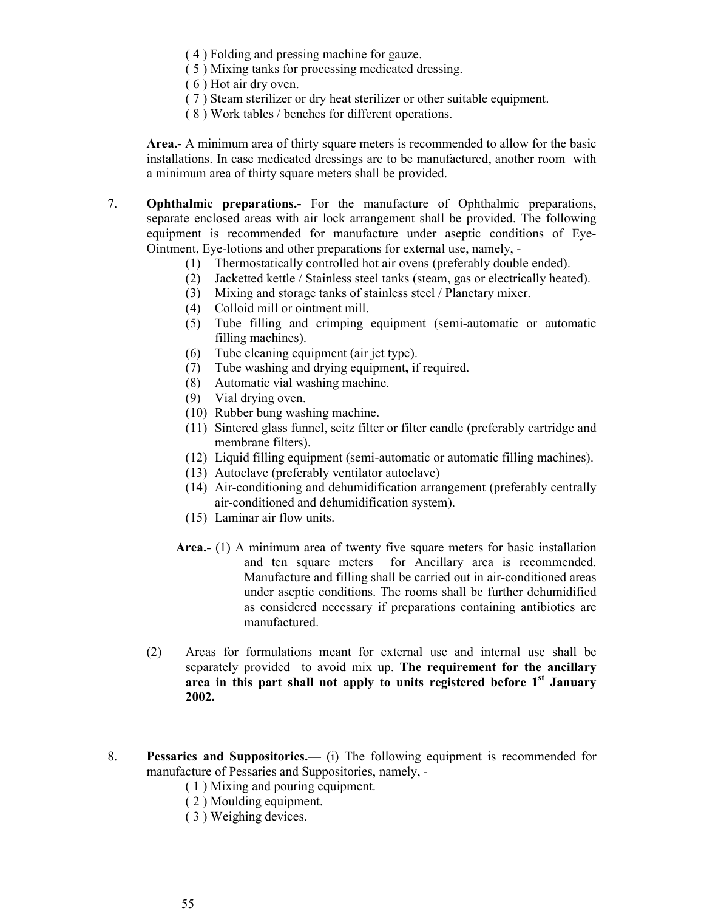( 4 ) Folding and pressing machine for gauze.
( 5 ) Mixing tanks for processing medicated dressing.
( 6 ) Hot air dry oven.
( 7 ) Steam sterilizer or dry heat sterilizer or other suitable equipment.
( 8 ) Work tables / benches for different operations.

**Area.-** A minimum area of thirty square meters is recommended to allow for the basic installations. In case medicated dressings are to be manufactured, another room with a minimum area of thirty square meters shall be provided.

7. **Ophthalmic preparations.-** For the manufacture of Ophthalmic preparations, separate enclosed areas with air lock arrangement shall be provided. The following equipment is recommended for manufacture under aseptic conditions of Eye-Ointment, Eye-lotions and other preparations for external use, namely, -

(1) Thermostatically controlled hot air ovens (preferably double ended).
(2) Jacketted kettle / Stainless steel tanks (steam, gas or electrically heated).
(3) Mixing and storage tanks of stainless steel / Planetary mixer.
(4) Colloid mill or ointment mill.
(5) Tube filling and crimping equipment (semi-automatic or automatic filling machines).
(6) Tube cleaning equipment (air jet type).
(7) Tube washing and drying equipment**,** if required.
(8) Automatic vial washing machine.
(9) Vial drying oven.
(10) Rubber bung washing machine.
(11) Sintered glass funnel, seitz filter or filter candle (preferably cartridge and membrane filters).
(12) Liquid filling equipment (semi-automatic or automatic filling machines).
(13) Autoclave (preferably ventilator autoclave)
(14) Air-conditioning and dehumidification arrangement (preferably centrally air-conditioned and dehumidification system).
(15) Laminar air flow units.

**Area.-** (1) A minimum area of twenty five square meters for basic installation and ten square meters for Ancillary area is recommended. Manufacture and filling shall be carried out in air-conditioned areas under aseptic conditions. The rooms shall be further dehumidified as considered necessary if preparations containing antibiotics are manufactured.

(2) Areas for formulations meant for external use and internal use shall be separately provided to avoid mix up. **The requirement for the ancillary area in this part shall not apply to units registered before 1st January 2002.**

8. **Pessaries and Suppositories.—** (i) The following equipment is recommended for manufacture of Pessaries and Suppositories, namely, -

( 1 ) Mixing and pouring equipment.
( 2 ) Moulding equipment.
( 3 ) Weighing devices.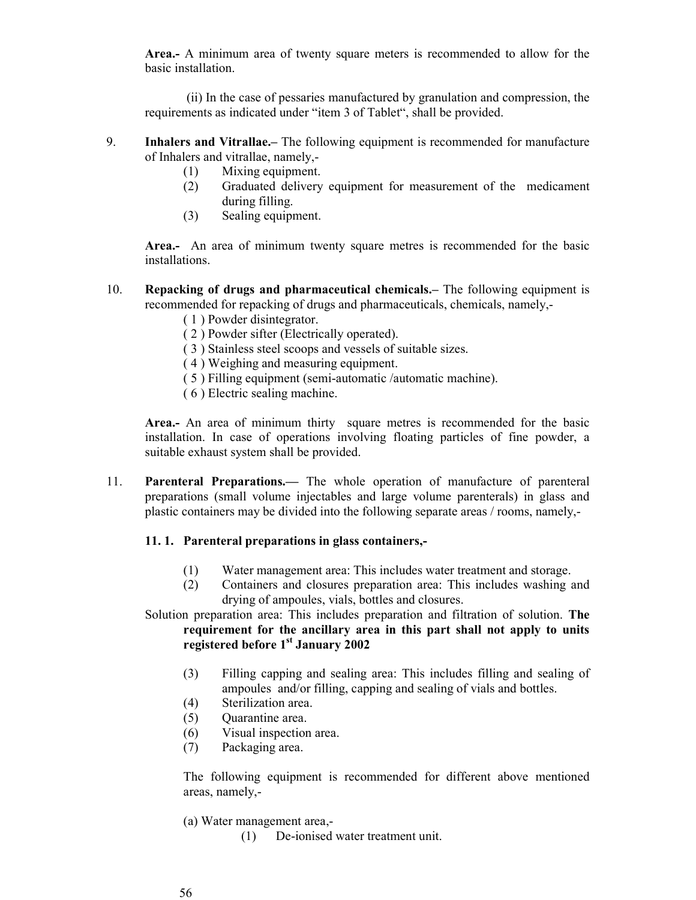**Area.-** A minimum area of twenty square meters is recommended to allow for the basic installation.

(ii) In the case of pessaries manufactured by granulation and compression, the requirements as indicated under "item 3 of Tablet", shall be provided.

9. **Inhalers and Vitrallae.–** The following equipment is recommended for manufacture of Inhalers and vitrallae, namely,-
   (1) Mixing equipment.
   (2) Graduated delivery equipment for measurement of the medicament during filling.
   (3) Sealing equipment.

   **Area.-** An area of minimum twenty square metres is recommended for the basic installations.

10. **Repacking of drugs and pharmaceutical chemicals.–** The following equipment is recommended for repacking of drugs and pharmaceuticals, chemicals, namely,-
    ( 1 ) Powder disintegrator.
    ( 2 ) Powder sifter (Electrically operated).
    ( 3 ) Stainless steel scoops and vessels of suitable sizes.
    ( 4 ) Weighing and measuring equipment.
    ( 5 ) Filling equipment (semi-automatic /automatic machine).
    ( 6 ) Electric sealing machine.

    **Area.-** An area of minimum thirty square metres is recommended for the basic installation. In case of operations involving floating particles of fine powder, a suitable exhaust system shall be provided.

11. **Parenteral Preparations.—** The whole operation of manufacture of parenteral preparations (small volume injectables and large volume parenterals) in glass and plastic containers may be divided into the following separate areas / rooms, namely,-

**11. 1. Parenteral preparations in glass containers,-**

(1) Water management area: This includes water treatment and storage.
(2) Containers and closures preparation area: This includes washing and drying of ampoules, vials, bottles and closures.

Solution preparation area: This includes preparation and filtration of solution. **The requirement for the ancillary area in this part shall not apply to units registered before 1st January 2002**

(3) Filling capping and sealing area: This includes filling and sealing of ampoules and/or filling, capping and sealing of vials and bottles.
(4) Sterilization area.
(5) Quarantine area.
(6) Visual inspection area.
(7) Packaging area.

The following equipment is recommended for different above mentioned areas, namely,-

(a) Water management area,-
   (1) De-ionised water treatment unit.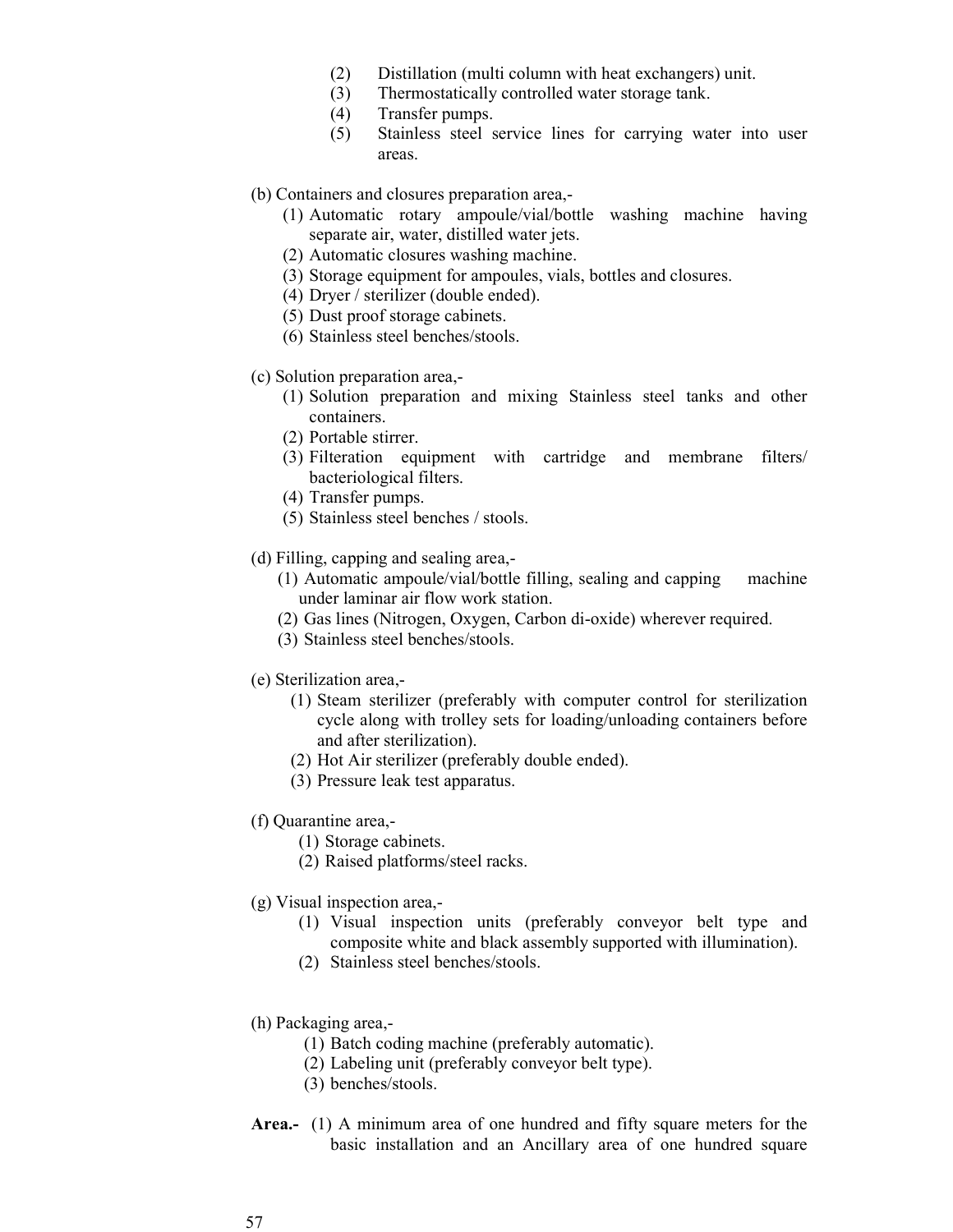(2) Distillation (multi column with heat exchangers) unit.
(3) Thermostatically controlled water storage tank.
(4) Transfer pumps.
(5) Stainless steel service lines for carrying water into user areas.

(b) Containers and closures preparation area,-

(1) Automatic rotary ampoule/vial/bottle washing machine having separate air, water, distilled water jets.
(2) Automatic closures washing machine.
(3) Storage equipment for ampoules, vials, bottles and closures.
(4) Dryer / sterilizer (double ended).
(5) Dust proof storage cabinets.
(6) Stainless steel benches/stools.

(c) Solution preparation area,-

(1) Solution preparation and mixing Stainless steel tanks and other containers.
(2) Portable stirrer.
(3) Filteration equipment with cartridge and membrane filters/ bacteriological filters.
(4) Transfer pumps.
(5) Stainless steel benches / stools.

(d) Filling, capping and sealing area,-

(1) Automatic ampoule/vial/bottle filling, sealing and capping machine under laminar air flow work station.
(2) Gas lines (Nitrogen, Oxygen, Carbon di-oxide) wherever required.
(3) Stainless steel benches/stools.

(e) Sterilization area,-

(1) Steam sterilizer (preferably with computer control for sterilization cycle along with trolley sets for loading/unloading containers before and after sterilization).
(2) Hot Air sterilizer (preferably double ended).
(3) Pressure leak test apparatus.

(f) Quarantine area,-

(1) Storage cabinets.
(2) Raised platforms/steel racks.

(g) Visual inspection area,-

(1) Visual inspection units (preferably conveyor belt type and composite white and black assembly supported with illumination).
(2) Stainless steel benches/stools.

(h) Packaging area,-

(1) Batch coding machine (preferably automatic).
(2) Labeling unit (preferably conveyor belt type).
(3) benches/stools.

**Area.-** (1) A minimum area of one hundred and fifty square meters for the basic installation and an Ancillary area of one hundred square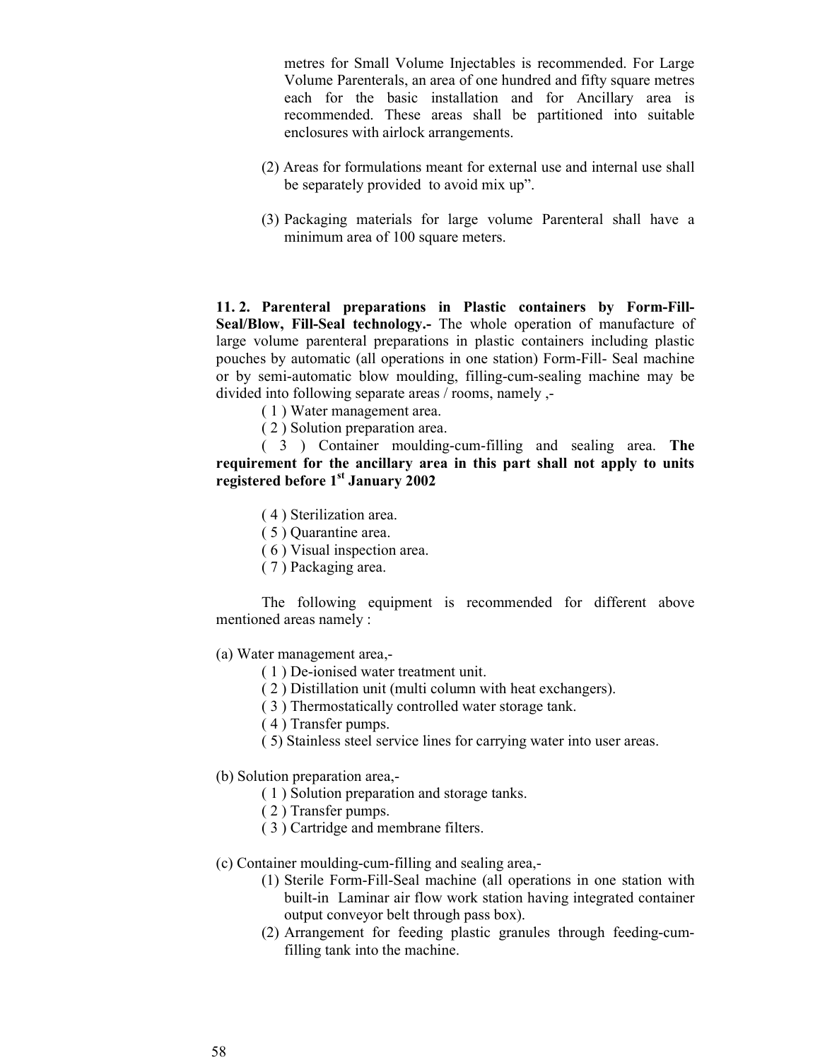metres for Small Volume Injectables is recommended. For Large Volume Parenterals, an area of one hundred and fifty square metres each for the basic installation and for Ancillary area is recommended. These areas shall be partitioned into suitable enclosures with airlock arrangements.

(2) Areas for formulations meant for external use and internal use shall be separately provided to avoid mix up".

(3) Packaging materials for large volume Parenteral shall have a minimum area of 100 square meters.

**11. 2. Parenteral preparations in Plastic containers by Form-Fill-Seal/Blow, Fill-Seal technology.-** The whole operation of manufacture of large volume parenteral preparations in plastic containers including plastic pouches by automatic (all operations in one station) Form-Fill- Seal machine or by semi-automatic blow moulding, filling-cum-sealing machine may be divided into following separate areas / rooms, namely ,-

( 1 ) Water management area.

( 2 ) Solution preparation area.

( 3 ) Container moulding-cum-filling and sealing area. **The requirement for the ancillary area in this part shall not apply to units registered before 1st January 2002**

( 4 ) Sterilization area.

( 5 ) Quarantine area.

( 6 ) Visual inspection area.

( 7 ) Packaging area.

The following equipment is recommended for different above mentioned areas namely :

(a) Water management area,-

( 1 ) De-ionised water treatment unit.

( 2 ) Distillation unit (multi column with heat exchangers).

( 3 ) Thermostatically controlled water storage tank.

( 4 ) Transfer pumps.

( 5) Stainless steel service lines for carrying water into user areas.

(b) Solution preparation area,-

( 1 ) Solution preparation and storage tanks.

( 2 ) Transfer pumps.

( 3 ) Cartridge and membrane filters.

(c) Container moulding-cum-filling and sealing area,-

(1) Sterile Form-Fill-Seal machine (all operations in one station with built-in Laminar air flow work station having integrated container output conveyor belt through pass box).

(2) Arrangement for feeding plastic granules through feeding-cum-filling tank into the machine.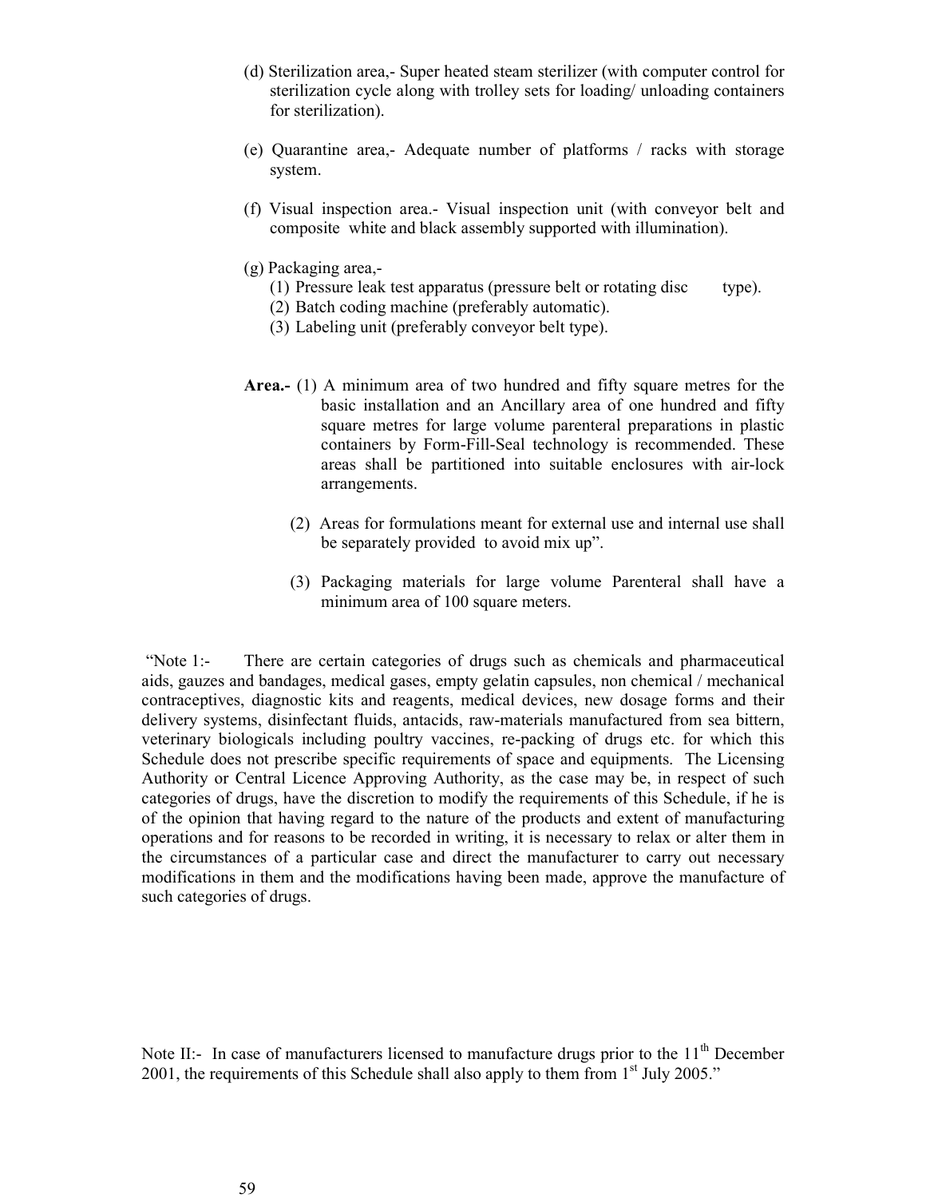(d) Sterilization area,- Super heated steam sterilizer (with computer control for sterilization cycle along with trolley sets for loading/ unloading containers for sterilization).

(e) Quarantine area,- Adequate number of platforms / racks with storage system.

(f) Visual inspection area.- Visual inspection unit (with conveyor belt and composite white and black assembly supported with illumination).

(g) Packaging area,-

(1) Pressure leak test apparatus (pressure belt or rotating disc type).
(2) Batch coding machine (preferably automatic).
(3) Labeling unit (preferably conveyor belt type).

**Area.-** (1) A minimum area of two hundred and fifty square metres for the basic installation and an Ancillary area of one hundred and fifty square metres for large volume parenteral preparations in plastic containers by Form-Fill-Seal technology is recommended. These areas shall be partitioned into suitable enclosures with air-lock arrangements.

(2) Areas for formulations meant for external use and internal use shall be separately provided to avoid mix up".

(3) Packaging materials for large volume Parenteral shall have a minimum area of 100 square meters.

"Note 1:- There are certain categories of drugs such as chemicals and pharmaceutical aids, gauzes and bandages, medical gases, empty gelatin capsules, non chemical / mechanical contraceptives, diagnostic kits and reagents, medical devices, new dosage forms and their delivery systems, disinfectant fluids, antacids, raw-materials manufactured from sea bittern, veterinary biologicals including poultry vaccines, re-packing of drugs etc. for which this Schedule does not prescribe specific requirements of space and equipments. The Licensing Authority or Central Licence Approving Authority, as the case may be, in respect of such categories of drugs, have the discretion to modify the requirements of this Schedule, if he is of the opinion that having regard to the nature of the products and extent of manufacturing operations and for reasons to be recorded in writing, it is necessary to relax or alter them in the circumstances of a particular case and direct the manufacturer to carry out necessary modifications in them and the modifications having been made, approve the manufacture of such categories of drugs.

Note II:- In case of manufacturers licensed to manufacture drugs prior to the 11th December 2001, the requirements of this Schedule shall also apply to them from 1st July 2005."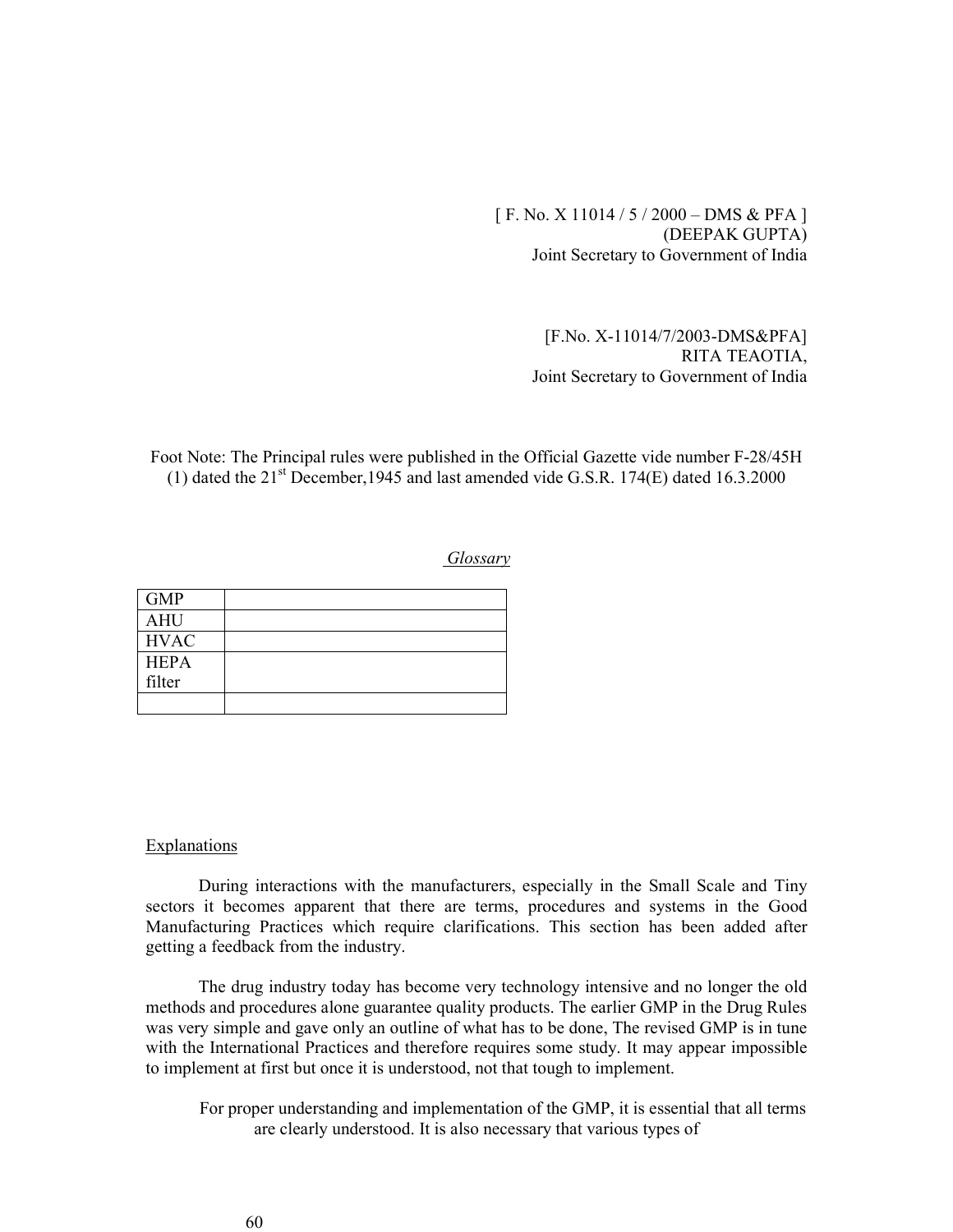[ F. No. X 11014 / 5 / 2000 – DMS & PFA ]
(DEEPAK GUPTA)
Joint Secretary to Government of India

[F.No. X-11014/7/2003-DMS&PFA]
RITA TEAOTIA,
Joint Secretary to Government of India

Foot Note: The Principal rules were published in the Official Gazette vide number F-28/45H (1) dated the 21st December,1945 and last amended vide G.S.R. 174(E) dated 16.3.2000

*Glossary*

| | |
|---|---|
| GMP | |
| AHU | |
| HVAC | |
| HEPA filter | |
| | |

Explanations

During interactions with the manufacturers, especially in the Small Scale and Tiny sectors it becomes apparent that there are terms, procedures and systems in the Good Manufacturing Practices which require clarifications. This section has been added after getting a feedback from the industry.

The drug industry today has become very technology intensive and no longer the old methods and procedures alone guarantee quality products. The earlier GMP in the Drug Rules was very simple and gave only an outline of what has to be done, The revised GMP is in tune with the International Practices and therefore requires some study. It may appear impossible to implement at first but once it is understood, not that tough to implement.

For proper understanding and implementation of the GMP, it is essential that all terms are clearly understood. It is also necessary that various types of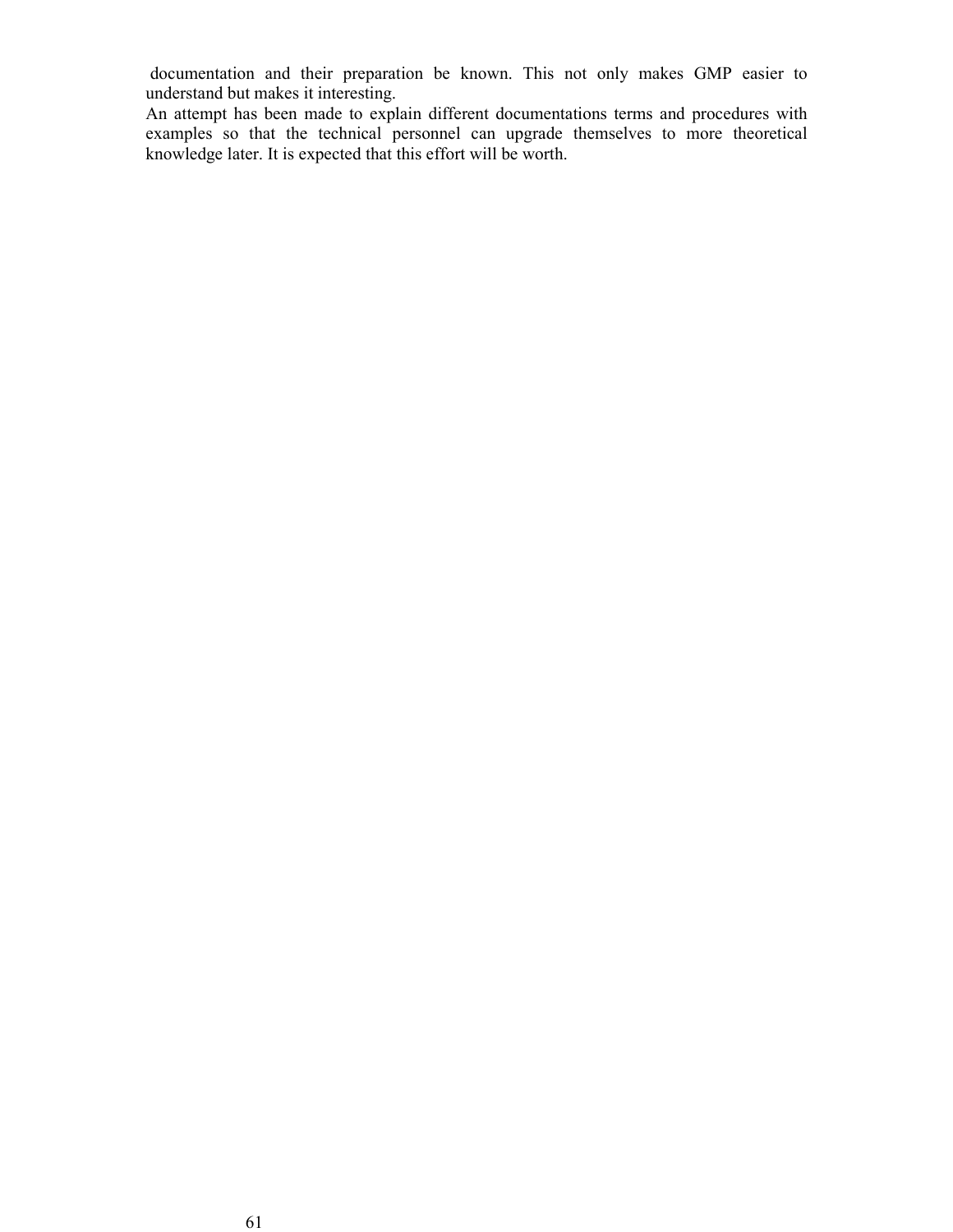documentation and their preparation be known. This not only makes GMP easier to understand but makes it interesting.

An attempt has been made to explain different documentations terms and procedures with examples so that the technical personnel can upgrade themselves to more theoretical knowledge later. It is expected that this effort will be worth.